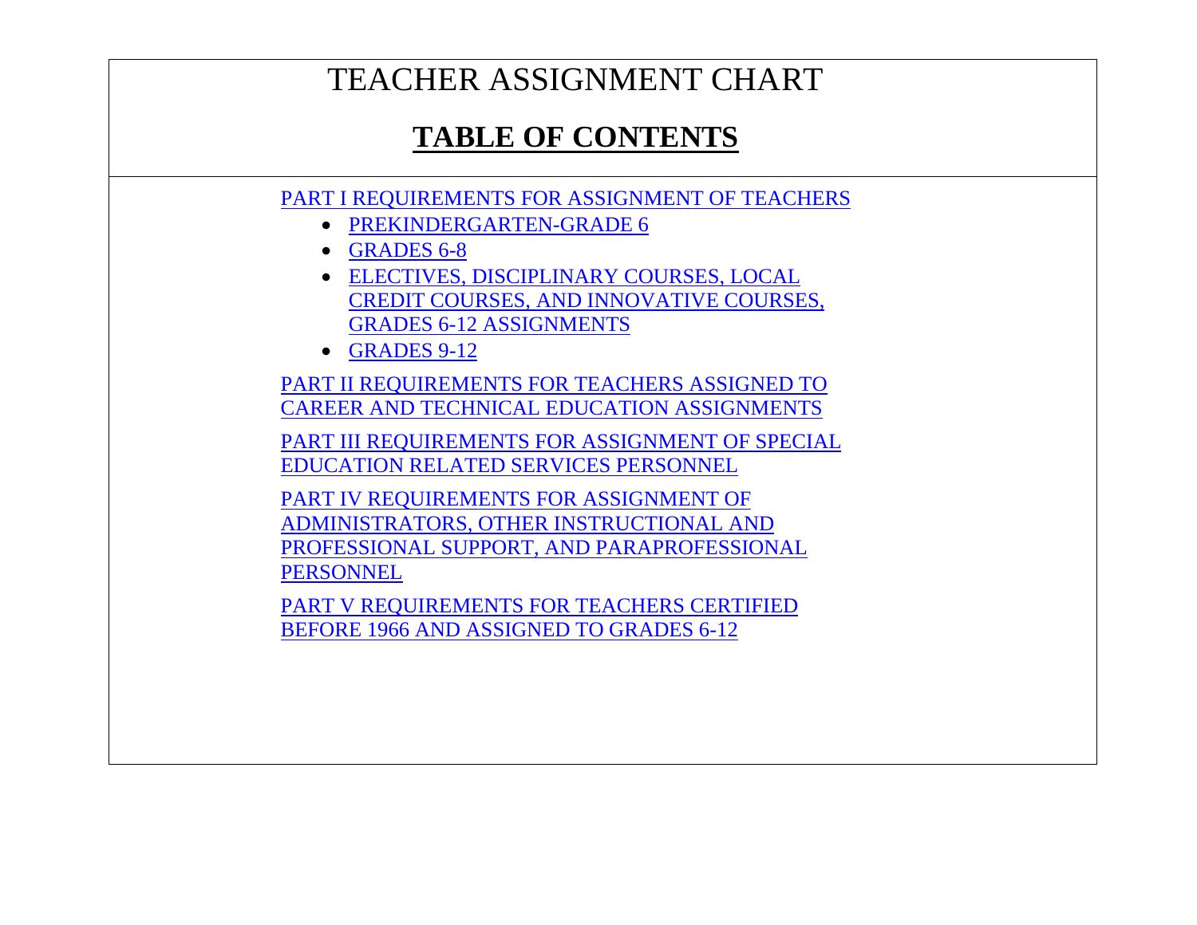# TEACHER ASSIGNMENT CHART

## TABLE OF CONTENTS

PART I REQUIREMENTS FOR ASSIGNMENT OF TEACHERS

- PREKINDERGARTEN-GRADE 6
- GRADES 6-8
- ELECTIVES, DISCIPLINARY COURSES, LOCAL CREDIT COURSES, AND INNOVATIVE COURSES, GRADES 6-12 ASSIGNMENTS
- GRADES 9-12

PART II REQUIREMENTS FOR TEACHERS ASSIGNED TO CAREER AND TECHNICAL EDUCATION ASSIGNMENTS

PART III REQUIREMENTS FOR ASSIGNMENT OF SPECIAL EDUCATION RELATED SERVICES PERSONNEL

PART IV REQUIREMENTS FOR ASSIGNMENT OF ADMINISTRATORS, OTHER INSTRUCTIONAL AND PROFESSIONAL SUPPORT, AND PARAPROFESSIONAL PERSONNEL

PART V REQUIREMENTS FOR TEACHERS CERTIFIED BEFORE 1966 AND ASSIGNED TO GRADES 6-12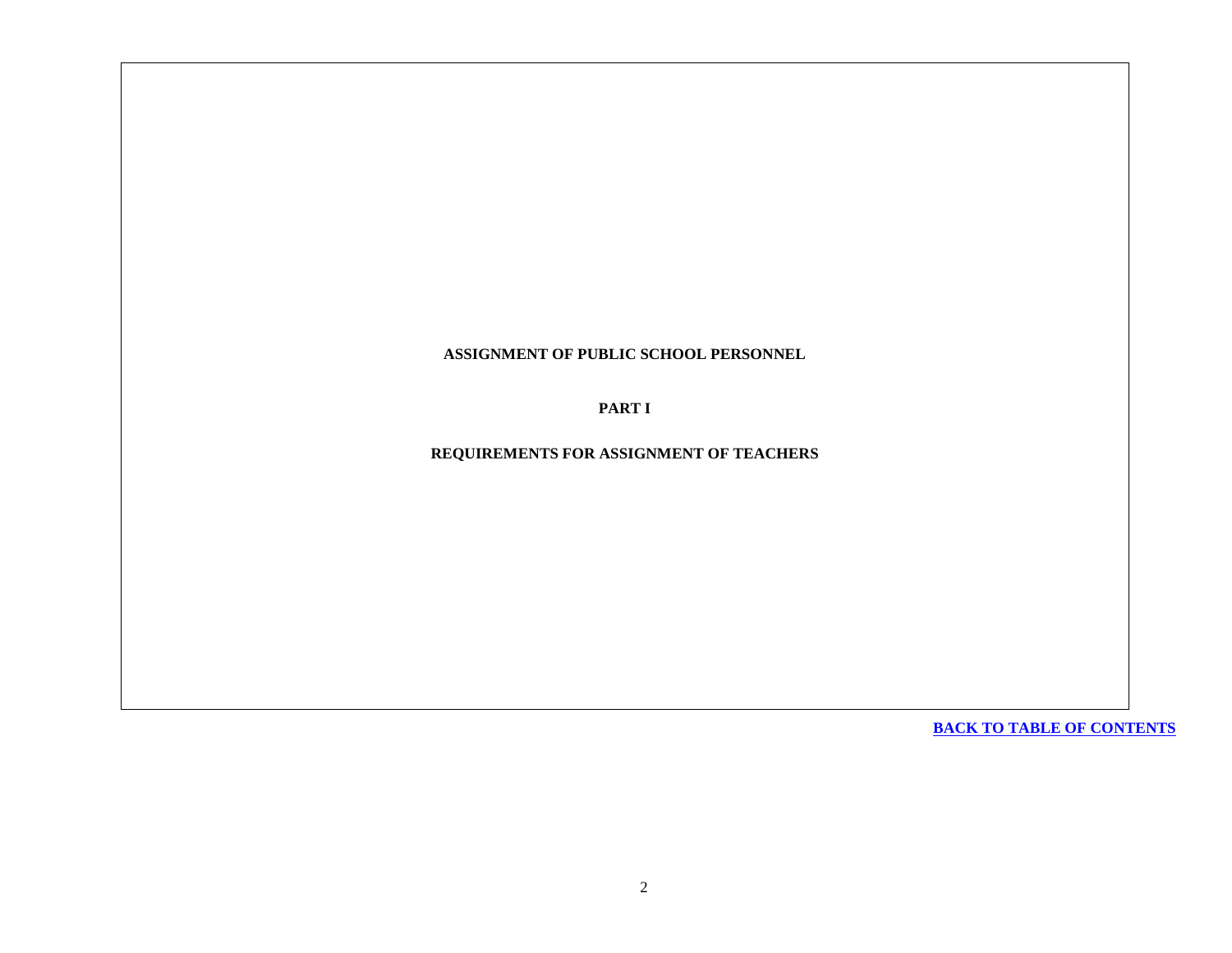# ASSIGNMENT OF PUBLIC SCHOOL PERSONNEL

## PART I

## REQUIREMENTS FOR ASSIGNMENT OF TEACHERS

[BACK TO TABLE OF CONTENTS]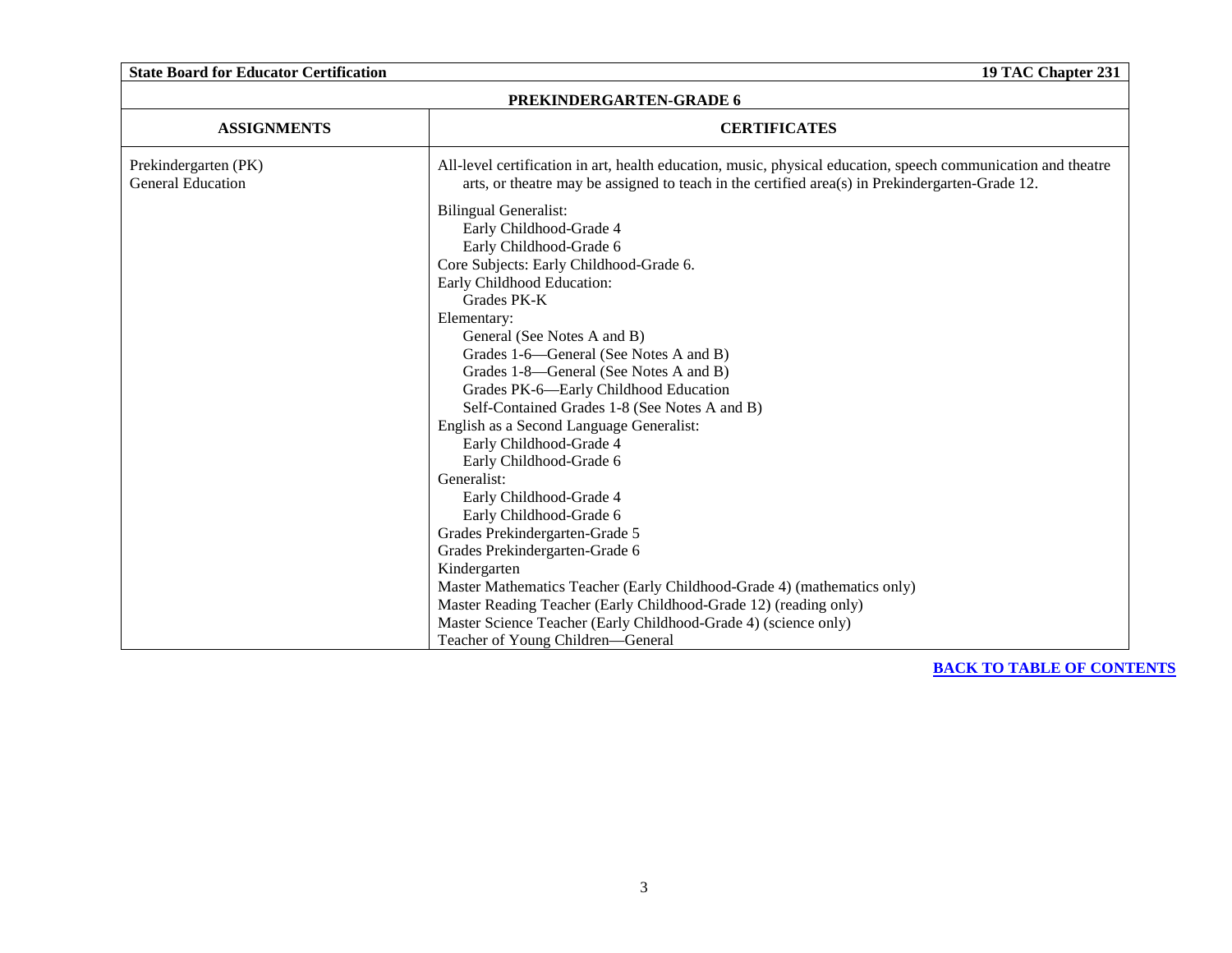| PREKINDERGARTEN-GRADE 6 | |
|---|---|
| **ASSIGNMENTS** | **CERTIFICATES** |
| Prekindergarten (PK)<br>General Education | All-level certification in art, health education, music, physical education, speech communication and theatre arts, or theatre may be assigned to teach in the certified area(s) in Prekindergarten-Grade 12.<br><br>Bilingual Generalist:<br>Early Childhood-Grade 4<br>Early Childhood-Grade 6<br>Core Subjects: Early Childhood-Grade 6.<br>Early Childhood Education:<br>Grades PK-K<br>Elementary:<br>General (See Notes A and B)<br>Grades 1-6—General (See Notes A and B)<br>Grades 1-8—General (See Notes A and B)<br>Grades PK-6—Early Childhood Education<br>Self-Contained Grades 1-8 (See Notes A and B)<br>English as a Second Language Generalist:<br>Early Childhood-Grade 4<br>Early Childhood-Grade 6<br>Generalist:<br>Early Childhood-Grade 4<br>Early Childhood-Grade 6<br>Grades Prekindergarten-Grade 5<br>Grades Prekindergarten-Grade 6<br>Kindergarten<br>Master Mathematics Teacher (Early Childhood-Grade 4) (mathematics only)<br>Master Reading Teacher (Early Childhood-Grade 12) (reading only)<br>Master Science Teacher (Early Childhood-Grade 4) (science only)<br>Teacher of Young Children—General |

BACK TO TABLE OF CONTENTS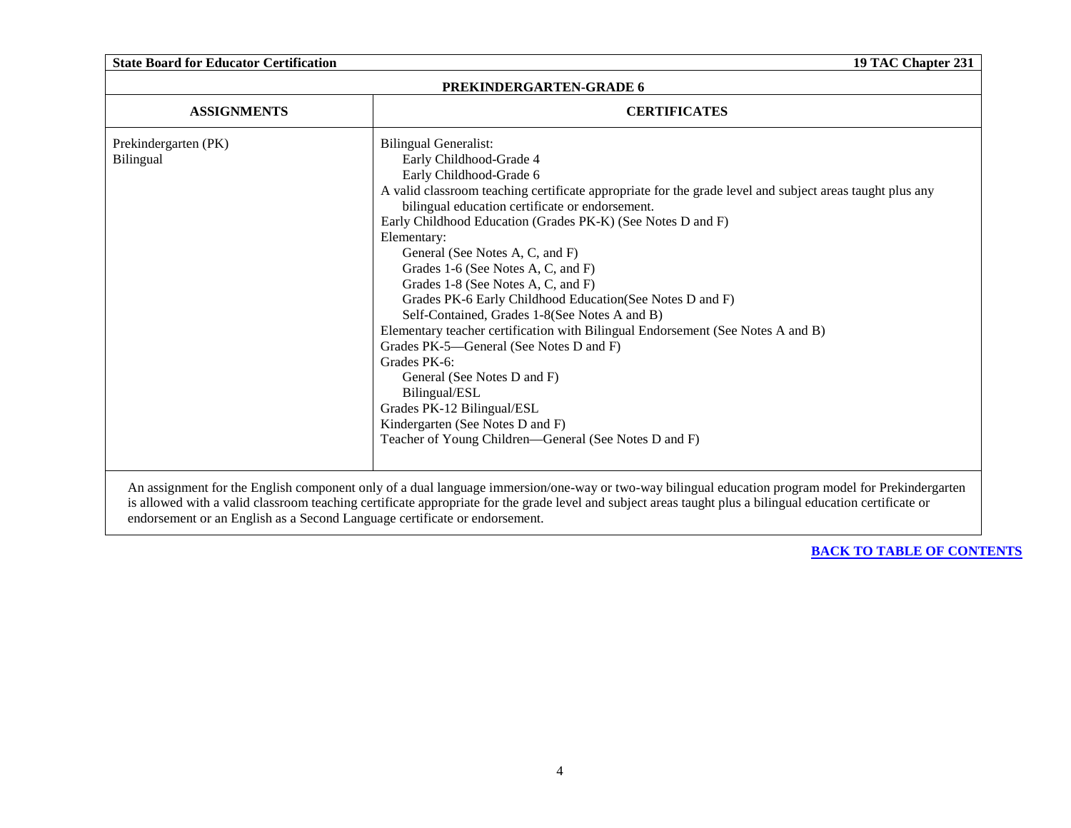| PREKINDERGARTEN-GRADE 6 | |
|---|---|
| **ASSIGNMENTS** | **CERTIFICATES** |
| Prekindergarten (PK)<br>Bilingual | Bilingual Generalist:<br>Early Childhood-Grade 4<br>Early Childhood-Grade 6<br>A valid classroom teaching certificate appropriate for the grade level and subject areas taught plus any bilingual education certificate or endorsement.<br>Early Childhood Education (Grades PK-K) (See Notes D and F)<br>Elementary:<br>General (See Notes A, C, and F)<br>Grades 1-6 (See Notes A, C, and F)<br>Grades 1-8 (See Notes A, C, and F)<br>Grades PK-6 Early Childhood Education(See Notes D and F)<br>Self-Contained, Grades 1-8(See Notes A and B)<br>Elementary teacher certification with Bilingual Endorsement (See Notes A and B)<br>Grades PK-5—General (See Notes D and F)<br>Grades PK-6:<br>General (See Notes D and F)<br>Bilingual/ESL<br>Grades PK-12 Bilingual/ESL<br>Kindergarten (See Notes D and F)<br>Teacher of Young Children—General (See Notes D and F) |

An assignment for the English component only of a dual language immersion/one-way or two-way bilingual education program model for Prekindergarten is allowed with a valid classroom teaching certificate appropriate for the grade level and subject areas taught plus a bilingual education certificate or endorsement or an English as a Second Language certificate or endorsement.

**BACK TO TABLE OF CONTENTS**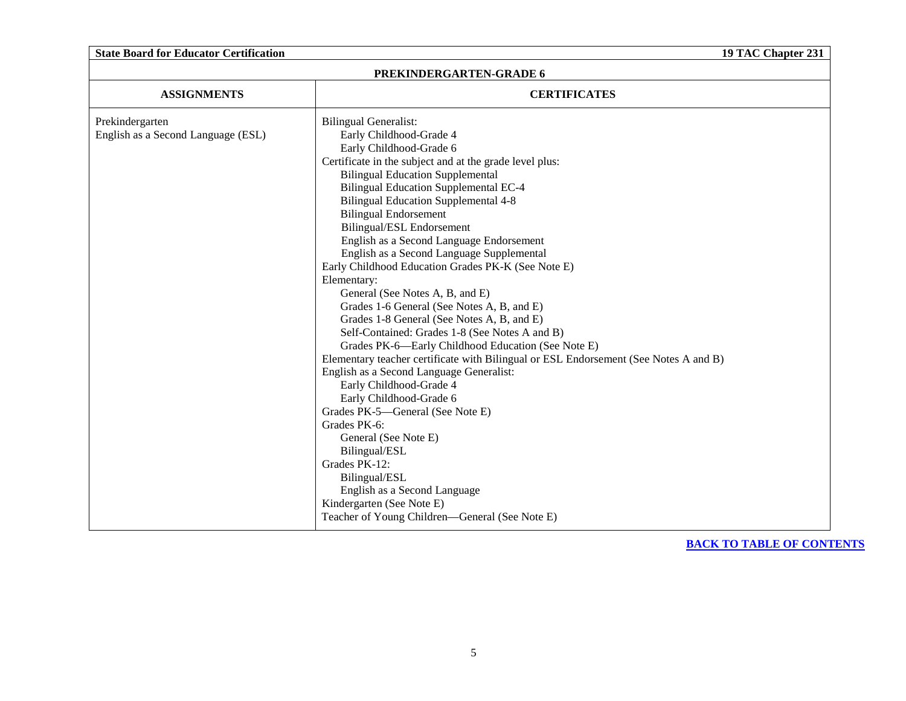| PREKINDERGARTEN-GRADE 6 | |
|---|---|
| **ASSIGNMENTS** | **CERTIFICATES** |
| Prekindergarten<br>English as a Second Language (ESL) | Bilingual Generalist:<br>&nbsp;&nbsp;&nbsp;&nbsp;Early Childhood-Grade 4<br>&nbsp;&nbsp;&nbsp;&nbsp;Early Childhood-Grade 6<br>Certificate in the subject and at the grade level plus:<br>&nbsp;&nbsp;&nbsp;&nbsp;Bilingual Education Supplemental<br>&nbsp;&nbsp;&nbsp;&nbsp;Bilingual Education Supplemental EC-4<br>&nbsp;&nbsp;&nbsp;&nbsp;Bilingual Education Supplemental 4-8<br>&nbsp;&nbsp;&nbsp;&nbsp;Bilingual Endorsement<br>&nbsp;&nbsp;&nbsp;&nbsp;Bilingual/ESL Endorsement<br>&nbsp;&nbsp;&nbsp;&nbsp;English as a Second Language Endorsement<br>&nbsp;&nbsp;&nbsp;&nbsp;English as a Second Language Supplemental<br>Early Childhood Education Grades PK-K (See Note E)<br>Elementary:<br>&nbsp;&nbsp;&nbsp;&nbsp;General (See Notes A, B, and E)<br>&nbsp;&nbsp;&nbsp;&nbsp;Grades 1-6 General (See Notes A, B, and E)<br>&nbsp;&nbsp;&nbsp;&nbsp;Grades 1-8 General (See Notes A, B, and E)<br>&nbsp;&nbsp;&nbsp;&nbsp;Self-Contained: Grades 1-8 (See Notes A and B)<br>&nbsp;&nbsp;&nbsp;&nbsp;Grades PK-6—Early Childhood Education (See Note E)<br>Elementary teacher certificate with Bilingual or ESL Endorsement (See Notes A and B)<br>English as a Second Language Generalist:<br>&nbsp;&nbsp;&nbsp;&nbsp;Early Childhood-Grade 4<br>&nbsp;&nbsp;&nbsp;&nbsp;Early Childhood-Grade 6<br>Grades PK-5—General (See Note E)<br>Grades PK-6:<br>&nbsp;&nbsp;&nbsp;&nbsp;General (See Note E)<br>&nbsp;&nbsp;&nbsp;&nbsp;Bilingual/ESL<br>Grades PK-12:<br>&nbsp;&nbsp;&nbsp;&nbsp;Bilingual/ESL<br>&nbsp;&nbsp;&nbsp;&nbsp;English as a Second Language<br>Kindergarten (See Note E)<br>Teacher of Young Children—General (See Note E) |

**BACK TO TABLE OF CONTENTS**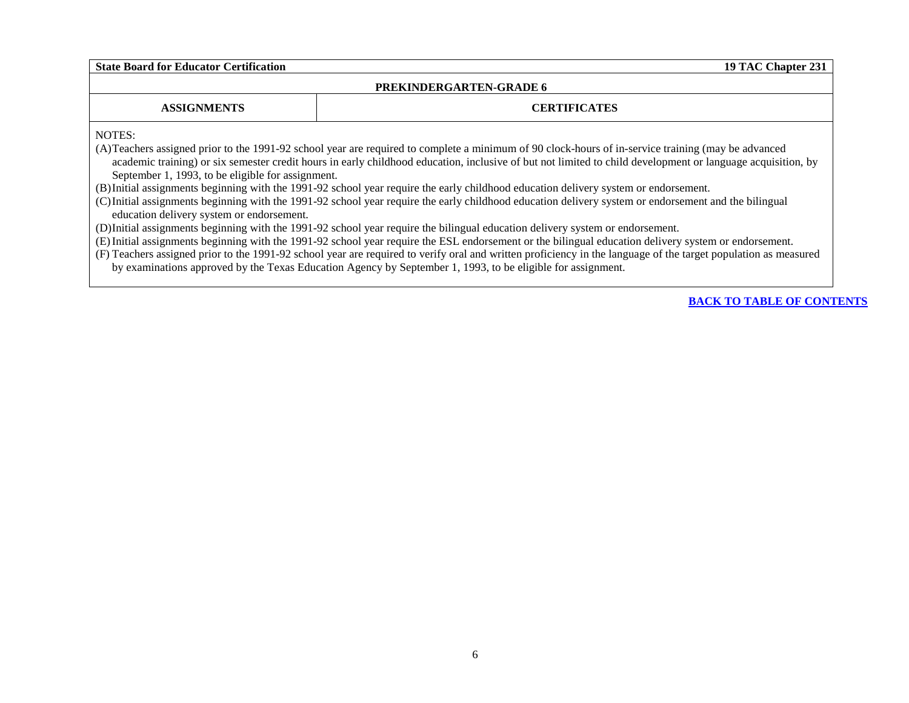| State Board for Educator Certification | 19 TAC Chapter 231 |
| --- | --- |

**PREKINDERGARTEN-GRADE 6**

| ASSIGNMENTS | CERTIFICATES |
| --- | --- |

NOTES:

(A) Teachers assigned prior to the 1991-92 school year are required to complete a minimum of 90 clock-hours of in-service training (may be advanced academic training) or six semester credit hours in early childhood education, inclusive of but not limited to child development or language acquisition, by September 1, 1993, to be eligible for assignment.

(B) Initial assignments beginning with the 1991-92 school year require the early childhood education delivery system or endorsement.

(C) Initial assignments beginning with the 1991-92 school year require the early childhood education delivery system or endorsement and the bilingual education delivery system or endorsement.

(D) Initial assignments beginning with the 1991-92 school year require the bilingual education delivery system or endorsement.

(E) Initial assignments beginning with the 1991-92 school year require the ESL endorsement or the bilingual education delivery system or endorsement.

(F) Teachers assigned prior to the 1991-92 school year are required to verify oral and written proficiency in the language of the target population as measured by examinations approved by the Texas Education Agency by September 1, 1993, to be eligible for assignment.

**BACK TO TABLE OF CONTENTS**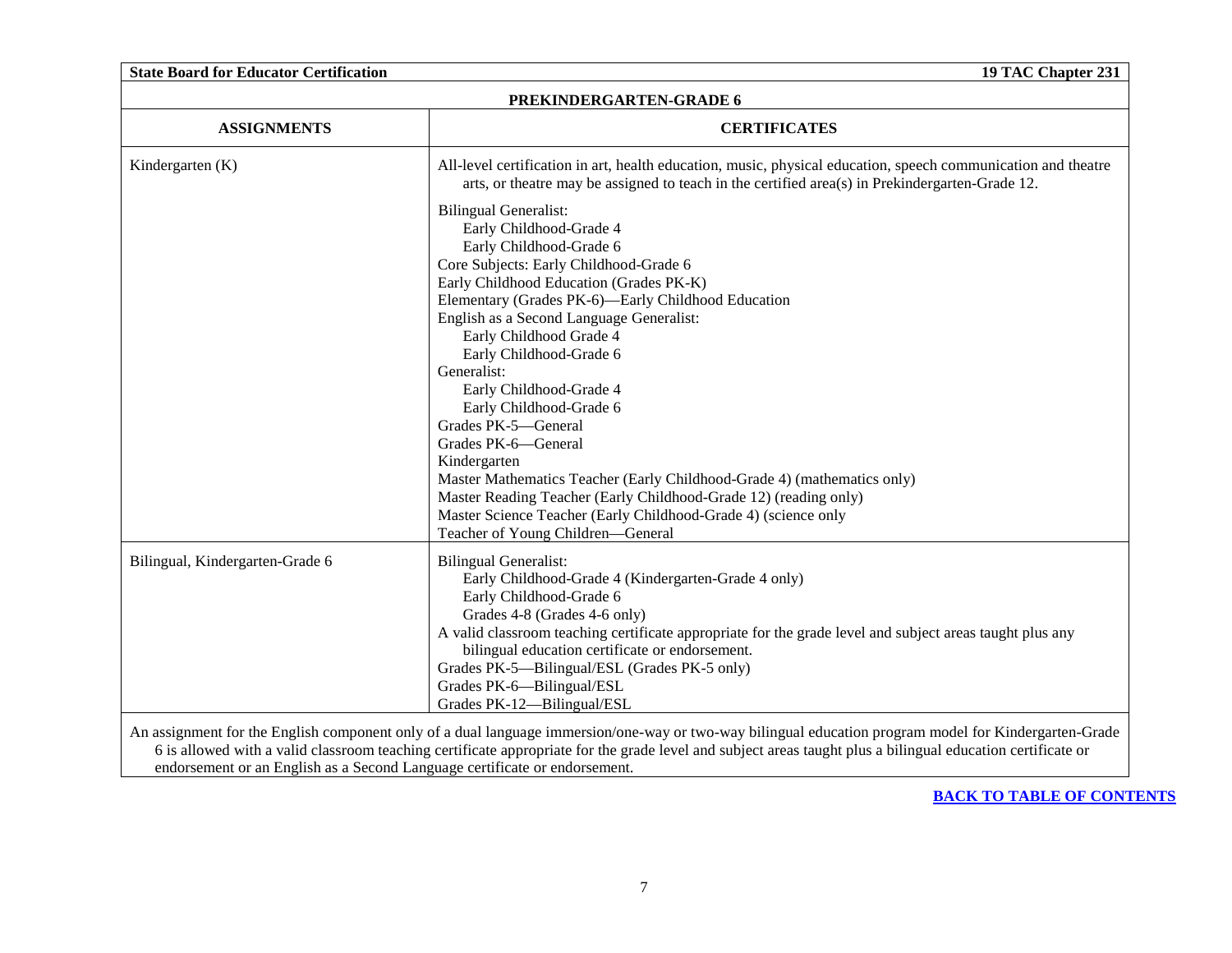**PREKINDERGARTEN-GRADE 6**

| ASSIGNMENTS | CERTIFICATES |
|---|---|
| Kindergarten (K) | All-level certification in art, health education, music, physical education, speech communication and theatre arts, or theatre may be assigned to teach in the certified area(s) in Prekindergarten-Grade 12.<br><br>Bilingual Generalist:<br>Early Childhood-Grade 4<br>Early Childhood-Grade 6<br>Core Subjects: Early Childhood-Grade 6<br>Early Childhood Education (Grades PK-K)<br>Elementary (Grades PK-6)—Early Childhood Education<br>English as a Second Language Generalist:<br>Early Childhood Grade 4<br>Early Childhood-Grade 6<br>Generalist:<br>Early Childhood-Grade 4<br>Early Childhood-Grade 6<br>Grades PK-5—General<br>Grades PK-6—General<br>Kindergarten<br>Master Mathematics Teacher (Early Childhood-Grade 4) (mathematics only)<br>Master Reading Teacher (Early Childhood-Grade 12) (reading only)<br>Master Science Teacher (Early Childhood-Grade 4) (science only<br>Teacher of Young Children—General |
| Bilingual, Kindergarten-Grade 6 | Bilingual Generalist:<br>Early Childhood-Grade 4 (Kindergarten-Grade 4 only)<br>Early Childhood-Grade 6<br>Grades 4-8 (Grades 4-6 only)<br>A valid classroom teaching certificate appropriate for the grade level and subject areas taught plus any bilingual education certificate or endorsement.<br>Grades PK-5—Bilingual/ESL (Grades PK-5 only)<br>Grades PK-6—Bilingual/ESL<br>Grades PK-12—Bilingual/ESL |

An assignment for the English component only of a dual language immersion/one-way or two-way bilingual education program model for Kindergarten-Grade 6 is allowed with a valid classroom teaching certificate appropriate for the grade level and subject areas taught plus a bilingual education certificate or endorsement or an English as a Second Language certificate or endorsement.

[BACK TO TABLE OF CONTENTS]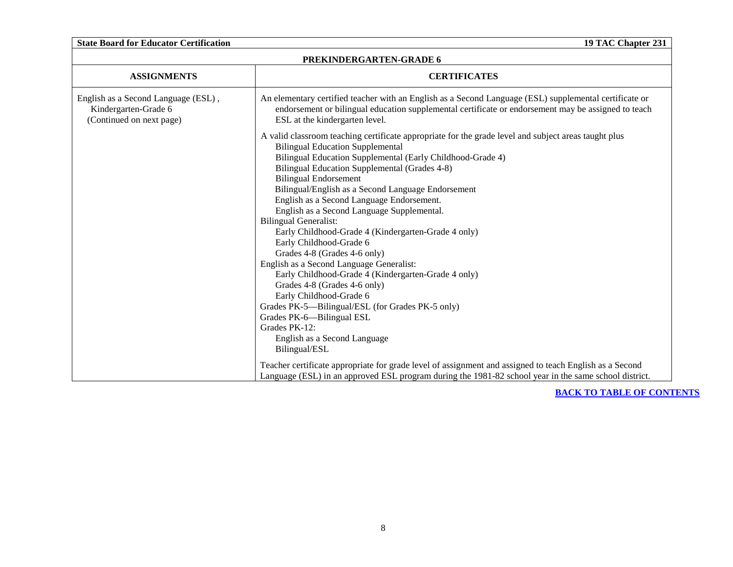| State Board for Educator Certification | 19 TAC Chapter 231 |
|---|---|
| **PREKINDERGARTEN-GRADE 6** | |
| **ASSIGNMENTS** | **CERTIFICATES** |
| English as a Second Language (ESL) , Kindergarten-Grade 6 (Continued on next page) | An elementary certified teacher with an English as a Second Language (ESL) supplemental certificate or endorsement or bilingual education supplemental certificate or endorsement may be assigned to teach ESL at the kindergarten level.<br><br>A valid classroom teaching certificate appropriate for the grade level and subject areas taught plus<br>Bilingual Education Supplemental<br>Bilingual Education Supplemental (Early Childhood-Grade 4)<br>Bilingual Education Supplemental (Grades 4-8)<br>Bilingual Endorsement<br>Bilingual/English as a Second Language Endorsement<br>English as a Second Language Endorsement.<br>English as a Second Language Supplemental.<br>Bilingual Generalist:<br>Early Childhood-Grade 4 (Kindergarten-Grade 4 only)<br>Early Childhood-Grade 6<br>Grades 4-8 (Grades 4-6 only)<br>English as a Second Language Generalist:<br>Early Childhood-Grade 4 (Kindergarten-Grade 4 only)<br>Grades 4-8 (Grades 4-6 only)<br>Early Childhood-Grade 6<br>Grades PK-5—Bilingual/ESL (for Grades PK-5 only)<br>Grades PK-6—Bilingual ESL<br>Grades PK-12:<br>English as a Second Language<br>Bilingual/ESL<br><br>Teacher certificate appropriate for grade level of assignment and assigned to teach English as a Second Language (ESL) in an approved ESL program during the 1981-82 school year in the same school district. |

**BACK TO TABLE OF CONTENTS**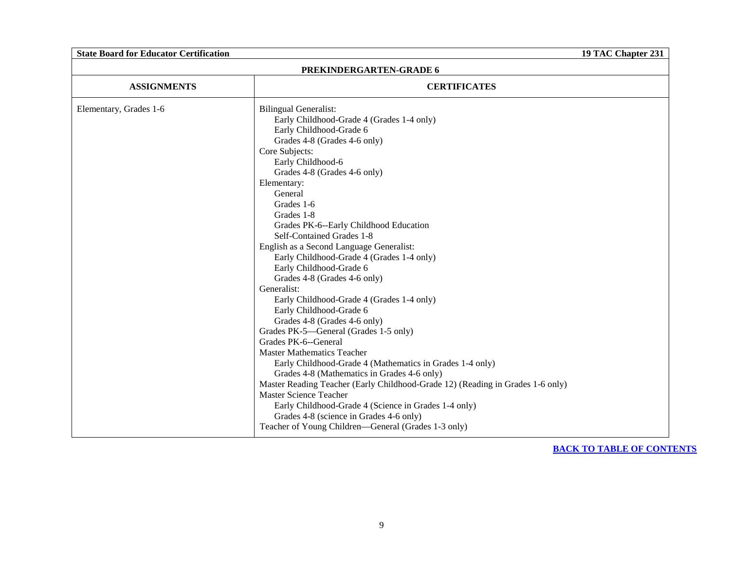**PREKINDERGARTEN-GRADE 6**

| ASSIGNMENTS | CERTIFICATES |
|---|---|
| Elementary, Grades 1-6 | Bilingual Generalist:<br>Early Childhood-Grade 4 (Grades 1-4 only)<br>Early Childhood-Grade 6<br>Grades 4-8 (Grades 4-6 only)<br>Core Subjects:<br>Early Childhood-6<br>Grades 4-8 (Grades 4-6 only)<br>Elementary:<br>General<br>Grades 1-6<br>Grades 1-8<br>Grades PK-6--Early Childhood Education<br>Self-Contained Grades 1-8<br>English as a Second Language Generalist:<br>Early Childhood-Grade 4 (Grades 1-4 only)<br>Early Childhood-Grade 6<br>Grades 4-8 (Grades 4-6 only)<br>Generalist:<br>Early Childhood-Grade 4 (Grades 1-4 only)<br>Early Childhood-Grade 6<br>Grades 4-8 (Grades 4-6 only)<br>Grades PK-5—General (Grades 1-5 only)<br>Grades PK-6--General<br>Master Mathematics Teacher<br>Early Childhood-Grade 4 (Mathematics in Grades 1-4 only)<br>Grades 4-8 (Mathematics in Grades 4-6 only)<br>Master Reading Teacher (Early Childhood-Grade 12) (Reading in Grades 1-6 only)<br>Master Science Teacher<br>Early Childhood-Grade 4 (Science in Grades 1-4 only)<br>Grades 4-8 (science in Grades 4-6 only)<br>Teacher of Young Children—General (Grades 1-3 only) |

**BACK TO TABLE OF CONTENTS**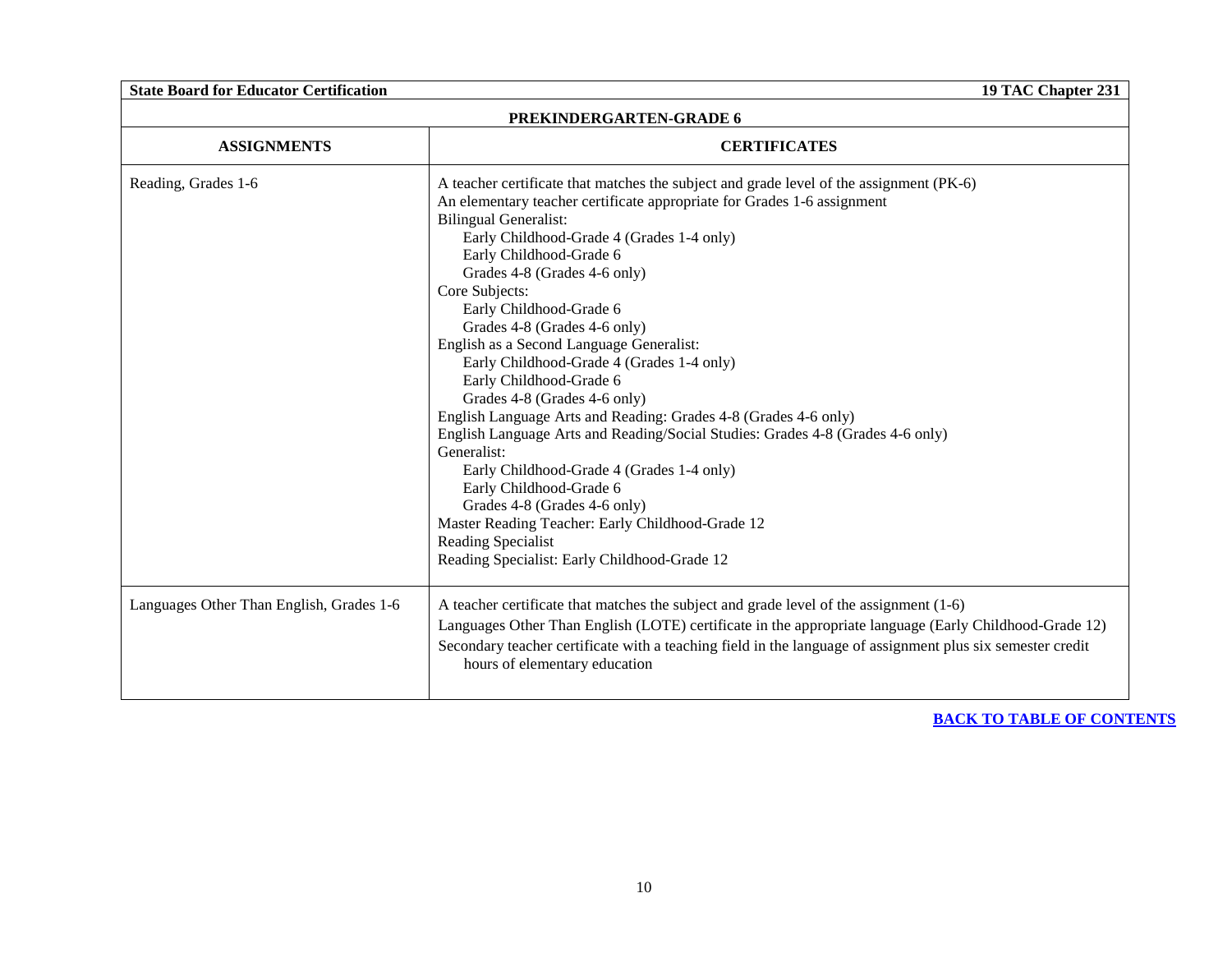| PREKINDERGARTEN-GRADE 6 | |
|---|---|
| **ASSIGNMENTS** | **CERTIFICATES** |
| Reading, Grades 1-6 | A teacher certificate that matches the subject and grade level of the assignment (PK-6)<br>An elementary teacher certificate appropriate for Grades 1-6 assignment<br>Bilingual Generalist:<br>Early Childhood-Grade 4 (Grades 1-4 only)<br>Early Childhood-Grade 6<br>Grades 4-8 (Grades 4-6 only)<br>Core Subjects:<br>Early Childhood-Grade 6<br>Grades 4-8 (Grades 4-6 only)<br>English as a Second Language Generalist:<br>Early Childhood-Grade 4 (Grades 1-4 only)<br>Early Childhood-Grade 6<br>Grades 4-8 (Grades 4-6 only)<br>English Language Arts and Reading: Grades 4-8 (Grades 4-6 only)<br>English Language Arts and Reading/Social Studies: Grades 4-8 (Grades 4-6 only)<br>Generalist:<br>Early Childhood-Grade 4 (Grades 1-4 only)<br>Early Childhood-Grade 6<br>Grades 4-8 (Grades 4-6 only)<br>Master Reading Teacher: Early Childhood-Grade 12<br>Reading Specialist<br>Reading Specialist: Early Childhood-Grade 12 |
| Languages Other Than English, Grades 1-6 | A teacher certificate that matches the subject and grade level of the assignment (1-6)<br>Languages Other Than English (LOTE) certificate in the appropriate language (Early Childhood-Grade 12)<br>Secondary teacher certificate with a teaching field in the language of assignment plus six semester credit hours of elementary education |

**BACK TO TABLE OF CONTENTS**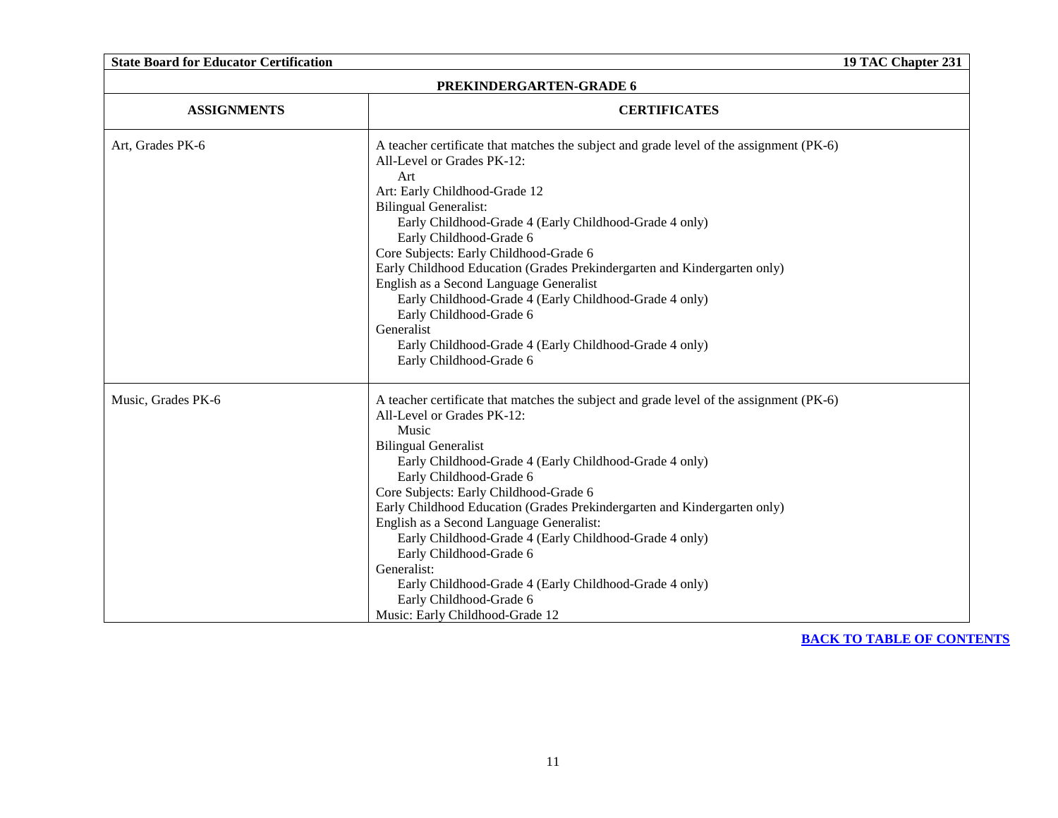| PREKINDERGARTEN-GRADE 6 | |
|---|---|
| **ASSIGNMENTS** | **CERTIFICATES** |
| Art, Grades PK-6 | A teacher certificate that matches the subject and grade level of the assignment (PK-6)<br>All-Level or Grades PK-12:<br>&nbsp;&nbsp;&nbsp;&nbsp;Art<br>Art: Early Childhood-Grade 12<br>Bilingual Generalist:<br>&nbsp;&nbsp;&nbsp;&nbsp;Early Childhood-Grade 4 (Early Childhood-Grade 4 only)<br>&nbsp;&nbsp;&nbsp;&nbsp;Early Childhood-Grade 6<br>Core Subjects: Early Childhood-Grade 6<br>Early Childhood Education (Grades Prekindergarten and Kindergarten only)<br>English as a Second Language Generalist<br>&nbsp;&nbsp;&nbsp;&nbsp;Early Childhood-Grade 4 (Early Childhood-Grade 4 only)<br>&nbsp;&nbsp;&nbsp;&nbsp;Early Childhood-Grade 6<br>Generalist<br>&nbsp;&nbsp;&nbsp;&nbsp;Early Childhood-Grade 4 (Early Childhood-Grade 4 only)<br>&nbsp;&nbsp;&nbsp;&nbsp;Early Childhood-Grade 6 |
| Music, Grades PK-6 | A teacher certificate that matches the subject and grade level of the assignment (PK-6)<br>All-Level or Grades PK-12:<br>&nbsp;&nbsp;&nbsp;&nbsp;Music<br>Bilingual Generalist<br>&nbsp;&nbsp;&nbsp;&nbsp;Early Childhood-Grade 4 (Early Childhood-Grade 4 only)<br>&nbsp;&nbsp;&nbsp;&nbsp;Early Childhood-Grade 6<br>Core Subjects: Early Childhood-Grade 6<br>Early Childhood Education (Grades Prekindergarten and Kindergarten only)<br>English as a Second Language Generalist:<br>&nbsp;&nbsp;&nbsp;&nbsp;Early Childhood-Grade 4 (Early Childhood-Grade 4 only)<br>&nbsp;&nbsp;&nbsp;&nbsp;Early Childhood-Grade 6<br>Generalist:<br>&nbsp;&nbsp;&nbsp;&nbsp;Early Childhood-Grade 4 (Early Childhood-Grade 4 only)<br>&nbsp;&nbsp;&nbsp;&nbsp;Early Childhood-Grade 6<br>Music: Early Childhood-Grade 12 |

**BACK TO TABLE OF CONTENTS**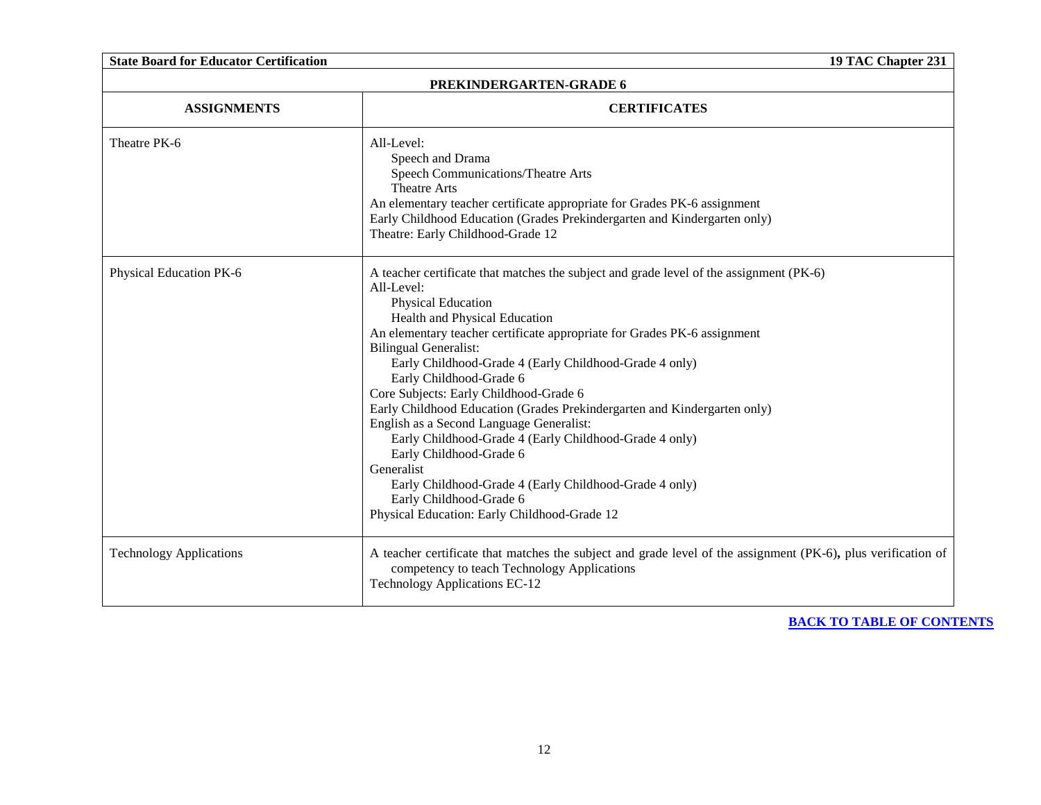| PREKINDERGARTEN-GRADE 6 | |
|---|---|
| **ASSIGNMENTS** | **CERTIFICATES** |
| Theatre PK-6 | All-Level:<br>Speech and Drama<br>Speech Communications/Theatre Arts<br>Theatre Arts<br>An elementary teacher certificate appropriate for Grades PK-6 assignment<br>Early Childhood Education (Grades Prekindergarten and Kindergarten only)<br>Theatre: Early Childhood-Grade 12 |
| Physical Education PK-6 | A teacher certificate that matches the subject and grade level of the assignment (PK-6)<br>All-Level:<br>Physical Education<br>Health and Physical Education<br>An elementary teacher certificate appropriate for Grades PK-6 assignment<br>Bilingual Generalist:<br>Early Childhood-Grade 4 (Early Childhood-Grade 4 only)<br>Early Childhood-Grade 6<br>Core Subjects: Early Childhood-Grade 6<br>Early Childhood Education (Grades Prekindergarten and Kindergarten only)<br>English as a Second Language Generalist:<br>Early Childhood-Grade 4 (Early Childhood-Grade 4 only)<br>Early Childhood-Grade 6<br>Generalist<br>Early Childhood-Grade 4 (Early Childhood-Grade 4 only)<br>Early Childhood-Grade 6<br>Physical Education: Early Childhood-Grade 12 |
| Technology Applications | A teacher certificate that matches the subject and grade level of the assignment (PK-6)**,** plus verification of competency to teach Technology Applications<br>Technology Applications EC-12 |

**BACK TO TABLE OF CONTENTS**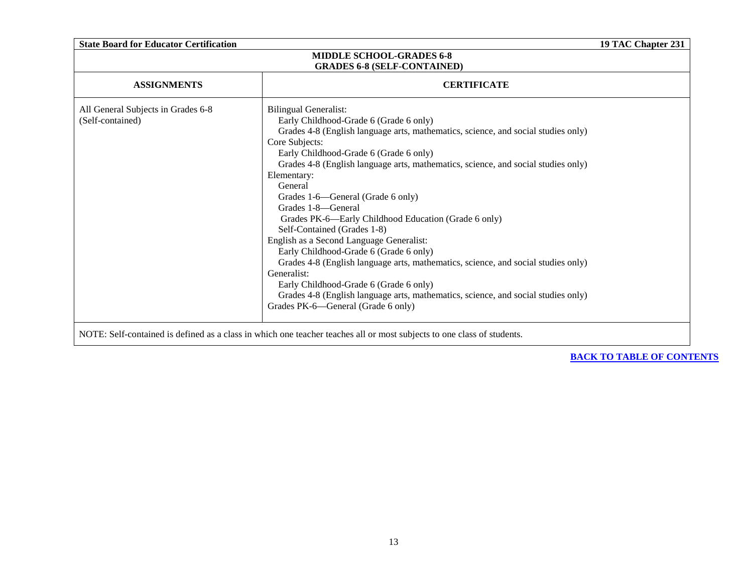## MIDDLE SCHOOL-GRADES 6-8
### GRADES 6-8 (SELF-CONTAINED)

| ASSIGNMENTS | CERTIFICATE |
|---|---|
| All General Subjects in Grades 6-8 (Self-contained) | Bilingual Generalist:<br>Early Childhood-Grade 6 (Grade 6 only)<br>Grades 4-8 (English language arts, mathematics, science, and social studies only)<br>Core Subjects:<br>Early Childhood-Grade 6 (Grade 6 only)<br>Grades 4-8 (English language arts, mathematics, science, and social studies only)<br>Elementary:<br>General<br>Grades 1-6—General (Grade 6 only)<br>Grades 1-8—General<br>Grades PK-6—Early Childhood Education (Grade 6 only)<br>Self-Contained (Grades 1-8)<br>English as a Second Language Generalist:<br>Early Childhood-Grade 6 (Grade 6 only)<br>Grades 4-8 (English language arts, mathematics, science, and social studies only)<br>Generalist:<br>Early Childhood-Grade 6 (Grade 6 only)<br>Grades 4-8 (English language arts, mathematics, science, and social studies only)<br>Grades PK-6—General (Grade 6 only) |

NOTE: Self-contained is defined as a class in which one teacher teaches all or most subjects to one class of students.

[BACK TO TABLE OF CONTENTS]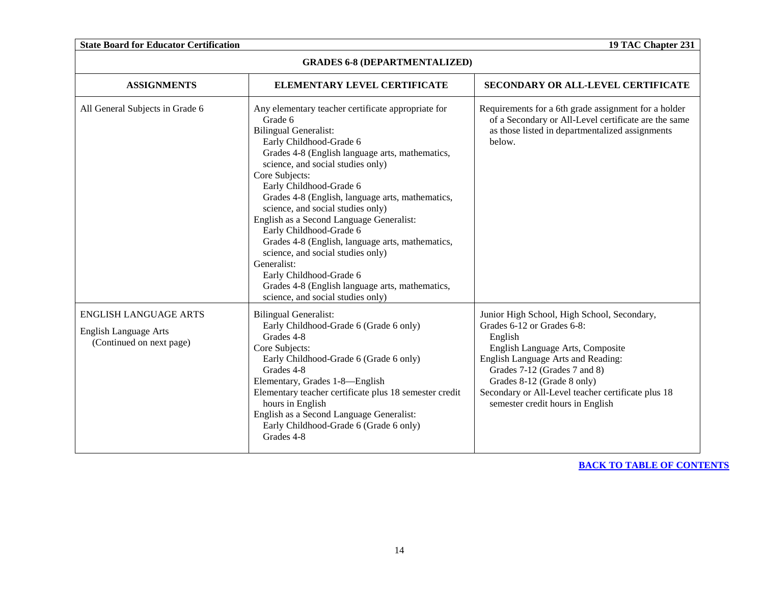## GRADES 6-8 (DEPARTMENTALIZED)

| ASSIGNMENTS | ELEMENTARY LEVEL CERTIFICATE | SECONDARY OR ALL-LEVEL CERTIFICATE |
|---|---|---|
| All General Subjects in Grade 6 | Any elementary teacher certificate appropriate for Grade 6<br>Bilingual Generalist:<br>Early Childhood-Grade 6<br>Grades 4-8 (English language arts, mathematics, science, and social studies only)<br>Core Subjects:<br>Early Childhood-Grade 6<br>Grades 4-8 (English, language arts, mathematics, science, and social studies only)<br>English as a Second Language Generalist:<br>Early Childhood-Grade 6<br>Grades 4-8 (English, language arts, mathematics, science, and social studies only)<br>Generalist:<br>Early Childhood-Grade 6<br>Grades 4-8 (English language arts, mathematics, science, and social studies only) | Requirements for a 6th grade assignment for a holder of a Secondary or All-Level certificate are the same as those listed in departmentalized assignments below. |
| ENGLISH LANGUAGE ARTS<br>English Language Arts<br>(Continued on next page) | Bilingual Generalist:<br>Early Childhood-Grade 6 (Grade 6 only)<br>Grades 4-8<br>Core Subjects:<br>Early Childhood-Grade 6 (Grade 6 only)<br>Grades 4-8<br>Elementary, Grades 1-8—English<br>Elementary teacher certificate plus 18 semester credit hours in English<br>English as a Second Language Generalist:<br>Early Childhood-Grade 6 (Grade 6 only)<br>Grades 4-8 | Junior High School, High School, Secondary, Grades 6-12 or Grades 6-8:<br>English<br>English Language Arts, Composite<br>English Language Arts and Reading:<br>Grades 7-12 (Grades 7 and 8)<br>Grades 8-12 (Grade 8 only)<br>Secondary or All-Level teacher certificate plus 18 semester credit hours in English |

[BACK TO TABLE OF CONTENTS]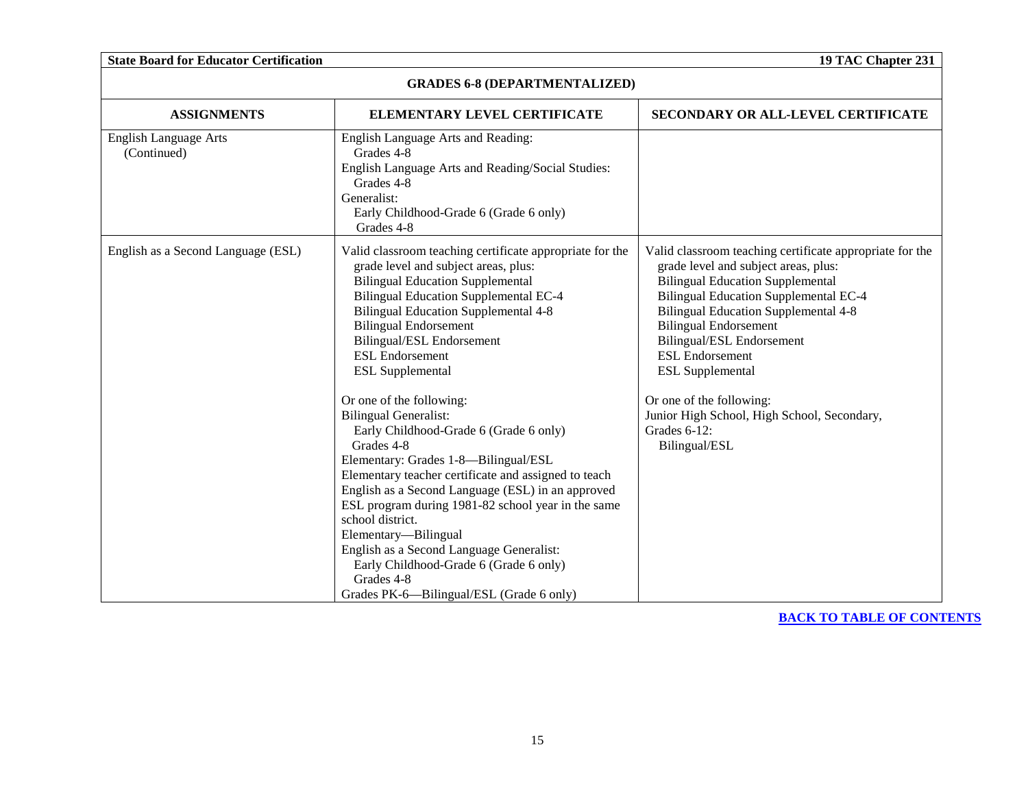## GRADES 6-8 (DEPARTMENTALIZED)

| ASSIGNMENTS | ELEMENTARY LEVEL CERTIFICATE | SECONDARY OR ALL-LEVEL CERTIFICATE |
|---|---|---|
| English Language Arts (Continued) | English Language Arts and Reading: Grades 4-8<br>English Language Arts and Reading/Social Studies: Grades 4-8<br>Generalist: Early Childhood-Grade 6 (Grade 6 only) Grades 4-8 | |
| English as a Second Language (ESL) | Valid classroom teaching certificate appropriate for the grade level and subject areas, plus:<br>Bilingual Education Supplemental<br>Bilingual Education Supplemental EC-4<br>Bilingual Education Supplemental 4-8<br>Bilingual Endorsement<br>Bilingual/ESL Endorsement<br>ESL Endorsement<br>ESL Supplemental<br><br>Or one of the following:<br>Bilingual Generalist: Early Childhood-Grade 6 (Grade 6 only) Grades 4-8<br>Elementary: Grades 1-8—Bilingual/ESL<br>Elementary teacher certificate and assigned to teach English as a Second Language (ESL) in an approved ESL program during 1981-82 school year in the same school district.<br>Elementary—Bilingual<br>English as a Second Language Generalist: Early Childhood-Grade 6 (Grade 6 only) Grades 4-8<br>Grades PK-6—Bilingual/ESL (Grade 6 only) | Valid classroom teaching certificate appropriate for the grade level and subject areas, plus:<br>Bilingual Education Supplemental<br>Bilingual Education Supplemental EC-4<br>Bilingual Education Supplemental 4-8<br>Bilingual Endorsement<br>Bilingual/ESL Endorsement<br>ESL Endorsement<br>ESL Supplemental<br><br>Or one of the following:<br>Junior High School, High School, Secondary, Grades 6-12: Bilingual/ESL |

[BACK TO TABLE OF CONTENTS]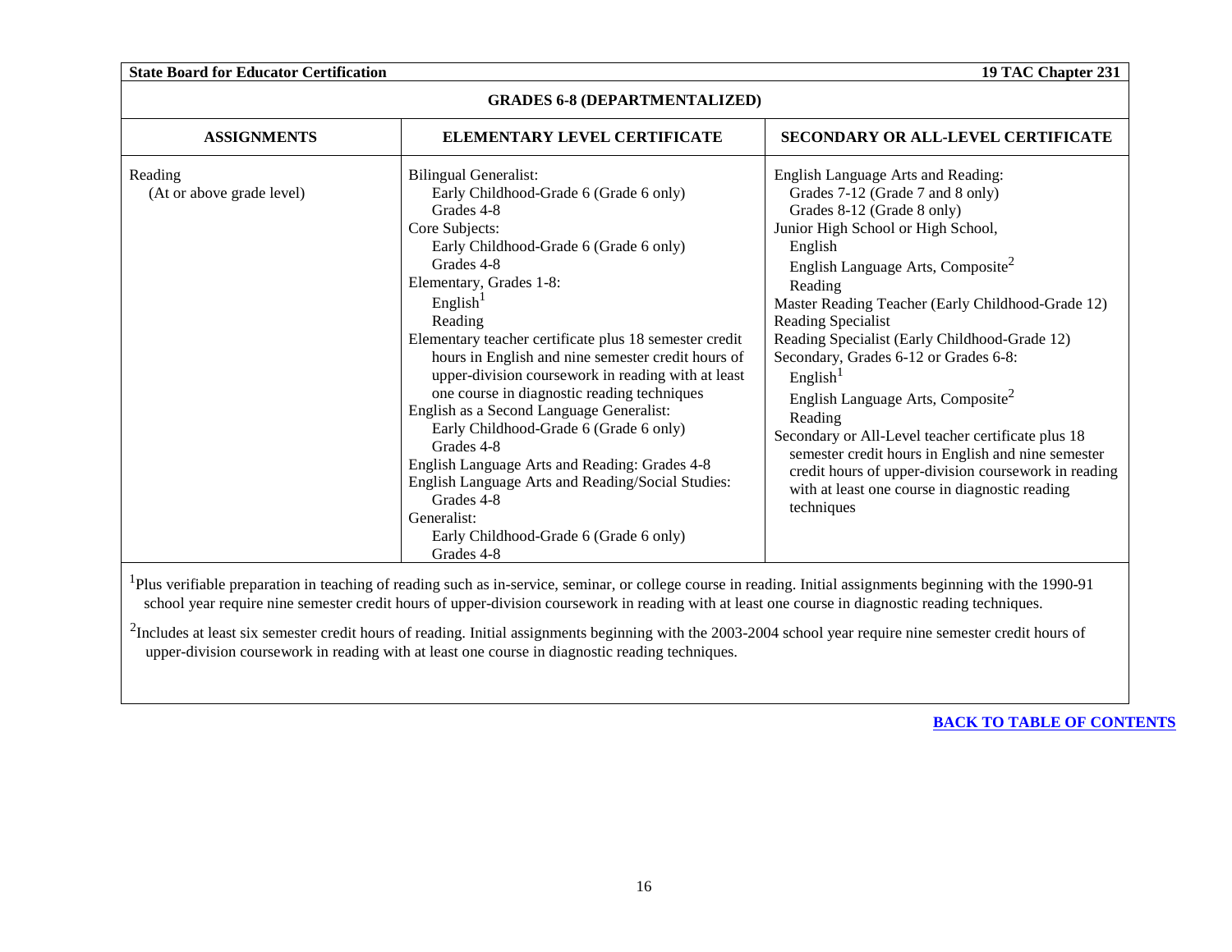## GRADES 6-8 (DEPARTMENTALIZED)

| ASSIGNMENTS | ELEMENTARY LEVEL CERTIFICATE | SECONDARY OR ALL-LEVEL CERTIFICATE |
|---|---|---|
| Reading<br>(At or above grade level) | Bilingual Generalist:<br>Early Childhood-Grade 6 (Grade 6 only)<br>Grades 4-8<br>Core Subjects:<br>Early Childhood-Grade 6 (Grade 6 only)<br>Grades 4-8<br>Elementary, Grades 1-8:<br>English[1]<br>Reading<br>Elementary teacher certificate plus 18 semester credit hours in English and nine semester credit hours of upper-division coursework in reading with at least one course in diagnostic reading techniques<br>English as a Second Language Generalist:<br>Early Childhood-Grade 6 (Grade 6 only)<br>Grades 4-8<br>English Language Arts and Reading: Grades 4-8<br>English Language Arts and Reading/Social Studies:<br>Grades 4-8<br>Generalist:<br>Early Childhood-Grade 6 (Grade 6 only)<br>Grades 4-8 | English Language Arts and Reading:<br>Grades 7-12 (Grade 7 and 8 only)<br>Grades 8-12 (Grade 8 only)<br>Junior High School or High School,<br>English<br>English Language Arts, Composite[2]<br>Reading<br>Master Reading Teacher (Early Childhood-Grade 12)<br>Reading Specialist<br>Reading Specialist (Early Childhood-Grade 12)<br>Secondary, Grades 6-12 or Grades 6-8:<br>English[1]<br>English Language Arts, Composite[2]<br>Reading<br>Secondary or All-Level teacher certificate plus 18 semester credit hours in English and nine semester credit hours of upper-division coursework in reading with at least one course in diagnostic reading techniques |

[1]Plus verifiable preparation in teaching of reading such as in-service, seminar, or college course in reading. Initial assignments beginning with the 1990-91 school year require nine semester credit hours of upper-division coursework in reading with at least one course in diagnostic reading techniques.

[2]Includes at least six semester credit hours of reading. Initial assignments beginning with the 2003-2004 school year require nine semester credit hours of upper-division coursework in reading with at least one course in diagnostic reading techniques.

**BACK TO TABLE OF CONTENTS**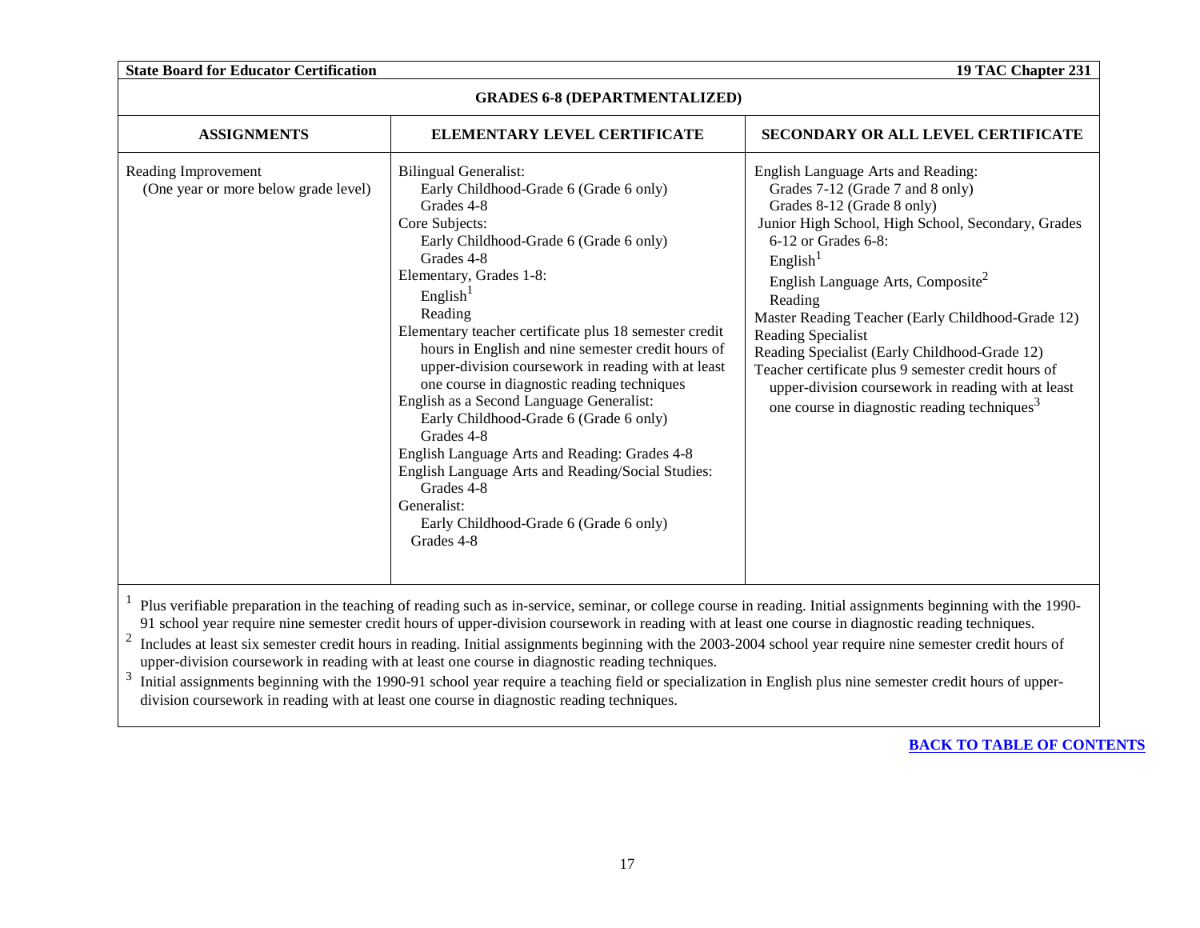## GRADES 6-8 (DEPARTMENTALIZED)

| ASSIGNMENTS | ELEMENTARY LEVEL CERTIFICATE | SECONDARY OR ALL LEVEL CERTIFICATE |
|---|---|---|
| Reading Improvement<br>(One year or more below grade level) | Bilingual Generalist:<br>Early Childhood-Grade 6 (Grade 6 only)<br>Grades 4-8<br>Core Subjects:<br>Early Childhood-Grade 6 (Grade 6 only)<br>Grades 4-8<br>Elementary, Grades 1-8:<br>English[1]<br>Reading<br>Elementary teacher certificate plus 18 semester credit hours in English and nine semester credit hours of upper-division coursework in reading with at least one course in diagnostic reading techniques<br>English as a Second Language Generalist:<br>Early Childhood-Grade 6 (Grade 6 only)<br>Grades 4-8<br>English Language Arts and Reading: Grades 4-8<br>English Language Arts and Reading/Social Studies:<br>Grades 4-8<br>Generalist:<br>Early Childhood-Grade 6 (Grade 6 only)<br>Grades 4-8 | English Language Arts and Reading:<br>Grades 7-12 (Grade 7 and 8 only)<br>Grades 8-12 (Grade 8 only)<br>Junior High School, High School, Secondary, Grades 6-12 or Grades 6-8:<br>English[1]<br>English Language Arts, Composite[2]<br>Reading<br>Master Reading Teacher (Early Childhood-Grade 12)<br>Reading Specialist<br>Reading Specialist (Early Childhood-Grade 12)<br>Teacher certificate plus 9 semester credit hours of upper-division coursework in reading with at least one course in diagnostic reading techniques[3] |

[1] Plus verifiable preparation in the teaching of reading such as in-service, seminar, or college course in reading. Initial assignments beginning with the 1990-91 school year require nine semester credit hours of upper-division coursework in reading with at least one course in diagnostic reading techniques.

[2] Includes at least six semester credit hours in reading. Initial assignments beginning with the 2003-2004 school year require nine semester credit hours of upper-division coursework in reading with at least one course in diagnostic reading techniques.

[3] Initial assignments beginning with the 1990-91 school year require a teaching field or specialization in English plus nine semester credit hours of upper-division coursework in reading with at least one course in diagnostic reading techniques.

**BACK TO TABLE OF CONTENTS**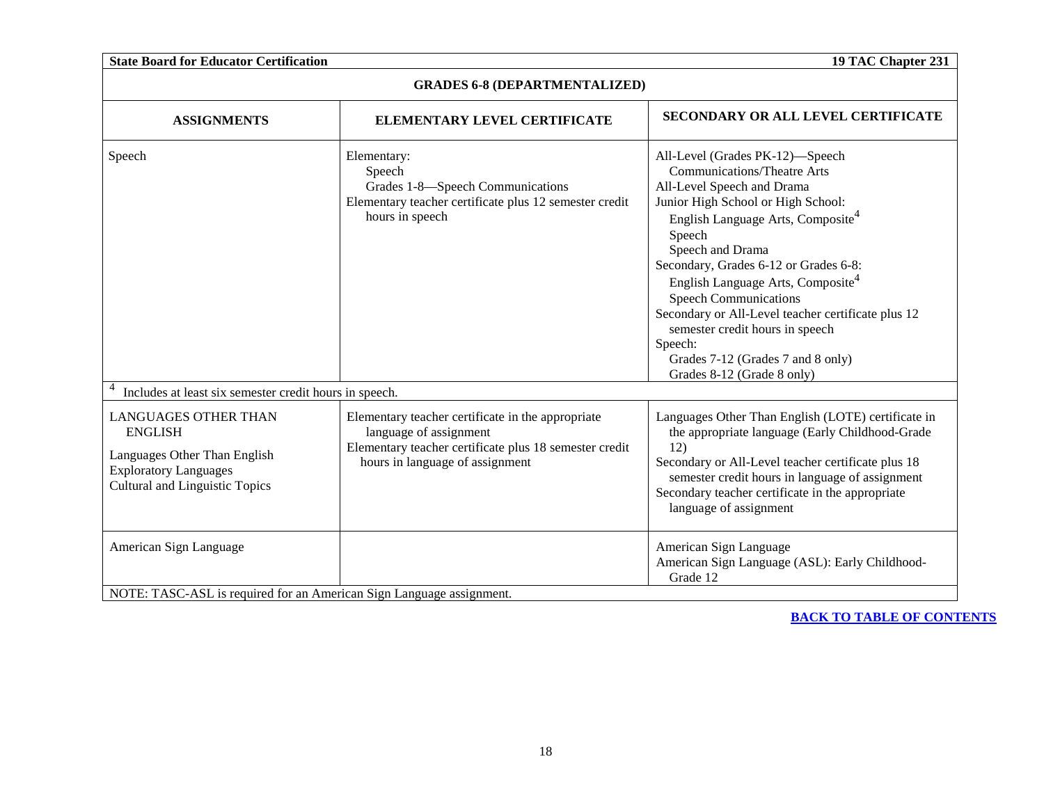| GRADES 6-8 (DEPARTMENTALIZED) | | |
|---|---|---|
| **ASSIGNMENTS** | **ELEMENTARY LEVEL CERTIFICATE** | **SECONDARY OR ALL LEVEL CERTIFICATE** |
| Speech | Elementary:<br>Speech<br>Grades 1-8—Speech Communications<br>Elementary teacher certificate plus 12 semester credit hours in speech | All-Level (Grades PK-12)—Speech Communications/Theatre Arts<br>All-Level Speech and Drama<br>Junior High School or High School:<br>English Language Arts, Composite[4]<br>Speech<br>Speech and Drama<br>Secondary, Grades 6-12 or Grades 6-8:<br>English Language Arts, Composite[4]<br>Speech Communications<br>Secondary or All-Level teacher certificate plus 12 semester credit hours in speech<br>Speech:<br>Grades 7-12 (Grades 7 and 8 only)<br>Grades 8-12 (Grade 8 only) |
| [4] Includes at least six semester credit hours in speech. | | |
| LANGUAGES OTHER THAN ENGLISH<br>Languages Other Than English<br>Exploratory Languages<br>Cultural and Linguistic Topics | Elementary teacher certificate in the appropriate language of assignment<br>Elementary teacher certificate plus 18 semester credit hours in language of assignment | Languages Other Than English (LOTE) certificate in the appropriate language (Early Childhood-Grade 12)<br>Secondary or All-Level teacher certificate plus 18 semester credit hours in language of assignment<br>Secondary teacher certificate in the appropriate language of assignment |
| American Sign Language | | American Sign Language<br>American Sign Language (ASL): Early Childhood-Grade 12 |
| NOTE: TASC-ASL is required for an American Sign Language assignment. | | |

**BACK TO TABLE OF CONTENTS**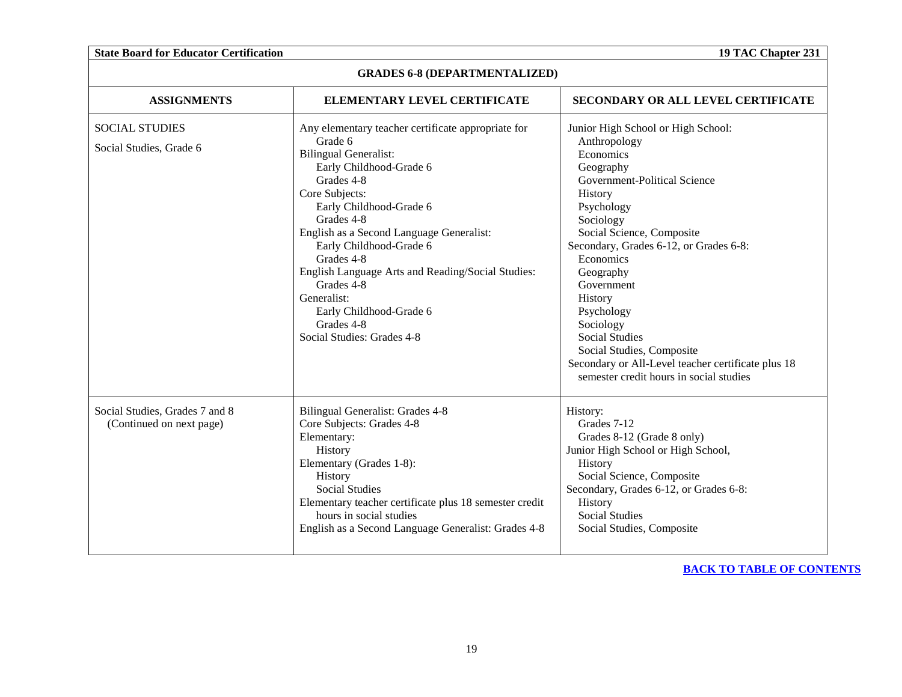| GRADES 6-8 (DEPARTMENTALIZED) | | |
|---|---|---|
| **ASSIGNMENTS** | **ELEMENTARY LEVEL CERTIFICATE** | **SECONDARY OR ALL LEVEL CERTIFICATE** |
| SOCIAL STUDIES<br><br>Social Studies, Grade 6 | Any elementary teacher certificate appropriate for Grade 6<br>Bilingual Generalist:<br>Early Childhood-Grade 6<br>Grades 4-8<br>Core Subjects:<br>Early Childhood-Grade 6<br>Grades 4-8<br>English as a Second Language Generalist:<br>Early Childhood-Grade 6<br>Grades 4-8<br>English Language Arts and Reading/Social Studies:<br>Grades 4-8<br>Generalist:<br>Early Childhood-Grade 6<br>Grades 4-8<br>Social Studies: Grades 4-8 | Junior High School or High School:<br>Anthropology<br>Economics<br>Geography<br>Government-Political Science<br>History<br>Psychology<br>Sociology<br>Social Science, Composite<br>Secondary, Grades 6-12, or Grades 6-8:<br>Economics<br>Geography<br>Government<br>History<br>Psychology<br>Sociology<br>Social Studies<br>Social Studies, Composite<br>Secondary or All-Level teacher certificate plus 18 semester credit hours in social studies |
| Social Studies, Grades 7 and 8 (Continued on next page) | Bilingual Generalist: Grades 4-8<br>Core Subjects: Grades 4-8<br>Elementary:<br>History<br>Elementary (Grades 1-8):<br>History<br>Social Studies<br>Elementary teacher certificate plus 18 semester credit hours in social studies<br>English as a Second Language Generalist: Grades 4-8 | History:<br>Grades 7-12<br>Grades 8-12 (Grade 8 only)<br>Junior High School or High School,<br>History<br>Social Science, Composite<br>Secondary, Grades 6-12, or Grades 6-8:<br>History<br>Social Studies<br>Social Studies, Composite |

**BACK TO TABLE OF CONTENTS**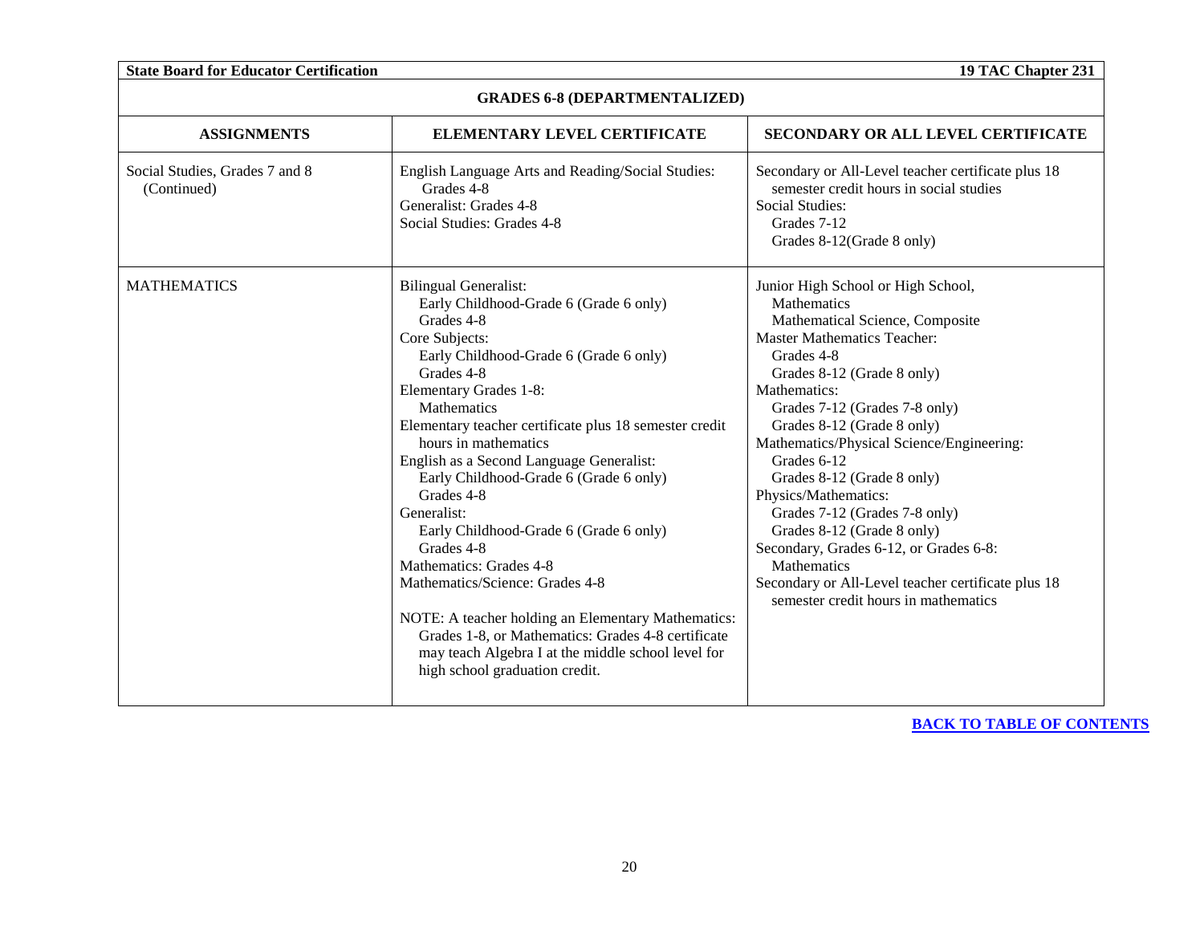## GRADES 6-8 (DEPARTMENTALIZED)

| ASSIGNMENTS | ELEMENTARY LEVEL CERTIFICATE | SECONDARY OR ALL LEVEL CERTIFICATE |
| --- | --- | --- |
| Social Studies, Grades 7 and 8 (Continued) | English Language Arts and Reading/Social Studies: Grades 4-8<br>Generalist: Grades 4-8<br>Social Studies: Grades 4-8 | Secondary or All-Level teacher certificate plus 18 semester credit hours in social studies<br>Social Studies:<br>Grades 7-12<br>Grades 8-12(Grade 8 only) |
| MATHEMATICS | Bilingual Generalist:<br>Early Childhood-Grade 6 (Grade 6 only)<br>Grades 4-8<br>Core Subjects:<br>Early Childhood-Grade 6 (Grade 6 only)<br>Grades 4-8<br>Elementary Grades 1-8:<br>Mathematics<br>Elementary teacher certificate plus 18 semester credit hours in mathematics<br>English as a Second Language Generalist:<br>Early Childhood-Grade 6 (Grade 6 only)<br>Grades 4-8<br>Generalist:<br>Early Childhood-Grade 6 (Grade 6 only)<br>Grades 4-8<br>Mathematics: Grades 4-8<br>Mathematics/Science: Grades 4-8<br><br>NOTE: A teacher holding an Elementary Mathematics: Grades 1-8, or Mathematics: Grades 4-8 certificate may teach Algebra I at the middle school level for high school graduation credit. | Junior High School or High School,<br>Mathematics<br>Mathematical Science, Composite<br>Master Mathematics Teacher:<br>Grades 4-8<br>Grades 8-12 (Grade 8 only)<br>Mathematics:<br>Grades 7-12 (Grades 7-8 only)<br>Grades 8-12 (Grade 8 only)<br>Mathematics/Physical Science/Engineering:<br>Grades 6-12<br>Grades 8-12 (Grade 8 only)<br>Physics/Mathematics:<br>Grades 7-12 (Grades 7-8 only)<br>Grades 8-12 (Grade 8 only)<br>Secondary, Grades 6-12, or Grades 6-8:<br>Mathematics<br>Secondary or All-Level teacher certificate plus 18 semester credit hours in mathematics |

**BACK TO TABLE OF CONTENTS**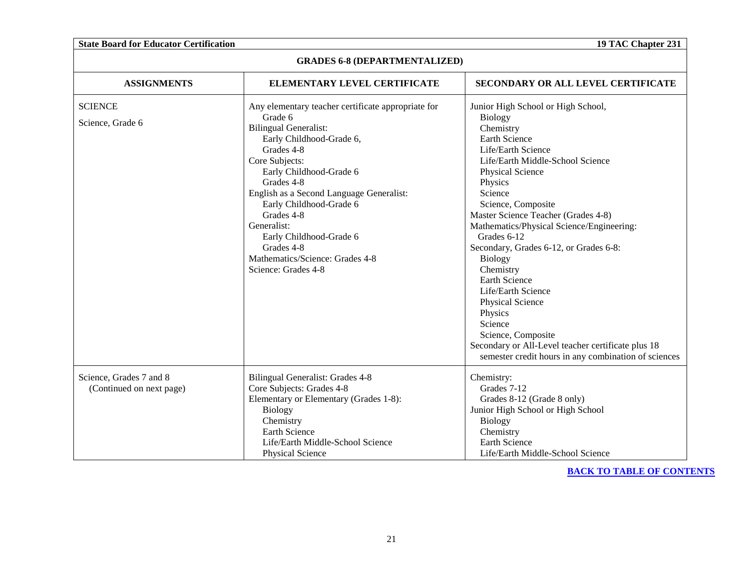## GRADES 6-8 (DEPARTMENTALIZED)

| ASSIGNMENTS | ELEMENTARY LEVEL CERTIFICATE | SECONDARY OR ALL LEVEL CERTIFICATE |
|---|---|---|
| SCIENCE<br><br>Science, Grade 6 | Any elementary teacher certificate appropriate for Grade 6<br>Bilingual Generalist:<br>Early Childhood-Grade 6,<br>Grades 4-8<br>Core Subjects:<br>Early Childhood-Grade 6<br>Grades 4-8<br>English as a Second Language Generalist:<br>Early Childhood-Grade 6<br>Grades 4-8<br>Generalist:<br>Early Childhood-Grade 6<br>Grades 4-8<br>Mathematics/Science: Grades 4-8<br>Science: Grades 4-8 | Junior High School or High School,<br>Biology<br>Chemistry<br>Earth Science<br>Life/Earth Science<br>Life/Earth Middle-School Science<br>Physical Science<br>Physics<br>Science<br>Science, Composite<br>Master Science Teacher (Grades 4-8)<br>Mathematics/Physical Science/Engineering:<br>Grades 6-12<br>Secondary, Grades 6-12, or Grades 6-8:<br>Biology<br>Chemistry<br>Earth Science<br>Life/Earth Science<br>Physical Science<br>Physics<br>Science<br>Science, Composite<br>Secondary or All-Level teacher certificate plus 18 semester credit hours in any combination of sciences |
| Science, Grades 7 and 8<br>(Continued on next page) | Bilingual Generalist: Grades 4-8<br>Core Subjects: Grades 4-8<br>Elementary or Elementary (Grades 1-8):<br>Biology<br>Chemistry<br>Earth Science<br>Life/Earth Middle-School Science<br>Physical Science | Chemistry:<br>Grades 7-12<br>Grades 8-12 (Grade 8 only)<br>Junior High School or High School<br>Biology<br>Chemistry<br>Earth Science<br>Life/Earth Middle-School Science |

[BACK TO TABLE OF CONTENTS]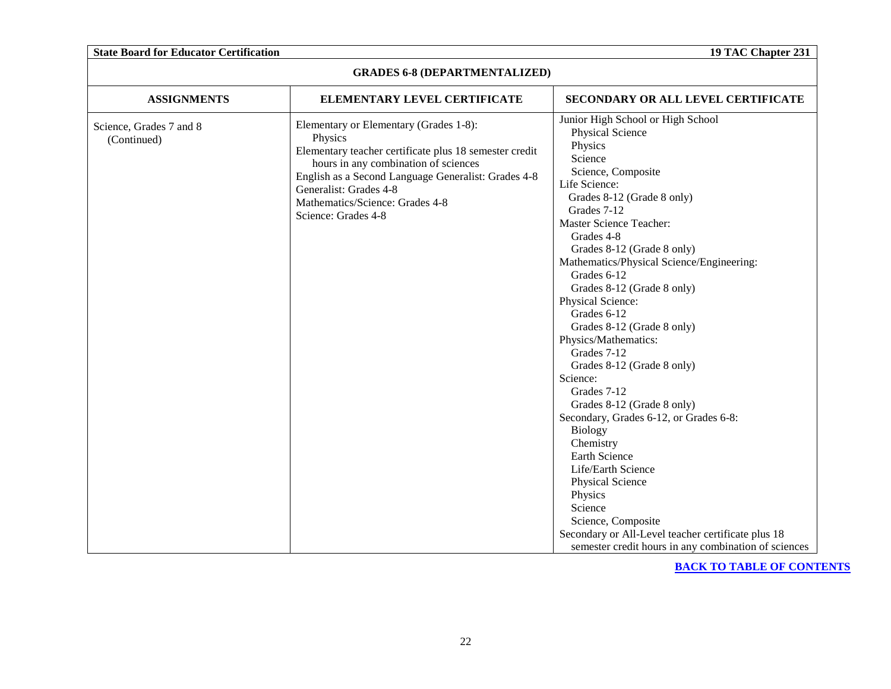| GRADES 6-8 (DEPARTMENTALIZED) | | |
|---|---|---|
| **ASSIGNMENTS** | **ELEMENTARY LEVEL CERTIFICATE** | **SECONDARY OR ALL LEVEL CERTIFICATE** |
| Science, Grades 7 and 8 (Continued) | Elementary or Elementary (Grades 1-8):<br>Physics<br>Elementary teacher certificate plus 18 semester credit hours in any combination of sciences<br>English as a Second Language Generalist: Grades 4-8<br>Generalist: Grades 4-8<br>Mathematics/Science: Grades 4-8<br>Science: Grades 4-8 | Junior High School or High School<br>Physical Science<br>Physics<br>Science<br>Science, Composite<br>Life Science:<br>Grades 8-12 (Grade 8 only)<br>Grades 7-12<br>Master Science Teacher:<br>Grades 4-8<br>Grades 8-12 (Grade 8 only)<br>Mathematics/Physical Science/Engineering:<br>Grades 6-12<br>Grades 8-12 (Grade 8 only)<br>Physical Science:<br>Grades 6-12<br>Grades 8-12 (Grade 8 only)<br>Physics/Mathematics:<br>Grades 7-12<br>Grades 8-12 (Grade 8 only)<br>Science:<br>Grades 7-12<br>Grades 8-12 (Grade 8 only)<br>Secondary, Grades 6-12, or Grades 6-8:<br>Biology<br>Chemistry<br>Earth Science<br>Life/Earth Science<br>Physical Science<br>Physics<br>Science<br>Science, Composite<br>Secondary or All-Level teacher certificate plus 18 semester credit hours in any combination of sciences |

[BACK TO TABLE OF CONTENTS]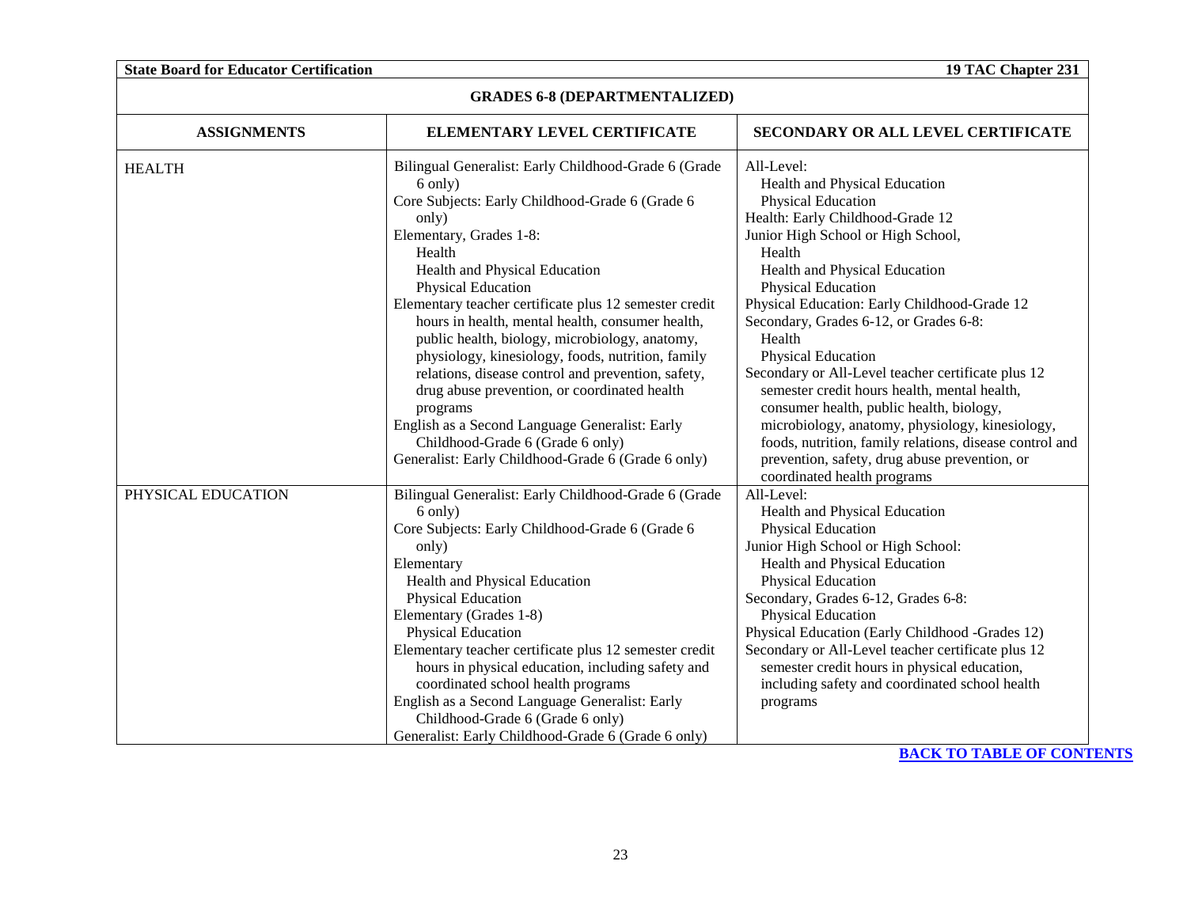## GRADES 6-8 (DEPARTMENTALIZED)

| ASSIGNMENTS | ELEMENTARY LEVEL CERTIFICATE | SECONDARY OR ALL LEVEL CERTIFICATE |
|---|---|---|
| HEALTH | Bilingual Generalist: Early Childhood-Grade 6 (Grade 6 only)<br>Core Subjects: Early Childhood-Grade 6 (Grade 6 only)<br>Elementary, Grades 1-8:<br>Health<br>Health and Physical Education<br>Physical Education<br>Elementary teacher certificate plus 12 semester credit hours in health, mental health, consumer health, public health, biology, microbiology, anatomy, physiology, kinesiology, foods, nutrition, family relations, disease control and prevention, safety, drug abuse prevention, or coordinated health programs<br>English as a Second Language Generalist: Early Childhood-Grade 6 (Grade 6 only)<br>Generalist: Early Childhood-Grade 6 (Grade 6 only) | All-Level:<br>Health and Physical Education<br>Physical Education<br>Health: Early Childhood-Grade 12<br>Junior High School or High School,<br>Health<br>Health and Physical Education<br>Physical Education<br>Physical Education: Early Childhood-Grade 12<br>Secondary, Grades 6-12, or Grades 6-8:<br>Health<br>Physical Education<br>Secondary or All-Level teacher certificate plus 12 semester credit hours health, mental health, consumer health, public health, biology, microbiology, anatomy, physiology, kinesiology, foods, nutrition, family relations, disease control and prevention, safety, drug abuse prevention, or coordinated health programs |
| PHYSICAL EDUCATION | Bilingual Generalist: Early Childhood-Grade 6 (Grade 6 only)<br>Core Subjects: Early Childhood-Grade 6 (Grade 6 only)<br>Elementary<br>Health and Physical Education<br>Physical Education<br>Elementary (Grades 1-8)<br>Physical Education<br>Elementary teacher certificate plus 12 semester credit hours in physical education, including safety and coordinated school health programs<br>English as a Second Language Generalist: Early Childhood-Grade 6 (Grade 6 only)<br>Generalist: Early Childhood-Grade 6 (Grade 6 only) | All-Level:<br>Health and Physical Education<br>Physical Education<br>Junior High School or High School:<br>Health and Physical Education<br>Physical Education<br>Secondary, Grades 6-12, Grades 6-8:<br>Physical Education<br>Physical Education (Early Childhood -Grades 12)<br>Secondary or All-Level teacher certificate plus 12 semester credit hours in physical education, including safety and coordinated school health programs |

BACK TO TABLE OF CONTENTS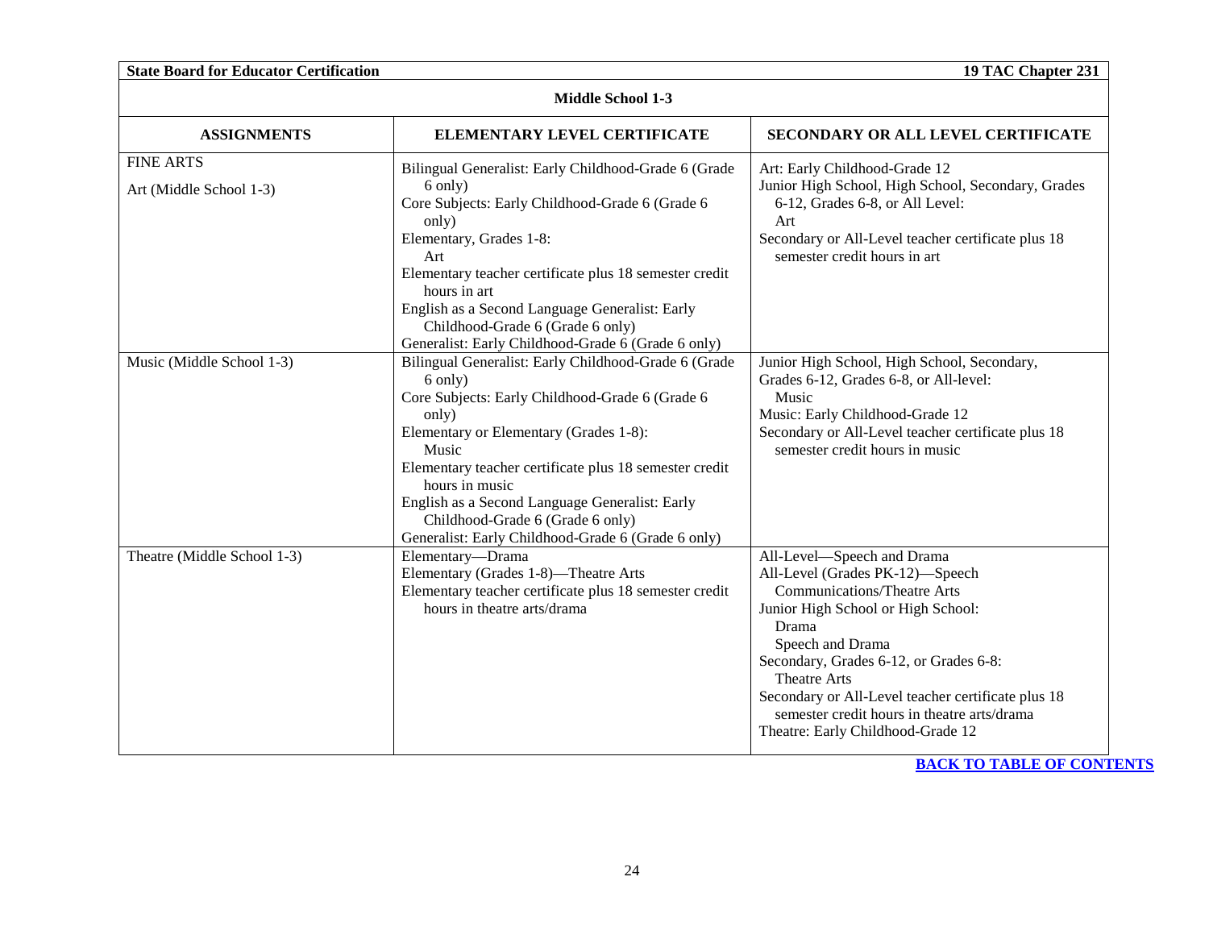## Middle School 1-3

| ASSIGNMENTS | ELEMENTARY LEVEL CERTIFICATE | SECONDARY OR ALL LEVEL CERTIFICATE |
|---|---|---|
| FINE ARTS<br>Art (Middle School 1-3) | Bilingual Generalist: Early Childhood-Grade 6 (Grade 6 only)<br>Core Subjects: Early Childhood-Grade 6 (Grade 6 only)<br>Elementary, Grades 1-8:<br>Art<br>Elementary teacher certificate plus 18 semester credit hours in art<br>English as a Second Language Generalist: Early Childhood-Grade 6 (Grade 6 only)<br>Generalist: Early Childhood-Grade 6 (Grade 6 only) | Art: Early Childhood-Grade 12<br>Junior High School, High School, Secondary, Grades 6-12, Grades 6-8, or All Level:<br>Art<br>Secondary or All-Level teacher certificate plus 18 semester credit hours in art |
| Music (Middle School 1-3) | Bilingual Generalist: Early Childhood-Grade 6 (Grade 6 only)<br>Core Subjects: Early Childhood-Grade 6 (Grade 6 only)<br>Elementary or Elementary (Grades 1-8):<br>Music<br>Elementary teacher certificate plus 18 semester credit hours in music<br>English as a Second Language Generalist: Early Childhood-Grade 6 (Grade 6 only)<br>Generalist: Early Childhood-Grade 6 (Grade 6 only) | Junior High School, High School, Secondary, Grades 6-12, Grades 6-8, or All-level:<br>Music<br>Music: Early Childhood-Grade 12<br>Secondary or All-Level teacher certificate plus 18 semester credit hours in music |
| Theatre (Middle School 1-3) | Elementary—Drama<br>Elementary (Grades 1-8)—Theatre Arts<br>Elementary teacher certificate plus 18 semester credit hours in theatre arts/drama | All-Level—Speech and Drama<br>All-Level (Grades PK-12)—Speech Communications/Theatre Arts<br>Junior High School or High School:<br>Drama<br>Speech and Drama<br>Secondary, Grades 6-12, or Grades 6-8:<br>Theatre Arts<br>Secondary or All-Level teacher certificate plus 18 semester credit hours in theatre arts/drama<br>Theatre: Early Childhood-Grade 12 |

BACK TO TABLE OF CONTENTS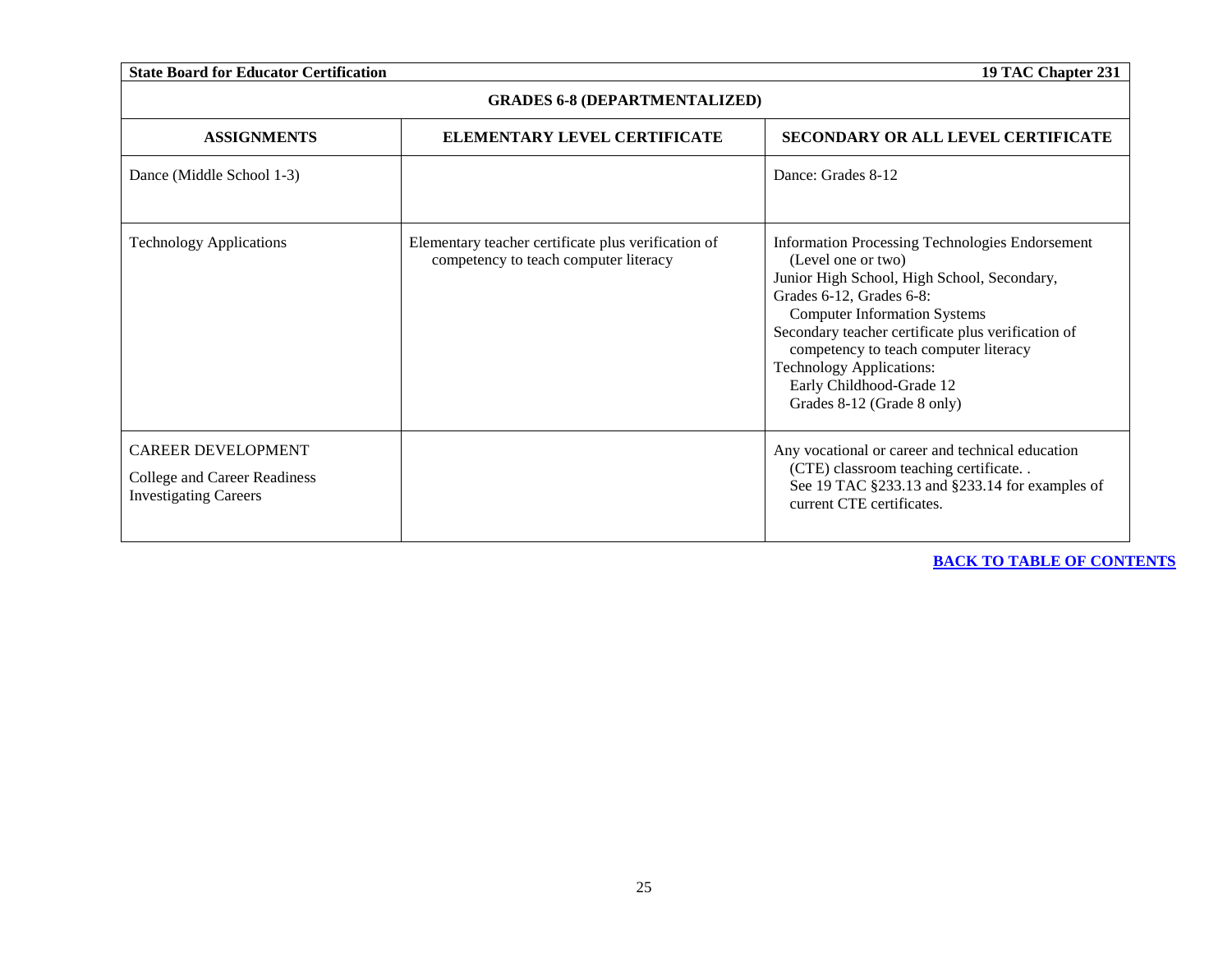## GRADES 6-8 (DEPARTMENTALIZED)

| ASSIGNMENTS | ELEMENTARY LEVEL CERTIFICATE | SECONDARY OR ALL LEVEL CERTIFICATE |
|---|---|---|
| Dance (Middle School 1-3) | | Dance: Grades 8-12 |
| Technology Applications | Elementary teacher certificate plus verification of competency to teach computer literacy | Information Processing Technologies Endorsement (Level one or two)<br>Junior High School, High School, Secondary, Grades 6-12, Grades 6-8:<br>Computer Information Systems<br>Secondary teacher certificate plus verification of competency to teach computer literacy<br>Technology Applications:<br>Early Childhood-Grade 12<br>Grades 8-12 (Grade 8 only) |
| CAREER DEVELOPMENT<br>College and Career Readiness<br>Investigating Careers | | Any vocational or career and technical education (CTE) classroom teaching certificate. .<br>See 19 TAC §233.13 and §233.14 for examples of current CTE certificates. |

**BACK TO TABLE OF CONTENTS**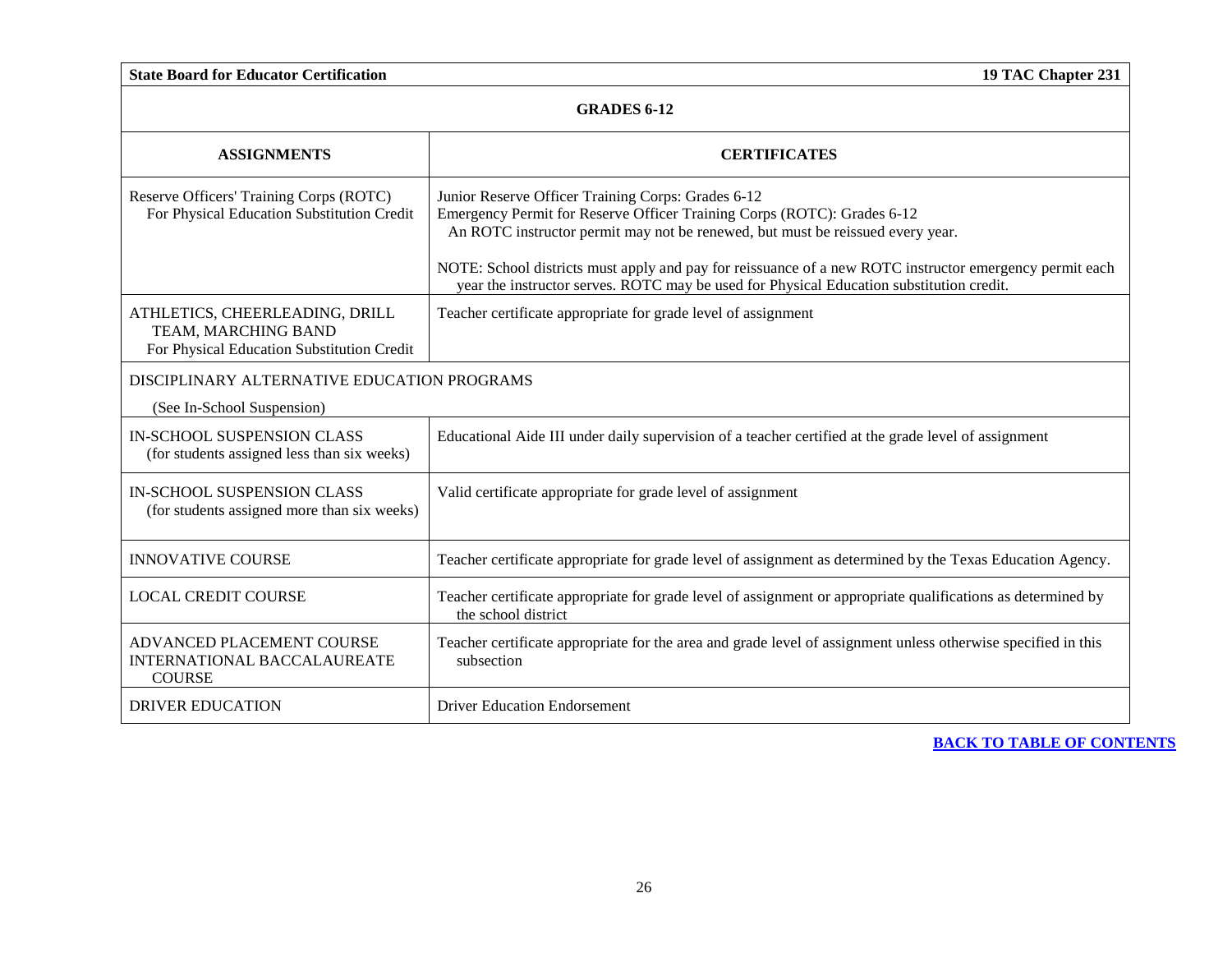| GRADES 6-12 | |
|---|---|
| **ASSIGNMENTS** | **CERTIFICATES** |
| Reserve Officers' Training Corps (ROTC) For Physical Education Substitution Credit | Junior Reserve Officer Training Corps: Grades 6-12<br>Emergency Permit for Reserve Officer Training Corps (ROTC): Grades 6-12<br>An ROTC instructor permit may not be renewed, but must be reissued every year.<br><br>NOTE: School districts must apply and pay for reissuance of a new ROTC instructor emergency permit each year the instructor serves. ROTC may be used for Physical Education substitution credit. |
| ATHLETICS, CHEERLEADING, DRILL TEAM, MARCHING BAND For Physical Education Substitution Credit | Teacher certificate appropriate for grade level of assignment |
| DISCIPLINARY ALTERNATIVE EDUCATION PROGRAMS<br>(See In-School Suspension) | |
| IN-SCHOOL SUSPENSION CLASS (for students assigned less than six weeks) | Educational Aide III under daily supervision of a teacher certified at the grade level of assignment |
| IN-SCHOOL SUSPENSION CLASS (for students assigned more than six weeks) | Valid certificate appropriate for grade level of assignment |
| INNOVATIVE COURSE | Teacher certificate appropriate for grade level of assignment as determined by the Texas Education Agency. |
| LOCAL CREDIT COURSE | Teacher certificate appropriate for grade level of assignment or appropriate qualifications as determined by the school district |
| ADVANCED PLACEMENT COURSE<br>INTERNATIONAL BACCALAUREATE COURSE | Teacher certificate appropriate for the area and grade level of assignment unless otherwise specified in this subsection |
| DRIVER EDUCATION | Driver Education Endorsement |

**BACK TO TABLE OF CONTENTS**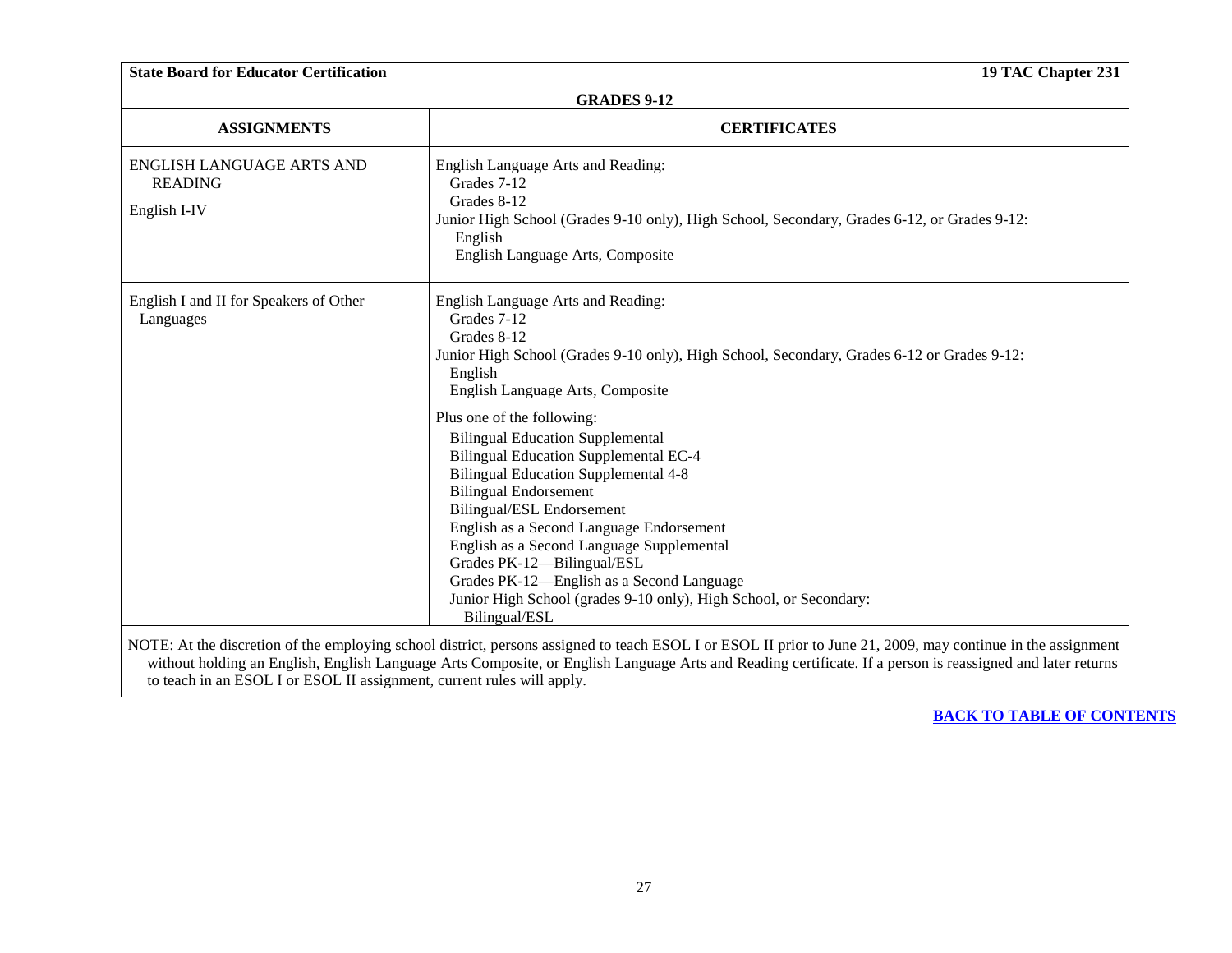**GRADES 9-12**

| ASSIGNMENTS | CERTIFICATES |
|---|---|
| ENGLISH LANGUAGE ARTS AND READING<br><br>English I-IV | English Language Arts and Reading:<br>Grades 7-12<br>Grades 8-12<br>Junior High School (Grades 9-10 only), High School, Secondary, Grades 6-12, or Grades 9-12:<br>English<br>English Language Arts, Composite |
| English I and II for Speakers of Other Languages | English Language Arts and Reading:<br>Grades 7-12<br>Grades 8-12<br>Junior High School (Grades 9-10 only), High School, Secondary, Grades 6-12 or Grades 9-12:<br>English<br>English Language Arts, Composite<br><br>Plus one of the following:<br>Bilingual Education Supplemental<br>Bilingual Education Supplemental EC-4<br>Bilingual Education Supplemental 4-8<br>Bilingual Endorsement<br>Bilingual/ESL Endorsement<br>English as a Second Language Endorsement<br>English as a Second Language Supplemental<br>Grades PK-12—Bilingual/ESL<br>Grades PK-12—English as a Second Language<br>Junior High School (grades 9-10 only), High School, or Secondary:<br>Bilingual/ESL |

NOTE: At the discretion of the employing school district, persons assigned to teach ESOL I or ESOL II prior to June 21, 2009, may continue in the assignment without holding an English, English Language Arts Composite, or English Language Arts and Reading certificate. If a person is reassigned and later returns to teach in an ESOL I or ESOL II assignment, current rules will apply.

**BACK TO TABLE OF CONTENTS**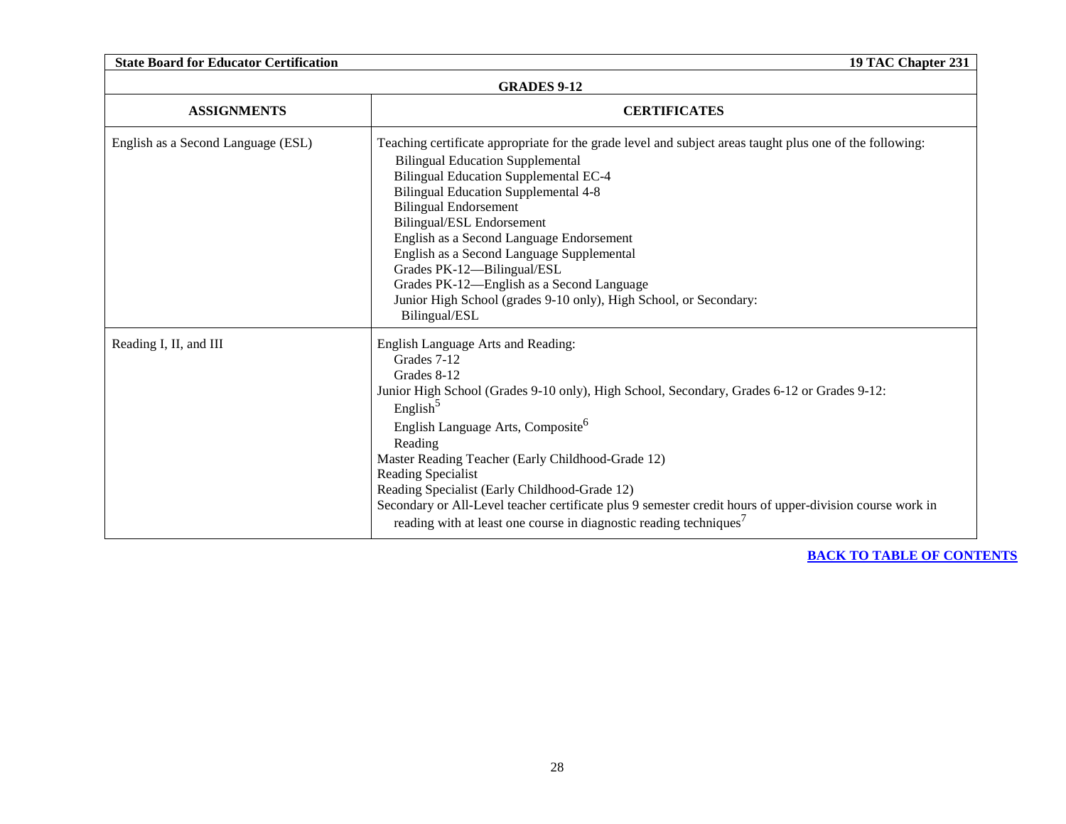**GRADES 9-12**

| ASSIGNMENTS | CERTIFICATES |
|---|---|
| English as a Second Language (ESL) | Teaching certificate appropriate for the grade level and subject areas taught plus one of the following:<br>Bilingual Education Supplemental<br>Bilingual Education Supplemental EC-4<br>Bilingual Education Supplemental 4-8<br>Bilingual Endorsement<br>Bilingual/ESL Endorsement<br>English as a Second Language Endorsement<br>English as a Second Language Supplemental<br>Grades PK-12—Bilingual/ESL<br>Grades PK-12—English as a Second Language<br>Junior High School (grades 9-10 only), High School, or Secondary:<br>Bilingual/ESL |
| Reading I, II, and III | English Language Arts and Reading:<br>Grades 7-12<br>Grades 8-12<br>Junior High School (Grades 9-10 only), High School, Secondary, Grades 6-12 or Grades 9-12:<br>English[5]<br>English Language Arts, Composite[6]<br>Reading<br>Master Reading Teacher (Early Childhood-Grade 12)<br>Reading Specialist<br>Reading Specialist (Early Childhood-Grade 12)<br>Secondary or All-Level teacher certificate plus 9 semester credit hours of upper-division course work in reading with at least one course in diagnostic reading techniques[7] |

**BACK TO TABLE OF CONTENTS**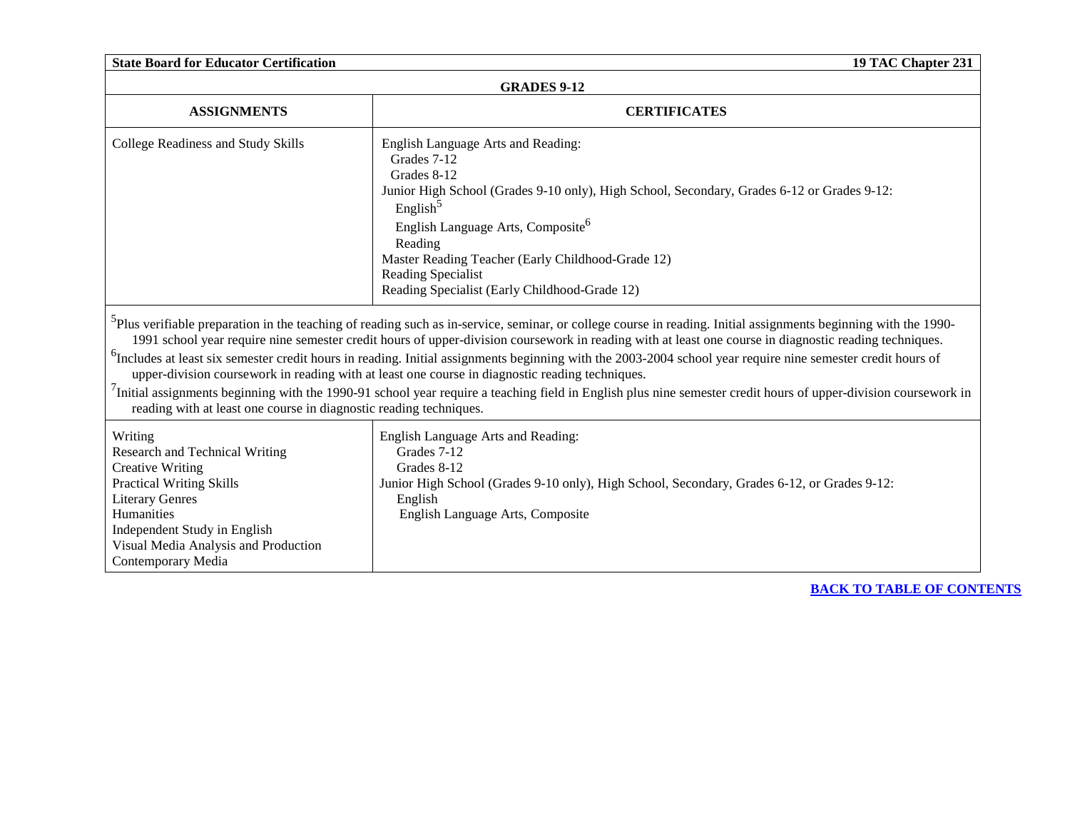| GRADES 9-12 | |
|---|---|
| **ASSIGNMENTS** | **CERTIFICATES** |
| College Readiness and Study Skills | English Language Arts and Reading:<br>Grades 7-12<br>Grades 8-12<br>Junior High School (Grades 9-10 only), High School, Secondary, Grades 6-12 or Grades 9-12:<br>English[5]<br>English Language Arts, Composite[6]<br>Reading<br>Master Reading Teacher (Early Childhood-Grade 12)<br>Reading Specialist<br>Reading Specialist (Early Childhood-Grade 12) |

[5]Plus verifiable preparation in the teaching of reading such as in-service, seminar, or college course in reading. Initial assignments beginning with the 1990-1991 school year require nine semester credit hours of upper-division coursework in reading with at least one course in diagnostic reading techniques.

[6]Includes at least six semester credit hours in reading. Initial assignments beginning with the 2003-2004 school year require nine semester credit hours of upper-division coursework in reading with at least one course in diagnostic reading techniques.

[7]Initial assignments beginning with the 1990-91 school year require a teaching field in English plus nine semester credit hours of upper-division coursework in reading with at least one course in diagnostic reading techniques.

| ASSIGNMENTS | CERTIFICATES |
|---|---|
| Writing<br>Research and Technical Writing<br>Creative Writing<br>Practical Writing Skills<br>Literary Genres<br>Humanities<br>Independent Study in English<br>Visual Media Analysis and Production<br>Contemporary Media | English Language Arts and Reading:<br>Grades 7-12<br>Grades 8-12<br>Junior High School (Grades 9-10 only), High School, Secondary, Grades 6-12, or Grades 9-12:<br>English<br>English Language Arts, Composite |

**BACK TO TABLE OF CONTENTS**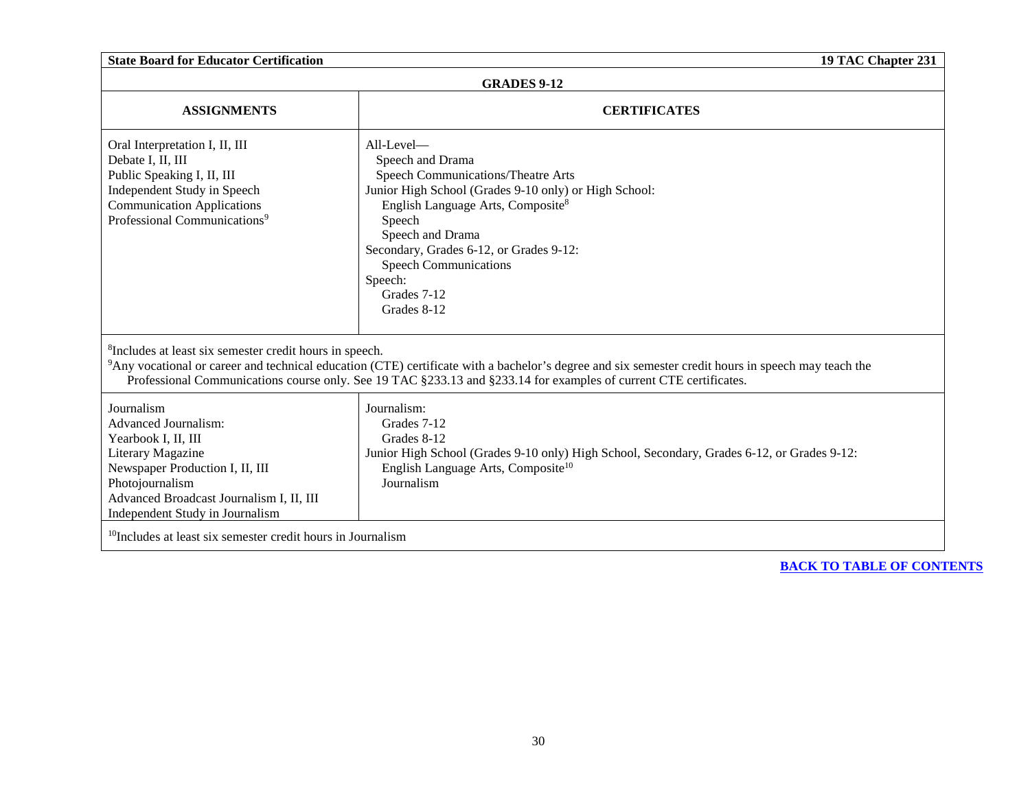**GRADES 9-12**

| ASSIGNMENTS | CERTIFICATES |
|---|---|
| Oral Interpretation I, II, III<br>Debate I, II, III<br>Public Speaking I, II, III<br>Independent Study in Speech<br>Communication Applications<br>Professional Communications[9] | All-Level—<br>Speech and Drama<br>Speech Communications/Theatre Arts<br>Junior High School (Grades 9-10 only) or High School:<br>English Language Arts, Composite[8]<br>Speech<br>Speech and Drama<br>Secondary, Grades 6-12, or Grades 9-12:<br>Speech Communications<br>Speech:<br>Grades 7-12<br>Grades 8-12 |

[8]Includes at least six semester credit hours in speech.
[9]Any vocational or career and technical education (CTE) certificate with a bachelor's degree and six semester credit hours in speech may teach the Professional Communications course only. See 19 TAC §233.13 and §233.14 for examples of current CTE certificates.

| ASSIGNMENTS | CERTIFICATES |
|---|---|
| Journalism<br>Advanced Journalism:<br>Yearbook I, II, III<br>Literary Magazine<br>Newspaper Production I, II, III<br>Photojournalism<br>Advanced Broadcast Journalism I, II, III<br>Independent Study in Journalism | Journalism:<br>Grades 7-12<br>Grades 8-12<br>Junior High School (Grades 9-10 only) High School, Secondary, Grades 6-12, or Grades 9-12:<br>English Language Arts, Composite[10]<br>Journalism |

[10]Includes at least six semester credit hours in Journalism

**BACK TO TABLE OF CONTENTS**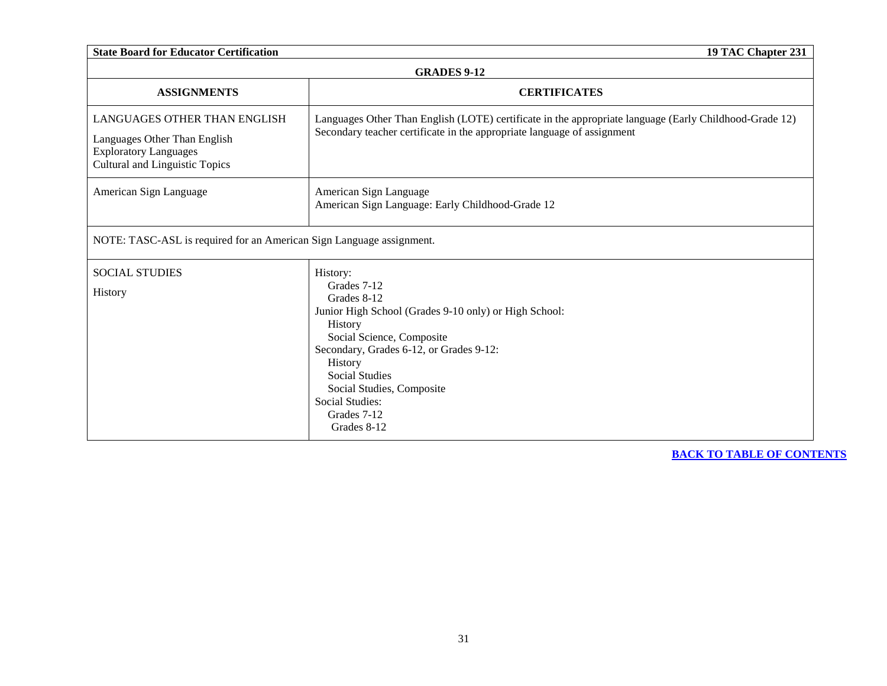| GRADES 9-12 | |
|---|---|
| **ASSIGNMENTS** | **CERTIFICATES** |
| LANGUAGES OTHER THAN ENGLISH<br><br>Languages Other Than English<br>Exploratory Languages<br>Cultural and Linguistic Topics | Languages Other Than English (LOTE) certificate in the appropriate language (Early Childhood-Grade 12)<br>Secondary teacher certificate in the appropriate language of assignment |
| American Sign Language | American Sign Language<br>American Sign Language: Early Childhood-Grade 12 |
| NOTE: TASC-ASL is required for an American Sign Language assignment. | |
| SOCIAL STUDIES<br><br>History | History:<br>Grades 7-12<br>Grades 8-12<br>Junior High School (Grades 9-10 only) or High School:<br>History<br>Social Science, Composite<br>Secondary, Grades 6-12, or Grades 9-12:<br>History<br>Social Studies<br>Social Studies, Composite<br>Social Studies:<br>Grades 7-12<br>Grades 8-12 |

BACK TO TABLE OF CONTENTS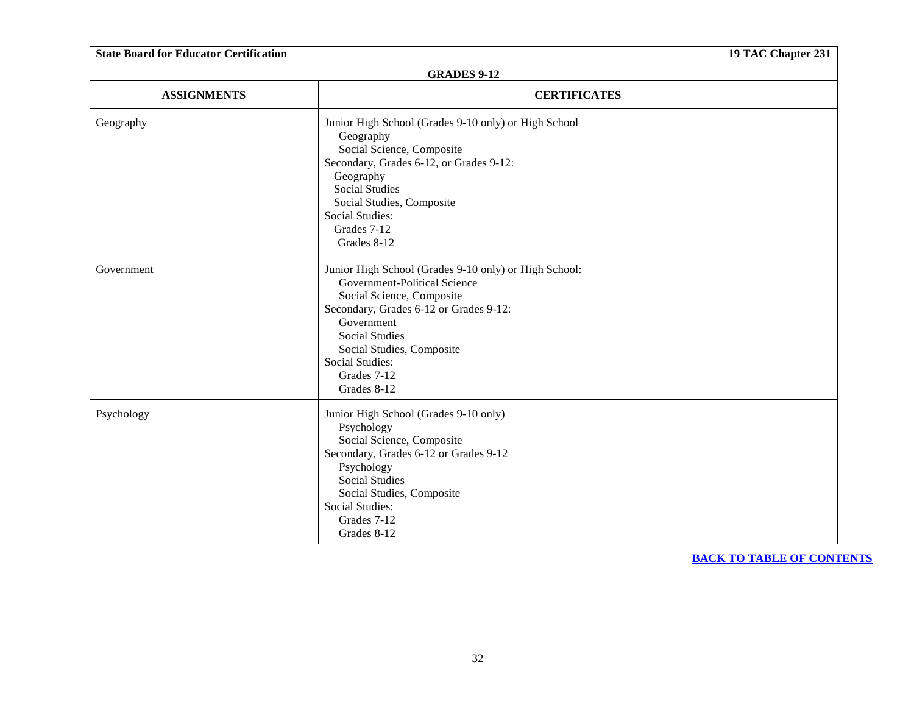| GRADES 9-12 | |
|---|---|
| **ASSIGNMENTS** | **CERTIFICATES** |
| Geography | Junior High School (Grades 9-10 only) or High School<br>Geography<br>Social Science, Composite<br>Secondary, Grades 6-12, or Grades 9-12:<br>Geography<br>Social Studies<br>Social Studies, Composite<br>Social Studies:<br>Grades 7-12<br>Grades 8-12 |
| Government | Junior High School (Grades 9-10 only) or High School:<br>Government-Political Science<br>Social Science, Composite<br>Secondary, Grades 6-12 or Grades 9-12:<br>Government<br>Social Studies<br>Social Studies, Composite<br>Social Studies:<br>Grades 7-12<br>Grades 8-12 |
| Psychology | Junior High School (Grades 9-10 only)<br>Psychology<br>Social Science, Composite<br>Secondary, Grades 6-12 or Grades 9-12<br>Psychology<br>Social Studies<br>Social Studies, Composite<br>Social Studies:<br>Grades 7-12<br>Grades 8-12 |

**BACK TO TABLE OF CONTENTS**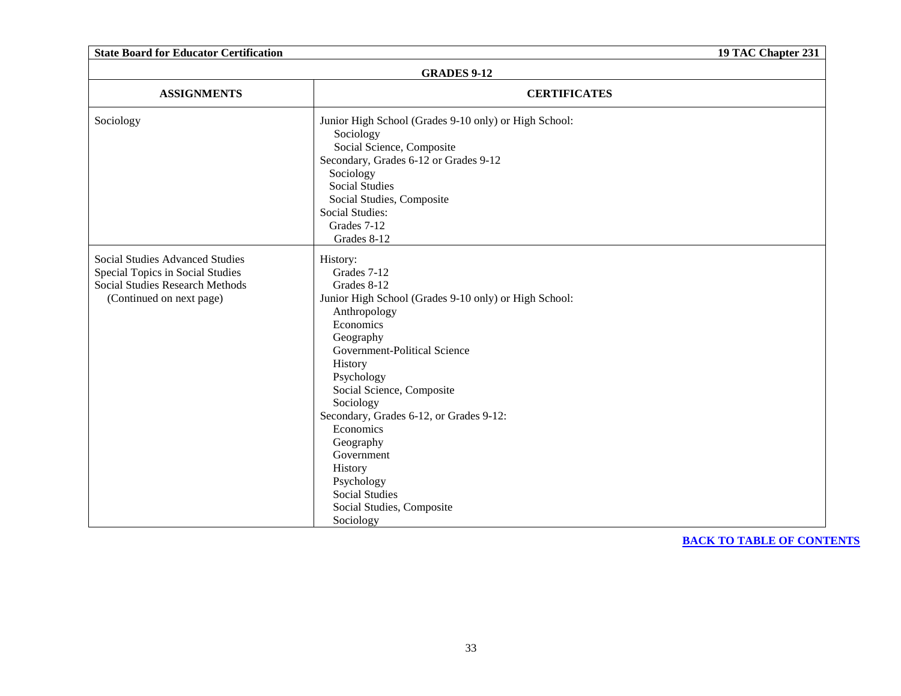| GRADES 9-12 | |
|---|---|
| **ASSIGNMENTS** | **CERTIFICATES** |
| Sociology | Junior High School (Grades 9-10 only) or High School:<br>Sociology<br>Social Science, Composite<br>Secondary, Grades 6-12 or Grades 9-12<br>Sociology<br>Social Studies<br>Social Studies, Composite<br>Social Studies:<br>Grades 7-12<br>Grades 8-12 |
| Social Studies Advanced Studies<br>Special Topics in Social Studies<br>Social Studies Research Methods<br>(Continued on next page) | History:<br>Grades 7-12<br>Grades 8-12<br>Junior High School (Grades 9-10 only) or High School:<br>Anthropology<br>Economics<br>Geography<br>Government-Political Science<br>History<br>Psychology<br>Social Science, Composite<br>Sociology<br>Secondary, Grades 6-12, or Grades 9-12:<br>Economics<br>Geography<br>Government<br>History<br>Psychology<br>Social Studies<br>Social Studies, Composite<br>Sociology |

**BACK TO TABLE OF CONTENTS**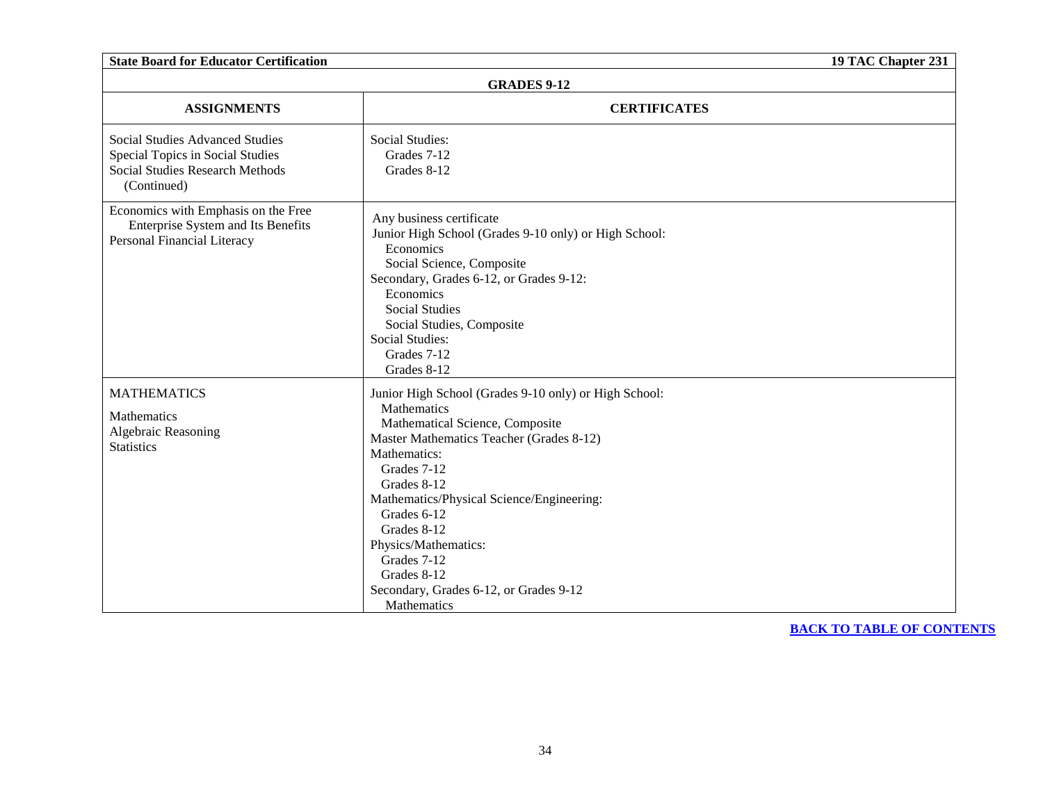| GRADES 9-12 | |
|---|---|
| **ASSIGNMENTS** | **CERTIFICATES** |
| Social Studies Advanced Studies<br>Special Topics in Social Studies<br>Social Studies Research Methods<br>(Continued) | Social Studies:<br>Grades 7-12<br>Grades 8-12 |
| Economics with Emphasis on the Free Enterprise System and Its Benefits<br>Personal Financial Literacy | Any business certificate<br>Junior High School (Grades 9-10 only) or High School:<br>Economics<br>Social Science, Composite<br>Secondary, Grades 6-12, or Grades 9-12:<br>Economics<br>Social Studies<br>Social Studies, Composite<br>Social Studies:<br>Grades 7-12<br>Grades 8-12 |
| MATHEMATICS<br><br>Mathematics<br>Algebraic Reasoning<br>Statistics | Junior High School (Grades 9-10 only) or High School:<br>Mathematics<br>Mathematical Science, Composite<br>Master Mathematics Teacher (Grades 8-12)<br>Mathematics:<br>Grades 7-12<br>Grades 8-12<br>Mathematics/Physical Science/Engineering:<br>Grades 6-12<br>Grades 8-12<br>Physics/Mathematics:<br>Grades 7-12<br>Grades 8-12<br>Secondary, Grades 6-12, or Grades 9-12<br>Mathematics |

[BACK TO TABLE OF CONTENTS]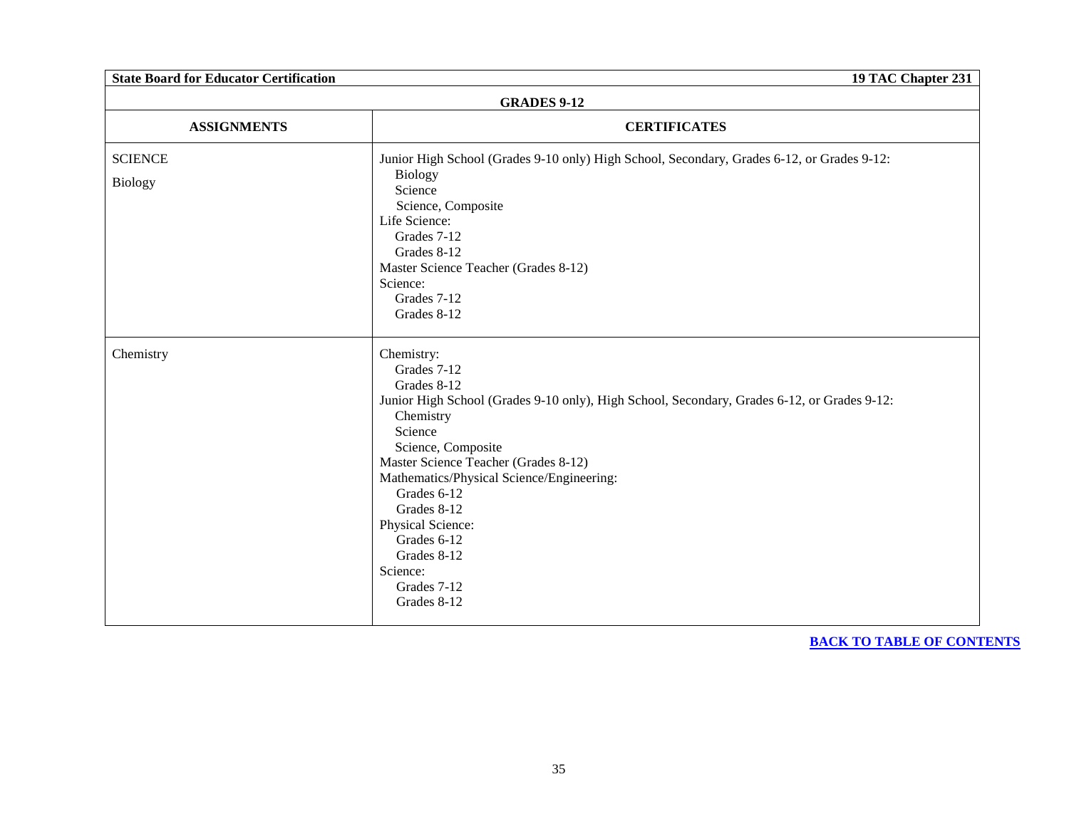| State Board for Educator Certification | 19 TAC Chapter 231 |
| --- | --- |
| **GRADES 9-12** | |
| **ASSIGNMENTS** | **CERTIFICATES** |
| SCIENCE<br>Biology | Junior High School (Grades 9-10 only) High School, Secondary, Grades 6-12, or Grades 9-12:<br>Biology<br>Science<br>Science, Composite<br>Life Science:<br>Grades 7-12<br>Grades 8-12<br>Master Science Teacher (Grades 8-12)<br>Science:<br>Grades 7-12<br>Grades 8-12 |
| Chemistry | Chemistry:<br>Grades 7-12<br>Grades 8-12<br>Junior High School (Grades 9-10 only), High School, Secondary, Grades 6-12, or Grades 9-12:<br>Chemistry<br>Science<br>Science, Composite<br>Master Science Teacher (Grades 8-12)<br>Mathematics/Physical Science/Engineering:<br>Grades 6-12<br>Grades 8-12<br>Physical Science:<br>Grades 6-12<br>Grades 8-12<br>Science:<br>Grades 7-12<br>Grades 8-12 |

**BACK TO TABLE OF CONTENTS**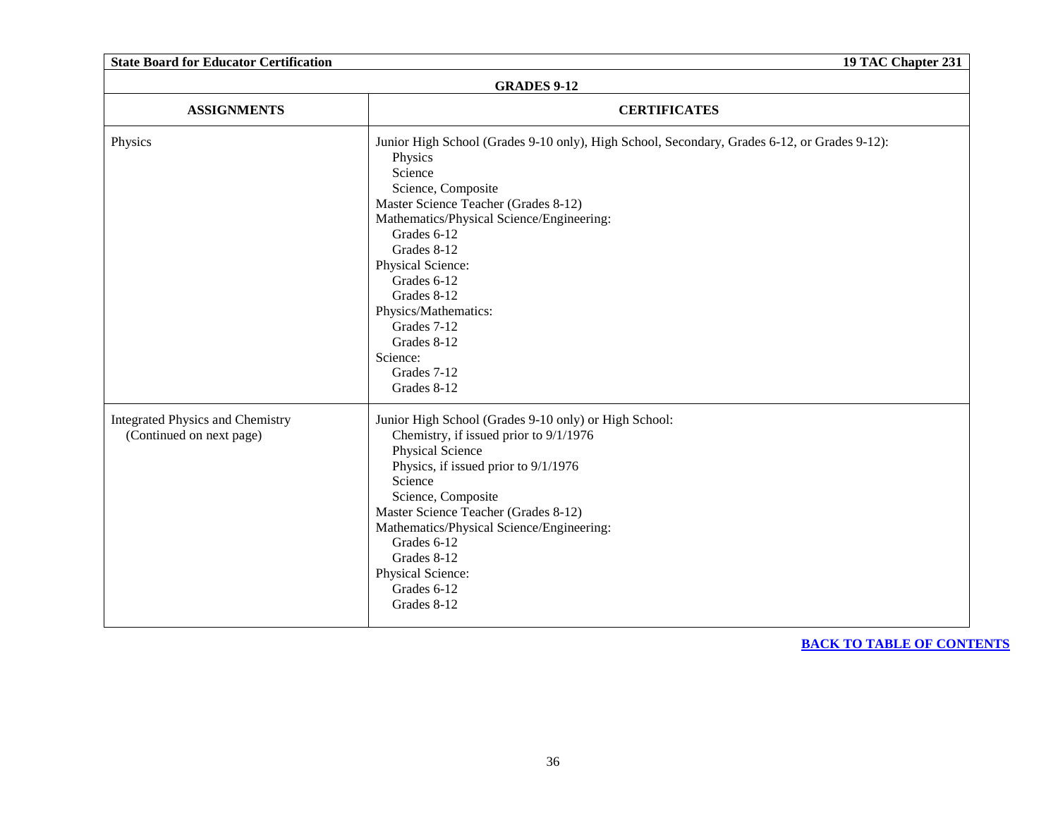| GRADES 9-12 | |
|---|---|
| **ASSIGNMENTS** | **CERTIFICATES** |
| Physics | Junior High School (Grades 9-10 only), High School, Secondary, Grades 6-12, or Grades 9-12):<br>Physics<br>Science<br>Science, Composite<br>Master Science Teacher (Grades 8-12)<br>Mathematics/Physical Science/Engineering:<br>Grades 6-12<br>Grades 8-12<br>Physical Science:<br>Grades 6-12<br>Grades 8-12<br>Physics/Mathematics:<br>Grades 7-12<br>Grades 8-12<br>Science:<br>Grades 7-12<br>Grades 8-12 |
| Integrated Physics and Chemistry<br>(Continued on next page) | Junior High School (Grades 9-10 only) or High School:<br>Chemistry, if issued prior to 9/1/1976<br>Physical Science<br>Physics, if issued prior to 9/1/1976<br>Science<br>Science, Composite<br>Master Science Teacher (Grades 8-12)<br>Mathematics/Physical Science/Engineering:<br>Grades 6-12<br>Grades 8-12<br>Physical Science:<br>Grades 6-12<br>Grades 8-12 |

**BACK TO TABLE OF CONTENTS**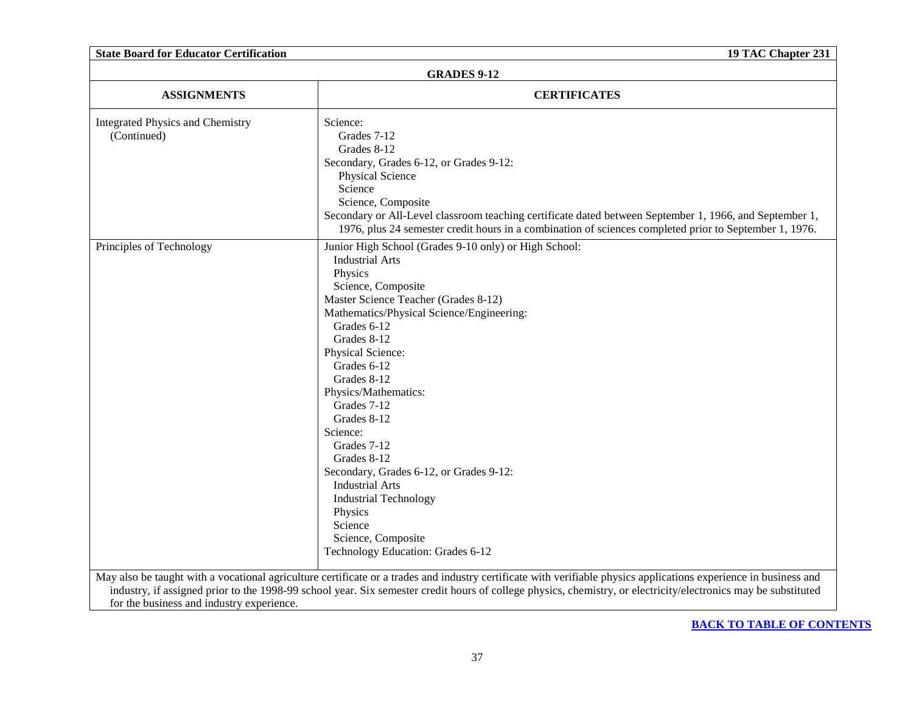| GRADES 9-12 | |
|---|---|
| **ASSIGNMENTS** | **CERTIFICATES** |
| Integrated Physics and Chemistry (Continued) | Science:<br>Grades 7-12<br>Grades 8-12<br>Secondary, Grades 6-12, or Grades 9-12:<br>Physical Science<br>Science<br>Science, Composite<br>Secondary or All-Level classroom teaching certificate dated between September 1, 1966, and September 1, 1976, plus 24 semester credit hours in a combination of sciences completed prior to September 1, 1976. |
| Principles of Technology | Junior High School (Grades 9-10 only) or High School:<br>Industrial Arts<br>Physics<br>Science, Composite<br>Master Science Teacher (Grades 8-12)<br>Mathematics/Physical Science/Engineering:<br>Grades 6-12<br>Grades 8-12<br>Physical Science:<br>Grades 6-12<br>Grades 8-12<br>Physics/Mathematics:<br>Grades 7-12<br>Grades 8-12<br>Science:<br>Grades 7-12<br>Grades 8-12<br>Secondary, Grades 6-12, or Grades 9-12:<br>Industrial Arts<br>Industrial Technology<br>Physics<br>Science<br>Science, Composite<br>Technology Education: Grades 6-12 |

May also be taught with a vocational agriculture certificate or a trades and industry certificate with verifiable physics applications experience in business and industry, if assigned prior to the 1998-99 school year. Six semester credit hours of college physics, chemistry, or electricity/electronics may be substituted for the business and industry experience.

**BACK TO TABLE OF CONTENTS**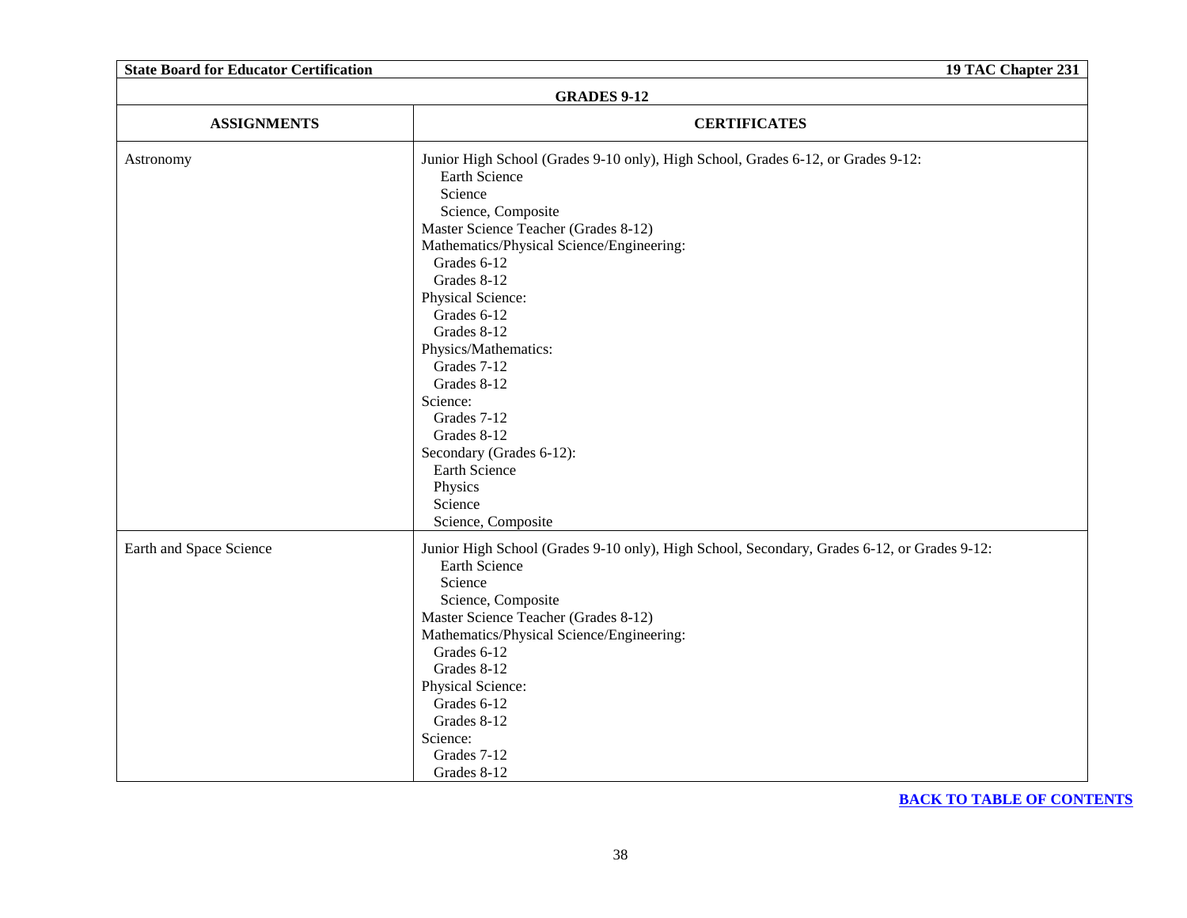| GRADES 9-12 | |
|---|---|
| **ASSIGNMENTS** | **CERTIFICATES** |
| Astronomy | Junior High School (Grades 9-10 only), High School, Grades 6-12, or Grades 9-12:<br>Earth Science<br>Science<br>Science, Composite<br>Master Science Teacher (Grades 8-12)<br>Mathematics/Physical Science/Engineering:<br>Grades 6-12<br>Grades 8-12<br>Physical Science:<br>Grades 6-12<br>Grades 8-12<br>Physics/Mathematics:<br>Grades 7-12<br>Grades 8-12<br>Science:<br>Grades 7-12<br>Grades 8-12<br>Secondary (Grades 6-12):<br>Earth Science<br>Physics<br>Science<br>Science, Composite |
| Earth and Space Science | Junior High School (Grades 9-10 only), High School, Secondary, Grades 6-12, or Grades 9-12:<br>Earth Science<br>Science<br>Science, Composite<br>Master Science Teacher (Grades 8-12)<br>Mathematics/Physical Science/Engineering:<br>Grades 6-12<br>Grades 8-12<br>Physical Science:<br>Grades 6-12<br>Grades 8-12<br>Science:<br>Grades 7-12<br>Grades 8-12 |

[BACK TO TABLE OF CONTENTS]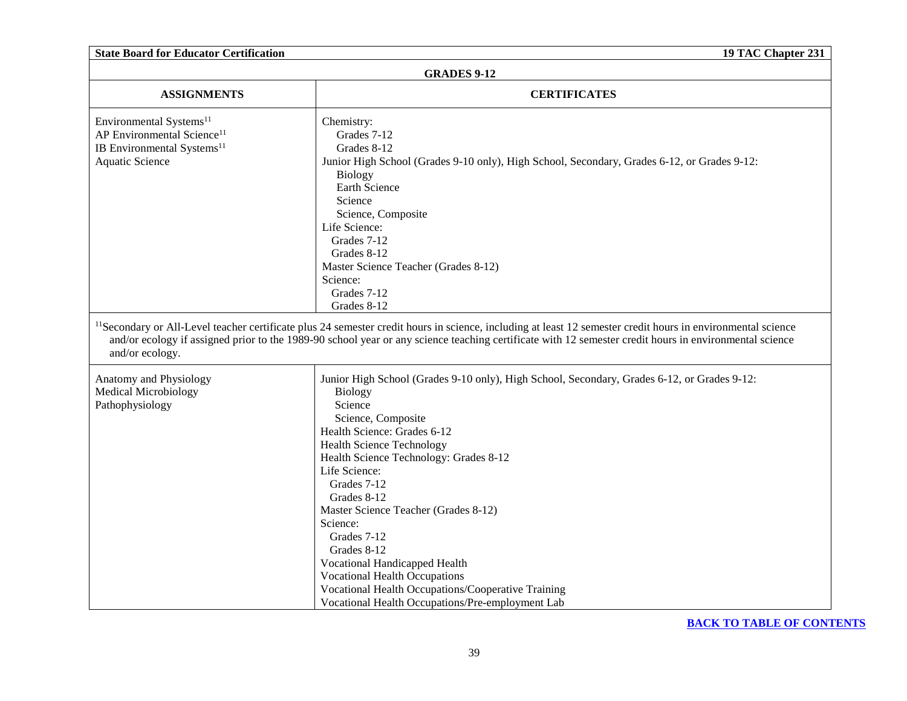## GRADES 9-12

| ASSIGNMENTS | CERTIFICATES |
| --- | --- |
| Environmental Systems[11]<br>AP Environmental Science[11]<br>IB Environmental Systems[11]<br>Aquatic Science | Chemistry:<br>Grades 7-12<br>Grades 8-12<br>Junior High School (Grades 9-10 only), High School, Secondary, Grades 6-12, or Grades 9-12:<br>Biology<br>Earth Science<br>Science<br>Science, Composite<br>Life Science:<br>Grades 7-12<br>Grades 8-12<br>Master Science Teacher (Grades 8-12)<br>Science:<br>Grades 7-12<br>Grades 8-12 |
| [11]Secondary or All-Level teacher certificate plus 24 semester credit hours in science, including at least 12 semester credit hours in environmental science and/or ecology if assigned prior to the 1989-90 school year or any science teaching certificate with 12 semester credit hours in environmental science and/or ecology. | |
| Anatomy and Physiology<br>Medical Microbiology<br>Pathophysiology | Junior High School (Grades 9-10 only), High School, Secondary, Grades 6-12, or Grades 9-12:<br>Biology<br>Science<br>Science, Composite<br>Health Science: Grades 6-12<br>Health Science Technology<br>Health Science Technology: Grades 8-12<br>Life Science:<br>Grades 7-12<br>Grades 8-12<br>Master Science Teacher (Grades 8-12)<br>Science:<br>Grades 7-12<br>Grades 8-12<br>Vocational Handicapped Health<br>Vocational Health Occupations<br>Vocational Health Occupations/Cooperative Training<br>Vocational Health Occupations/Pre-employment Lab |

**BACK TO TABLE OF CONTENTS**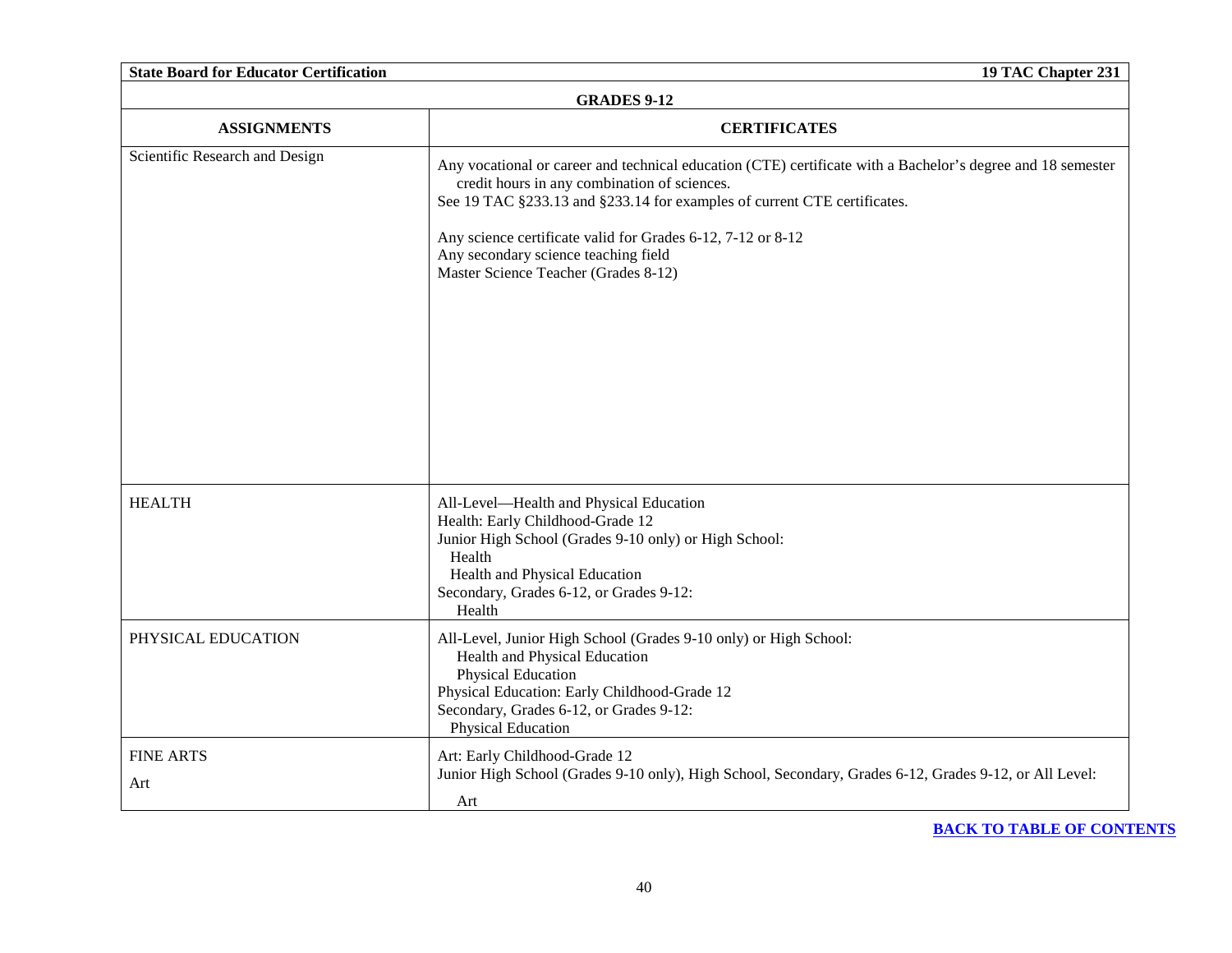| GRADES 9-12 | |
|---|---|
| **ASSIGNMENTS** | **CERTIFICATES** |
| Scientific Research and Design | Any vocational or career and technical education (CTE) certificate with a Bachelor's degree and 18 semester credit hours in any combination of sciences.<br>See 19 TAC §233.13 and §233.14 for examples of current CTE certificates.<br><br>Any science certificate valid for Grades 6-12, 7-12 or 8-12<br>Any secondary science teaching field<br>Master Science Teacher (Grades 8-12) |
| HEALTH | All-Level—Health and Physical Education<br>Health: Early Childhood-Grade 12<br>Junior High School (Grades 9-10 only) or High School:<br>Health<br>Health and Physical Education<br>Secondary, Grades 6-12, or Grades 9-12:<br>Health |
| PHYSICAL EDUCATION | All-Level, Junior High School (Grades 9-10 only) or High School:<br>Health and Physical Education<br>Physical Education<br>Physical Education: Early Childhood-Grade 12<br>Secondary, Grades 6-12, or Grades 9-12:<br>Physical Education |
| FINE ARTS<br><br>Art | Art: Early Childhood-Grade 12<br>Junior High School (Grades 9-10 only), High School, Secondary, Grades 6-12, Grades 9-12, or All Level:<br>Art |

**BACK TO TABLE OF CONTENTS**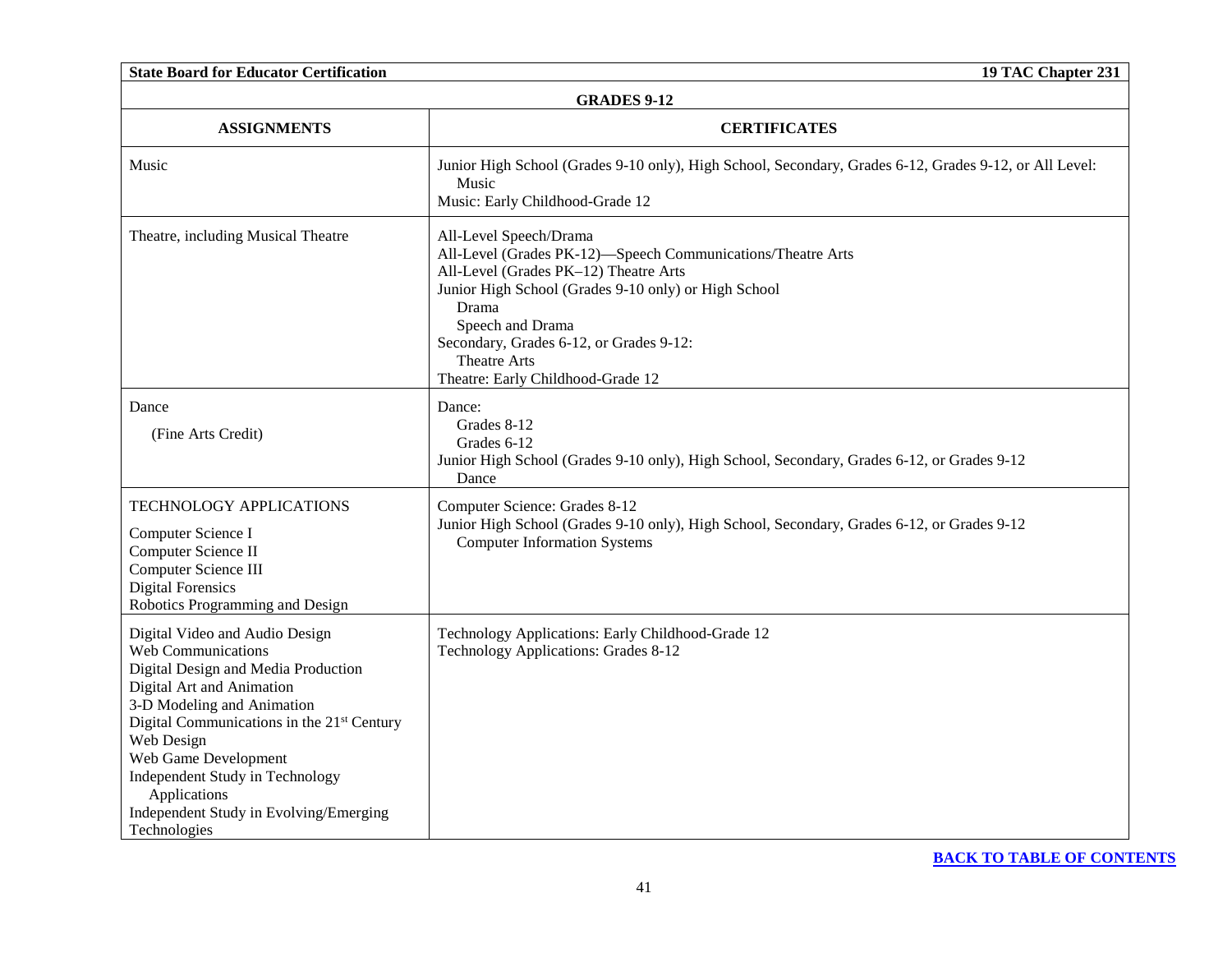## GRADES 9-12

| ASSIGNMENTS | CERTIFICATES |
| --- | --- |
| Music | Junior High School (Grades 9-10 only), High School, Secondary, Grades 6-12, Grades 9-12, or All Level: Music<br>Music: Early Childhood-Grade 12 |
| Theatre, including Musical Theatre | All-Level Speech/Drama<br>All-Level (Grades PK-12)—Speech Communications/Theatre Arts<br>All-Level (Grades PK–12) Theatre Arts<br>Junior High School (Grades 9-10 only) or High School<br>Drama<br>Speech and Drama<br>Secondary, Grades 6-12, or Grades 9-12:<br>Theatre Arts<br>Theatre: Early Childhood-Grade 12 |
| Dance<br>(Fine Arts Credit) | Dance:<br>Grades 8-12<br>Grades 6-12<br>Junior High School (Grades 9-10 only), High School, Secondary, Grades 6-12, or Grades 9-12<br>Dance |
| TECHNOLOGY APPLICATIONS<br>Computer Science I<br>Computer Science II<br>Computer Science III<br>Digital Forensics<br>Robotics Programming and Design | Computer Science: Grades 8-12<br>Junior High School (Grades 9-10 only), High School, Secondary, Grades 6-12, or Grades 9-12<br>Computer Information Systems |
| Digital Video and Audio Design<br>Web Communications<br>Digital Design and Media Production<br>Digital Art and Animation<br>3-D Modeling and Animation<br>Digital Communications in the 21st Century<br>Web Design<br>Web Game Development<br>Independent Study in Technology Applications<br>Independent Study in Evolving/Emerging Technologies | Technology Applications: Early Childhood-Grade 12<br>Technology Applications: Grades 8-12 |

BACK TO TABLE OF CONTENTS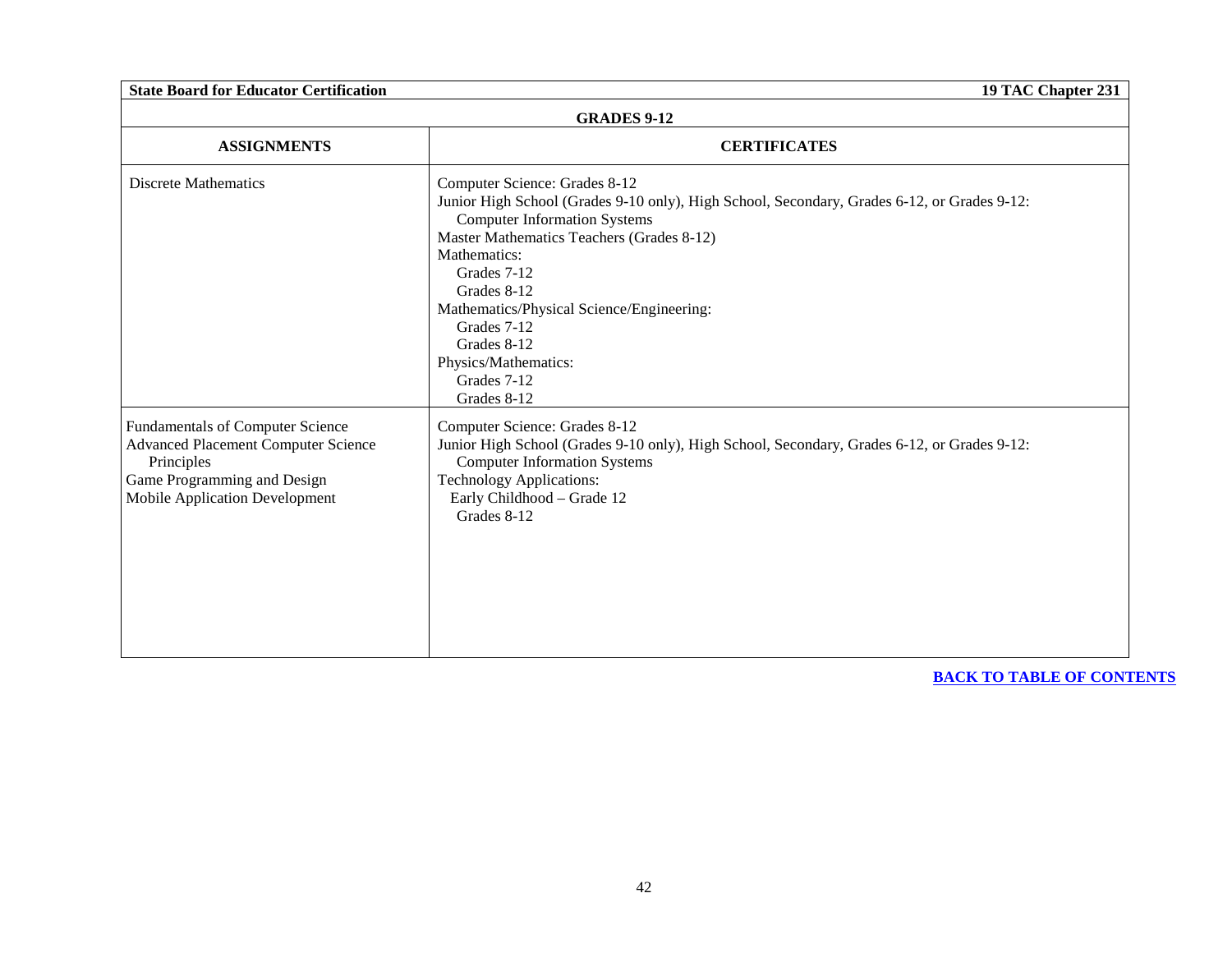**GRADES 9-12**

| ASSIGNMENTS | CERTIFICATES |
|---|---|
| Discrete Mathematics | Computer Science: Grades 8-12<br>Junior High School (Grades 9-10 only), High School, Secondary, Grades 6-12, or Grades 9-12:<br>Computer Information Systems<br>Master Mathematics Teachers (Grades 8-12)<br>Mathematics:<br>Grades 7-12<br>Grades 8-12<br>Mathematics/Physical Science/Engineering:<br>Grades 7-12<br>Grades 8-12<br>Physics/Mathematics:<br>Grades 7-12<br>Grades 8-12 |
| Fundamentals of Computer Science<br>Advanced Placement Computer Science Principles<br>Game Programming and Design<br>Mobile Application Development | Computer Science: Grades 8-12<br>Junior High School (Grades 9-10 only), High School, Secondary, Grades 6-12, or Grades 9-12:<br>Computer Information Systems<br>Technology Applications:<br>Early Childhood – Grade 12<br>Grades 8-12 |

**BACK TO TABLE OF CONTENTS**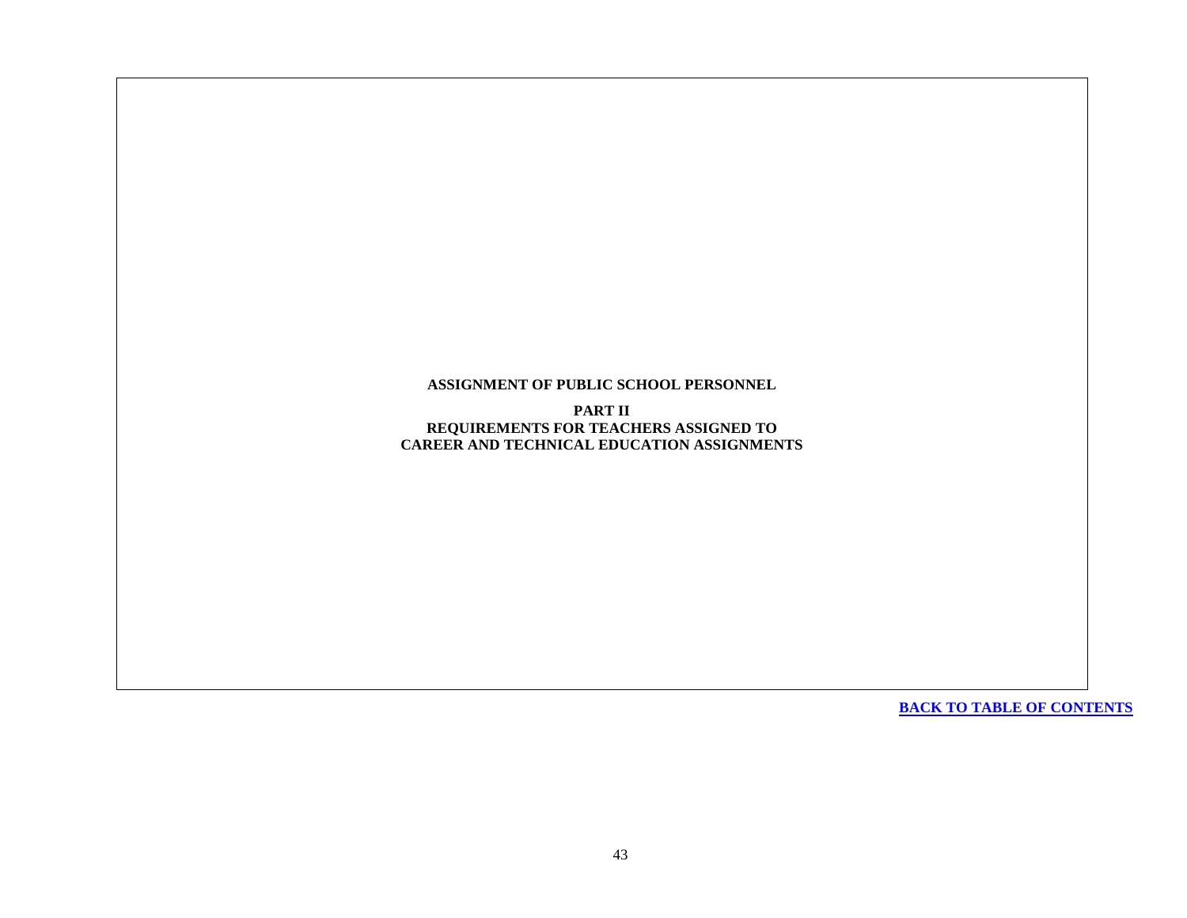# ASSIGNMENT OF PUBLIC SCHOOL PERSONNEL

## PART II
## REQUIREMENTS FOR TEACHERS ASSIGNED TO CAREER AND TECHNICAL EDUCATION ASSIGNMENTS

**BACK TO TABLE OF CONTENTS**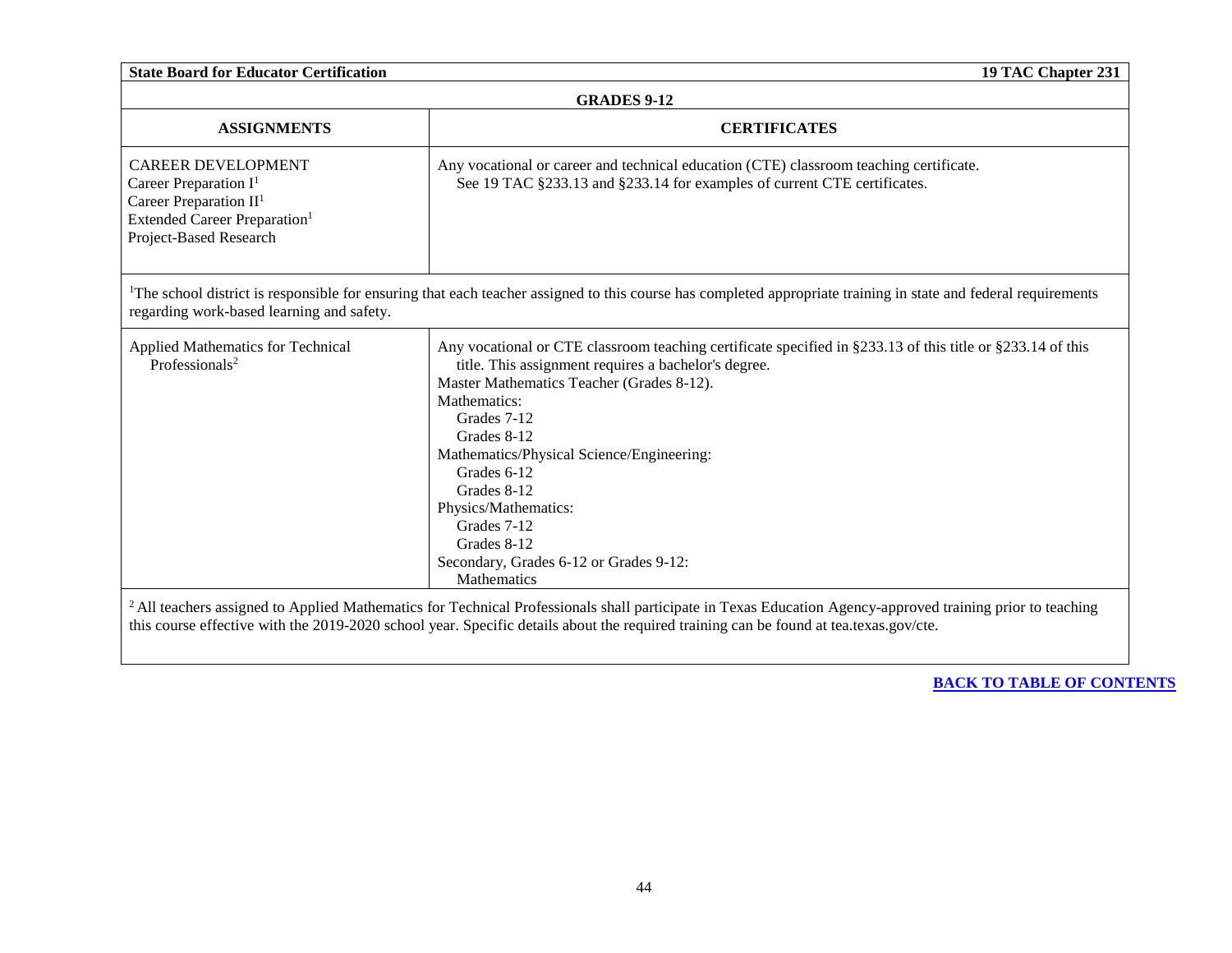**GRADES 9-12**

| ASSIGNMENTS | CERTIFICATES |
|---|---|
| CAREER DEVELOPMENT<br>Career Preparation I[1]<br>Career Preparation II[1]<br>Extended Career Preparation[1]<br>Project-Based Research | Any vocational or career and technical education (CTE) classroom teaching certificate.<br>See 19 TAC §233.13 and §233.14 for examples of current CTE certificates. |

[1]The school district is responsible for ensuring that each teacher assigned to this course has completed appropriate training in state and federal requirements regarding work-based learning and safety.

| ASSIGNMENTS | CERTIFICATES |
|---|---|
| Applied Mathematics for Technical Professionals[2] | Any vocational or CTE classroom teaching certificate specified in §233.13 of this title or §233.14 of this title. This assignment requires a bachelor's degree.<br>Master Mathematics Teacher (Grades 8-12).<br>Mathematics:<br>Grades 7-12<br>Grades 8-12<br>Mathematics/Physical Science/Engineering:<br>Grades 6-12<br>Grades 8-12<br>Physics/Mathematics:<br>Grades 7-12<br>Grades 8-12<br>Secondary, Grades 6-12 or Grades 9-12:<br>Mathematics |

[2] All teachers assigned to Applied Mathematics for Technical Professionals shall participate in Texas Education Agency-approved training prior to teaching this course effective with the 2019-2020 school year. Specific details about the required training can be found at tea.texas.gov/cte.

**BACK TO TABLE OF CONTENTS**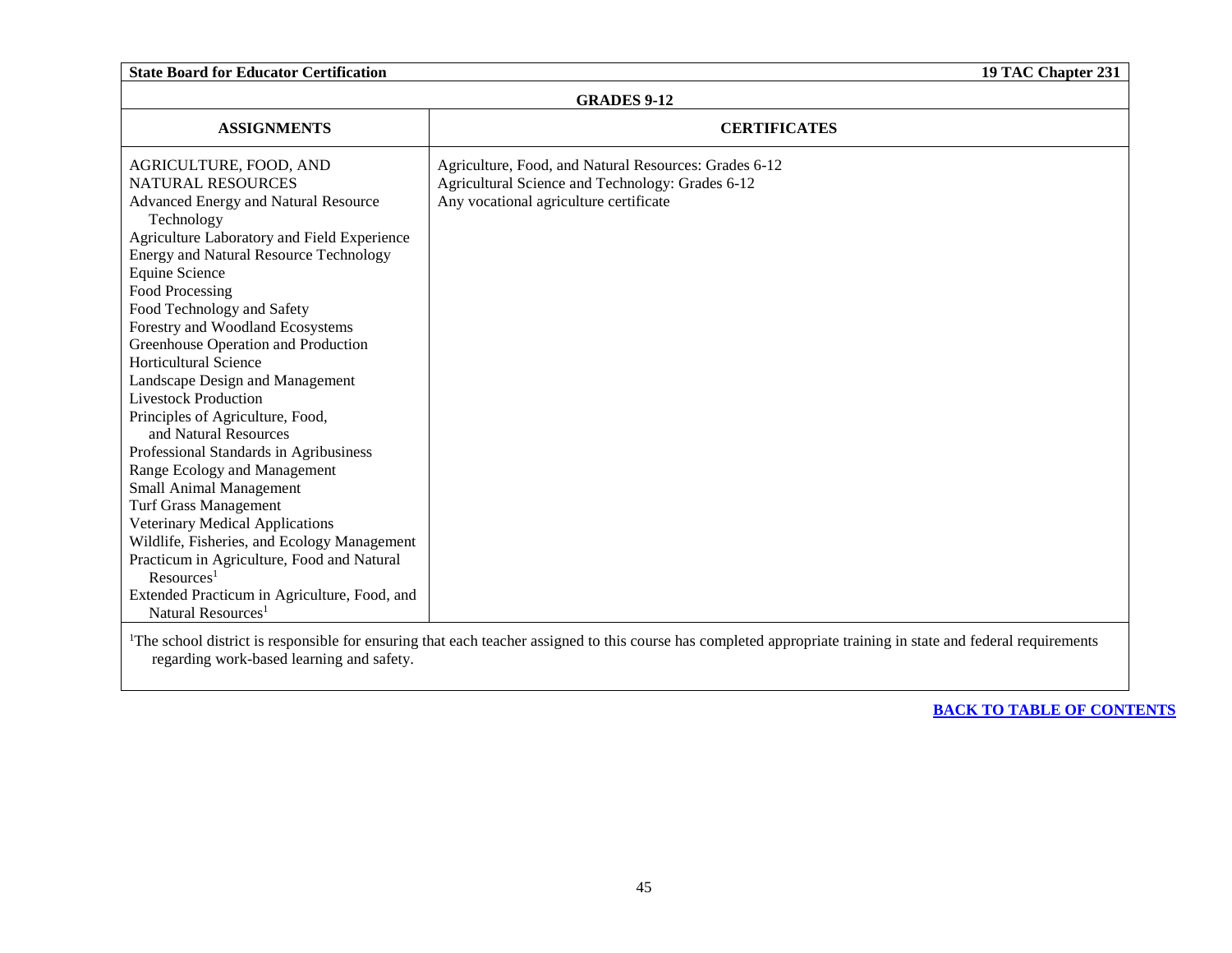| GRADES 9-12 | |
|---|---|
| **ASSIGNMENTS** | **CERTIFICATES** |
| AGRICULTURE, FOOD, AND NATURAL RESOURCES<br>Advanced Energy and Natural Resource Technology<br>Agriculture Laboratory and Field Experience<br>Energy and Natural Resource Technology<br>Equine Science<br>Food Processing<br>Food Technology and Safety<br>Forestry and Woodland Ecosystems<br>Greenhouse Operation and Production<br>Horticultural Science<br>Landscape Design and Management<br>Livestock Production<br>Principles of Agriculture, Food, and Natural Resources<br>Professional Standards in Agribusiness<br>Range Ecology and Management<br>Small Animal Management<br>Turf Grass Management<br>Veterinary Medical Applications<br>Wildlife, Fisheries, and Ecology Management<br>Practicum in Agriculture, Food and Natural Resources[1]<br>Extended Practicum in Agriculture, Food, and Natural Resources[1] | Agriculture, Food, and Natural Resources: Grades 6-12<br>Agricultural Science and Technology: Grades 6-12<br>Any vocational agriculture certificate |

[1]The school district is responsible for ensuring that each teacher assigned to this course has completed appropriate training in state and federal requirements regarding work-based learning and safety.

**BACK TO TABLE OF CONTENTS**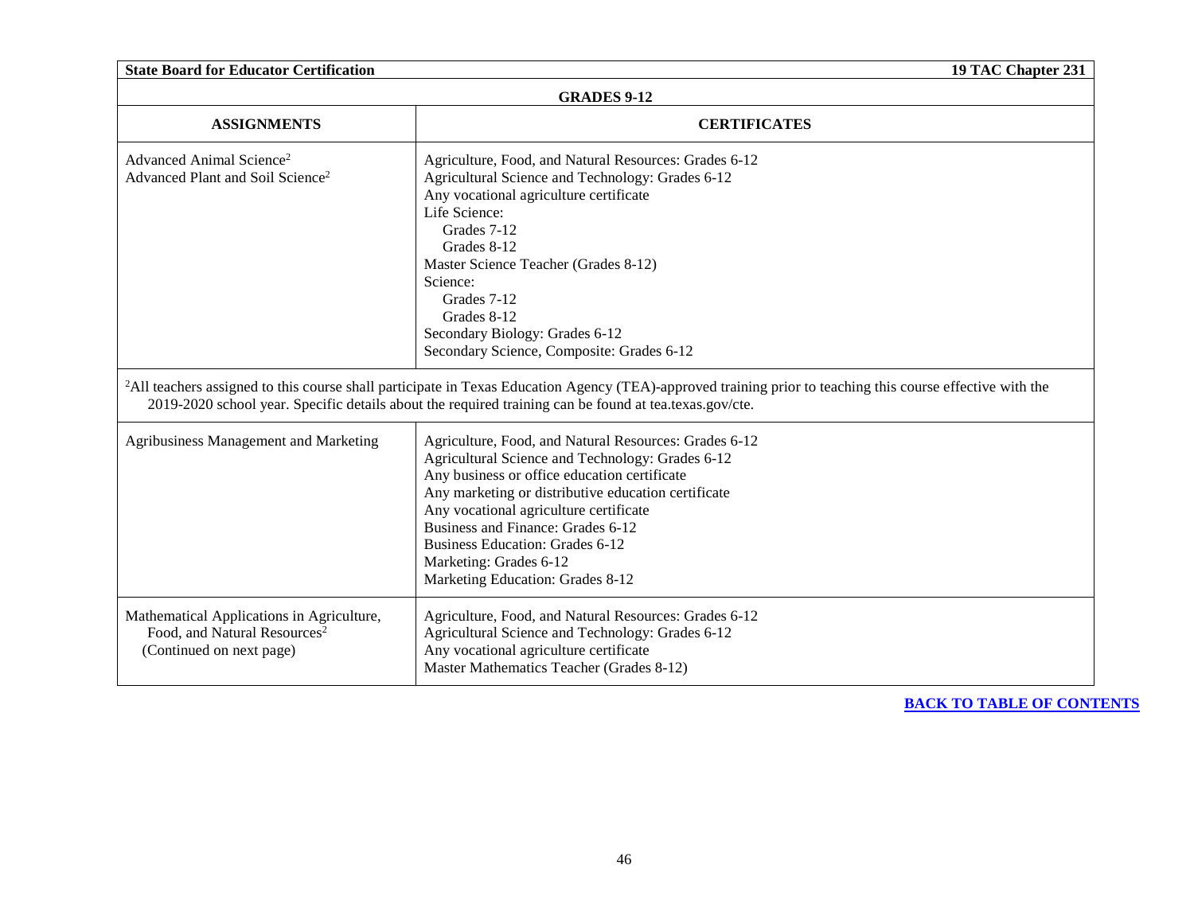## GRADES 9-12

| ASSIGNMENTS | CERTIFICATES |
|---|---|
| Advanced Animal Science[2]<br>Advanced Plant and Soil Science[2] | Agriculture, Food, and Natural Resources: Grades 6-12<br>Agricultural Science and Technology: Grades 6-12<br>Any vocational agriculture certificate<br>Life Science:<br>Grades 7-12<br>Grades 8-12<br>Master Science Teacher (Grades 8-12)<br>Science:<br>Grades 7-12<br>Grades 8-12<br>Secondary Biology: Grades 6-12<br>Secondary Science, Composite: Grades 6-12 |
| [2]All teachers assigned to this course shall participate in Texas Education Agency (TEA)-approved training prior to teaching this course effective with the 2019-2020 school year. Specific details about the required training can be found at tea.texas.gov/cte. | |
| Agribusiness Management and Marketing | Agriculture, Food, and Natural Resources: Grades 6-12<br>Agricultural Science and Technology: Grades 6-12<br>Any business or office education certificate<br>Any marketing or distributive education certificate<br>Any vocational agriculture certificate<br>Business and Finance: Grades 6-12<br>Business Education: Grades 6-12<br>Marketing: Grades 6-12<br>Marketing Education: Grades 8-12 |
| Mathematical Applications in Agriculture, Food, and Natural Resources[2]<br>(Continued on next page) | Agriculture, Food, and Natural Resources: Grades 6-12<br>Agricultural Science and Technology: Grades 6-12<br>Any vocational agriculture certificate<br>Master Mathematics Teacher (Grades 8-12) |

**BACK TO TABLE OF CONTENTS**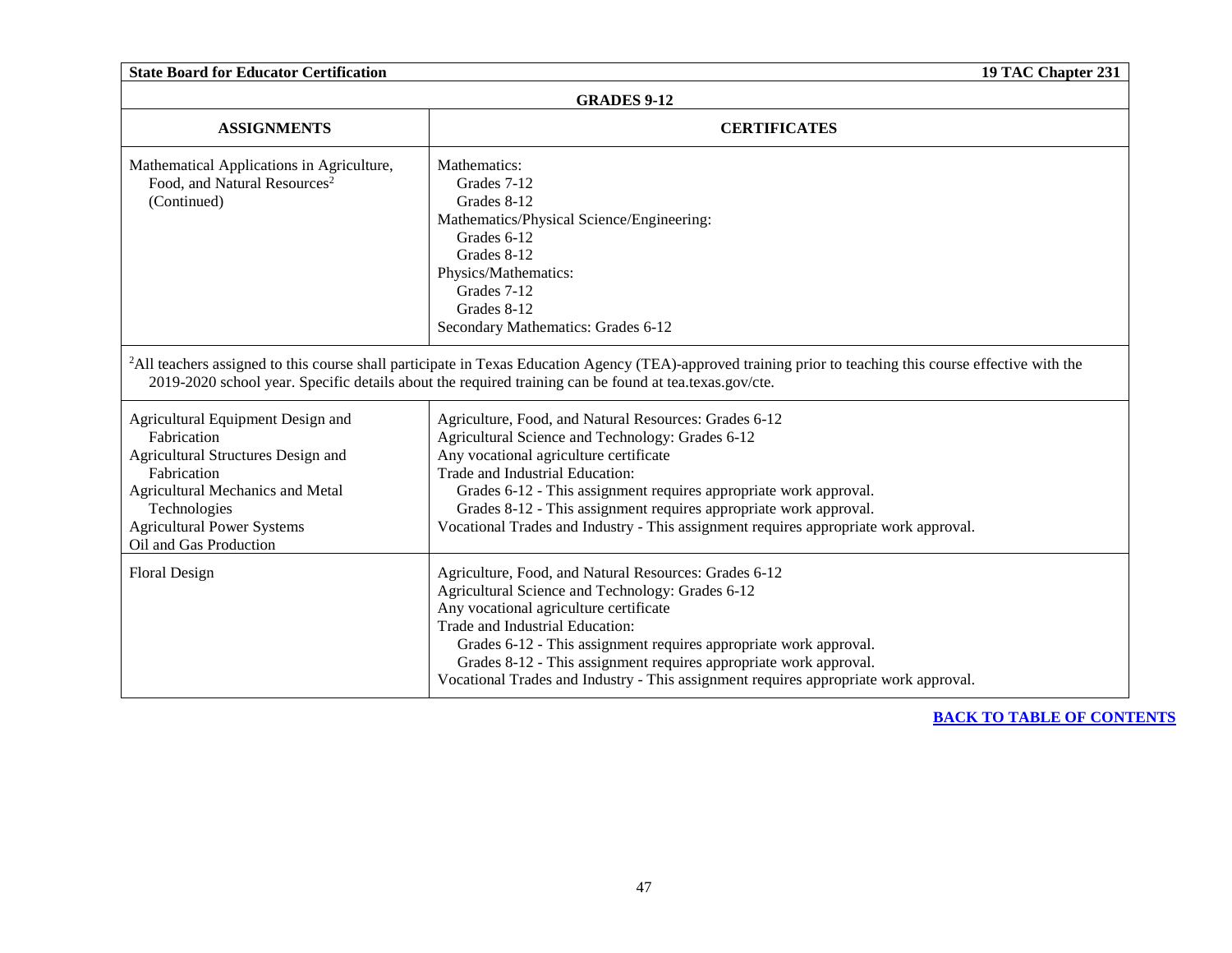| GRADES 9-12 | |
|---|---|
| **ASSIGNMENTS** | **CERTIFICATES** |
| Mathematical Applications in Agriculture, Food, and Natural Resources[2] (Continued) | Mathematics:<br>Grades 7-12<br>Grades 8-12<br>Mathematics/Physical Science/Engineering:<br>Grades 6-12<br>Grades 8-12<br>Physics/Mathematics:<br>Grades 7-12<br>Grades 8-12<br>Secondary Mathematics: Grades 6-12 |
| [2]All teachers assigned to this course shall participate in Texas Education Agency (TEA)-approved training prior to teaching this course effective with the 2019-2020 school year. Specific details about the required training can be found at tea.texas.gov/cte. | |
| Agricultural Equipment Design and Fabrication<br>Agricultural Structures Design and Fabrication<br>Agricultural Mechanics and Metal Technologies<br>Agricultural Power Systems<br>Oil and Gas Production | Agriculture, Food, and Natural Resources: Grades 6-12<br>Agricultural Science and Technology: Grades 6-12<br>Any vocational agriculture certificate<br>Trade and Industrial Education:<br>Grades 6-12 - This assignment requires appropriate work approval.<br>Grades 8-12 - This assignment requires appropriate work approval.<br>Vocational Trades and Industry - This assignment requires appropriate work approval. |
| Floral Design | Agriculture, Food, and Natural Resources: Grades 6-12<br>Agricultural Science and Technology: Grades 6-12<br>Any vocational agriculture certificate<br>Trade and Industrial Education:<br>Grades 6-12 - This assignment requires appropriate work approval.<br>Grades 8-12 - This assignment requires appropriate work approval.<br>Vocational Trades and Industry - This assignment requires appropriate work approval. |

**BACK TO TABLE OF CONTENTS**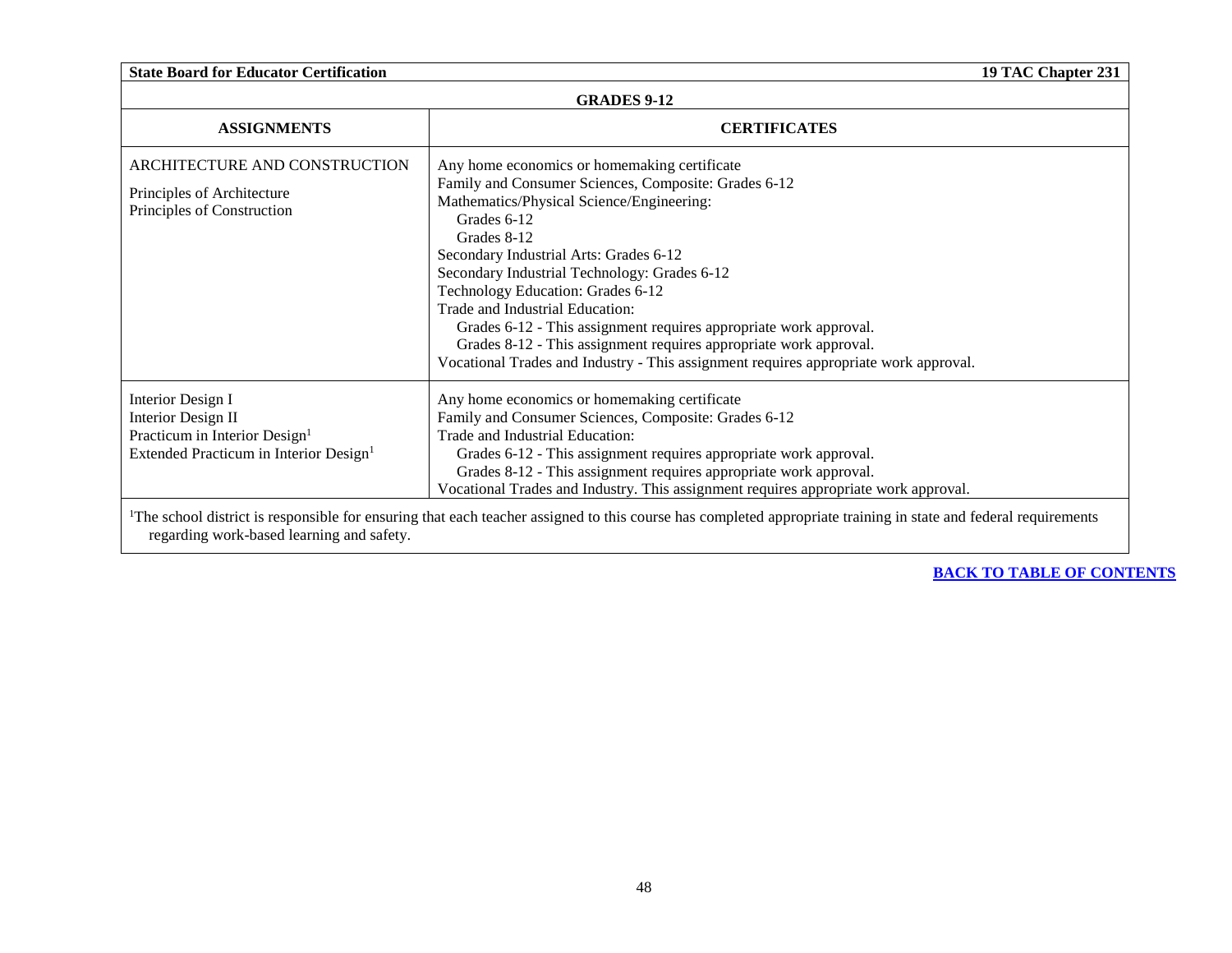## GRADES 9-12

| ASSIGNMENTS | CERTIFICATES |
|---|---|
| ARCHITECTURE AND CONSTRUCTION<br><br>Principles of Architecture<br>Principles of Construction | Any home economics or homemaking certificate<br>Family and Consumer Sciences, Composite: Grades 6-12<br>Mathematics/Physical Science/Engineering:<br>Grades 6-12<br>Grades 8-12<br>Secondary Industrial Arts: Grades 6-12<br>Secondary Industrial Technology: Grades 6-12<br>Technology Education: Grades 6-12<br>Trade and Industrial Education:<br>Grades 6-12 - This assignment requires appropriate work approval.<br>Grades 8-12 - This assignment requires appropriate work approval.<br>Vocational Trades and Industry - This assignment requires appropriate work approval. |
| Interior Design I<br>Interior Design II<br>Practicum in Interior Design[1]<br>Extended Practicum in Interior Design[1] | Any home economics or homemaking certificate<br>Family and Consumer Sciences, Composite: Grades 6-12<br>Trade and Industrial Education:<br>Grades 6-12 - This assignment requires appropriate work approval.<br>Grades 8-12 - This assignment requires appropriate work approval.<br>Vocational Trades and Industry. This assignment requires appropriate work approval. |

[1]The school district is responsible for ensuring that each teacher assigned to this course has completed appropriate training in state and federal requirements regarding work-based learning and safety.

[BACK TO TABLE OF CONTENTS]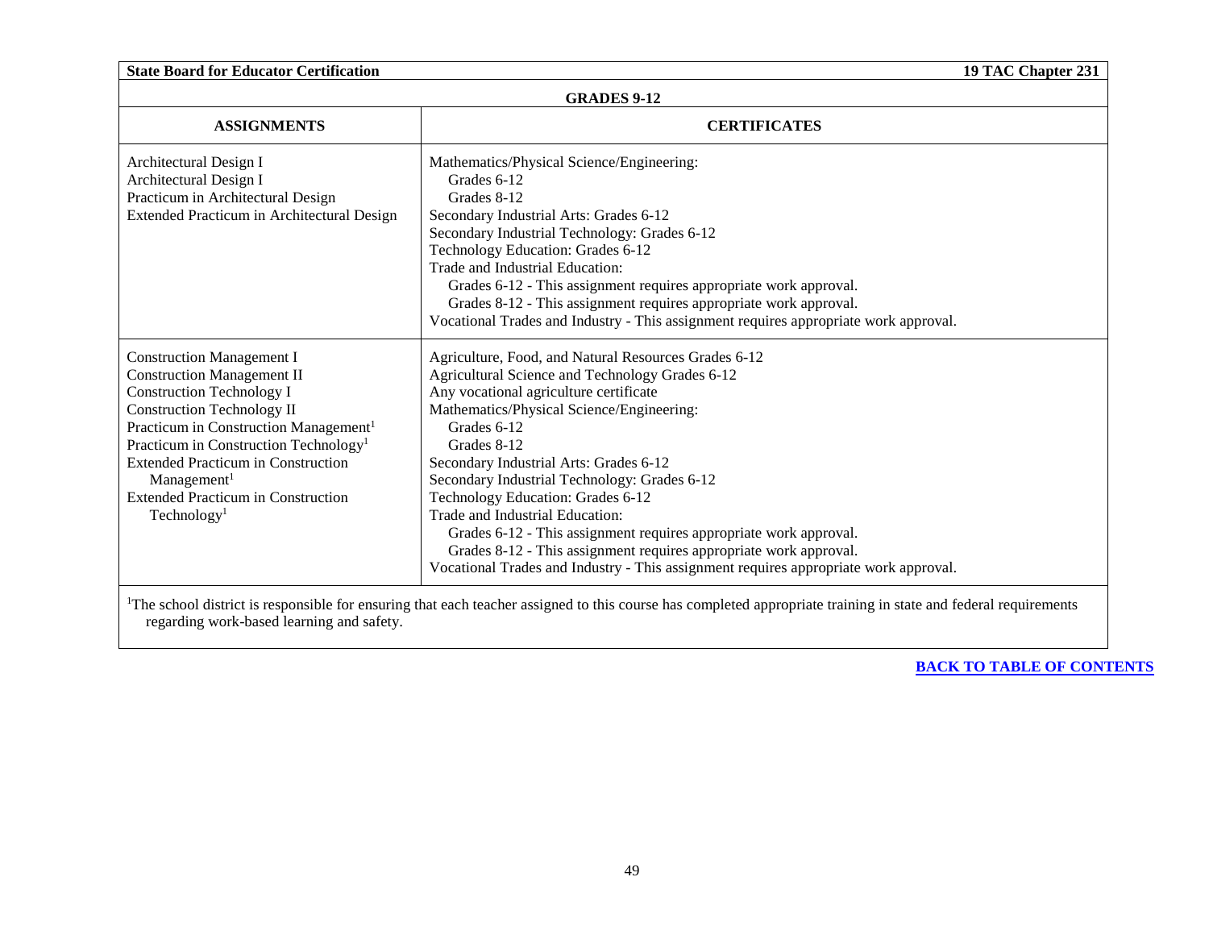| GRADES 9-12 | |
|---|---|
| **ASSIGNMENTS** | **CERTIFICATES** |
| Architectural Design I<br>Architectural Design I<br>Practicum in Architectural Design<br>Extended Practicum in Architectural Design | Mathematics/Physical Science/Engineering:<br>Grades 6-12<br>Grades 8-12<br>Secondary Industrial Arts: Grades 6-12<br>Secondary Industrial Technology: Grades 6-12<br>Technology Education: Grades 6-12<br>Trade and Industrial Education:<br>Grades 6-12 - This assignment requires appropriate work approval.<br>Grades 8-12 - This assignment requires appropriate work approval.<br>Vocational Trades and Industry - This assignment requires appropriate work approval. |
| Construction Management I<br>Construction Management II<br>Construction Technology I<br>Construction Technology II<br>Practicum in Construction Management[1]<br>Practicum in Construction Technology[1]<br>Extended Practicum in Construction Management[1]<br>Extended Practicum in Construction Technology[1] | Agriculture, Food, and Natural Resources Grades 6-12<br>Agricultural Science and Technology Grades 6-12<br>Any vocational agriculture certificate<br>Mathematics/Physical Science/Engineering:<br>Grades 6-12<br>Grades 8-12<br>Secondary Industrial Arts: Grades 6-12<br>Secondary Industrial Technology: Grades 6-12<br>Technology Education: Grades 6-12<br>Trade and Industrial Education:<br>Grades 6-12 - This assignment requires appropriate work approval.<br>Grades 8-12 - This assignment requires appropriate work approval.<br>Vocational Trades and Industry - This assignment requires appropriate work approval. |

[1]The school district is responsible for ensuring that each teacher assigned to this course has completed appropriate training in state and federal requirements regarding work-based learning and safety.

**BACK TO TABLE OF CONTENTS**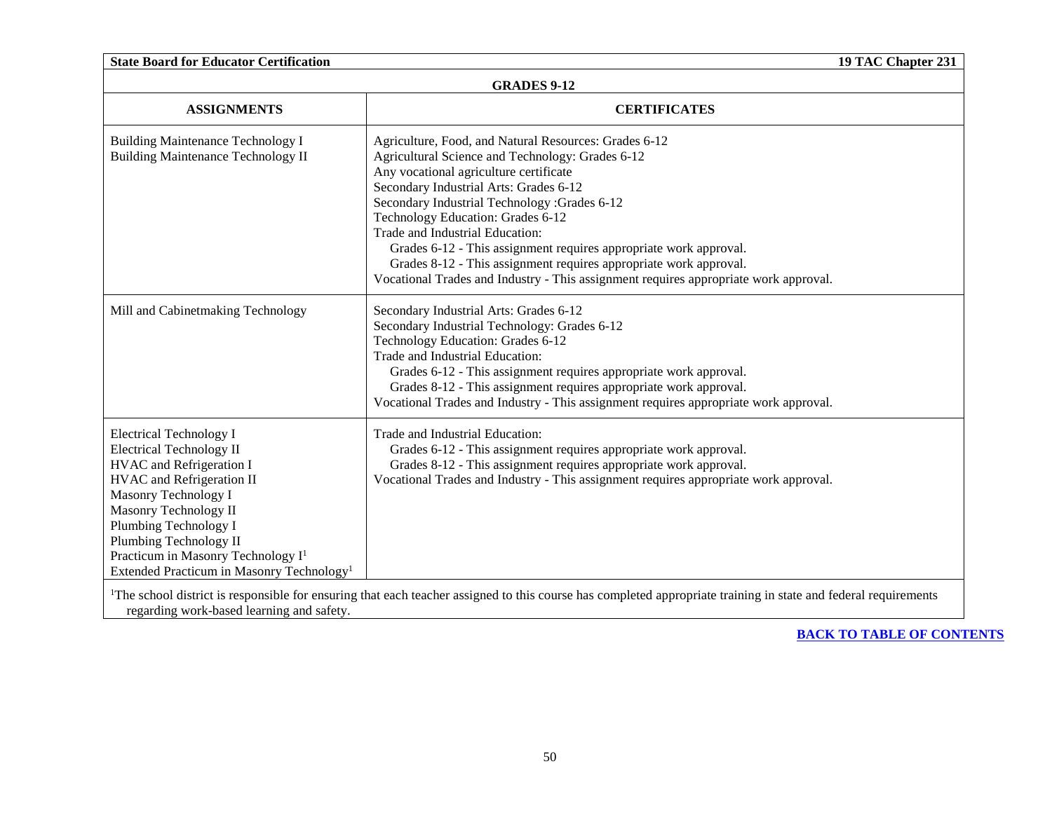## GRADES 9-12

| ASSIGNMENTS | CERTIFICATES |
|---|---|
| Building Maintenance Technology I<br>Building Maintenance Technology II | Agriculture, Food, and Natural Resources: Grades 6-12<br>Agricultural Science and Technology: Grades 6-12<br>Any vocational agriculture certificate<br>Secondary Industrial Arts: Grades 6-12<br>Secondary Industrial Technology :Grades 6-12<br>Technology Education: Grades 6-12<br>Trade and Industrial Education:<br>Grades 6-12 - This assignment requires appropriate work approval.<br>Grades 8-12 - This assignment requires appropriate work approval.<br>Vocational Trades and Industry - This assignment requires appropriate work approval. |
| Mill and Cabinetmaking Technology | Secondary Industrial Arts: Grades 6-12<br>Secondary Industrial Technology: Grades 6-12<br>Technology Education: Grades 6-12<br>Trade and Industrial Education:<br>Grades 6-12 - This assignment requires appropriate work approval.<br>Grades 8-12 - This assignment requires appropriate work approval.<br>Vocational Trades and Industry - This assignment requires appropriate work approval. |
| Electrical Technology I<br>Electrical Technology II<br>HVAC and Refrigeration I<br>HVAC and Refrigeration II<br>Masonry Technology I<br>Masonry Technology II<br>Plumbing Technology I<br>Plumbing Technology II<br>Practicum in Masonry Technology I[1]<br>Extended Practicum in Masonry Technology[1] | Trade and Industrial Education:<br>Grades 6-12 - This assignment requires appropriate work approval.<br>Grades 8-12 - This assignment requires appropriate work approval.<br>Vocational Trades and Industry - This assignment requires appropriate work approval. |

[1]The school district is responsible for ensuring that each teacher assigned to this course has completed appropriate training in state and federal requirements regarding work-based learning and safety.

**BACK TO TABLE OF CONTENTS**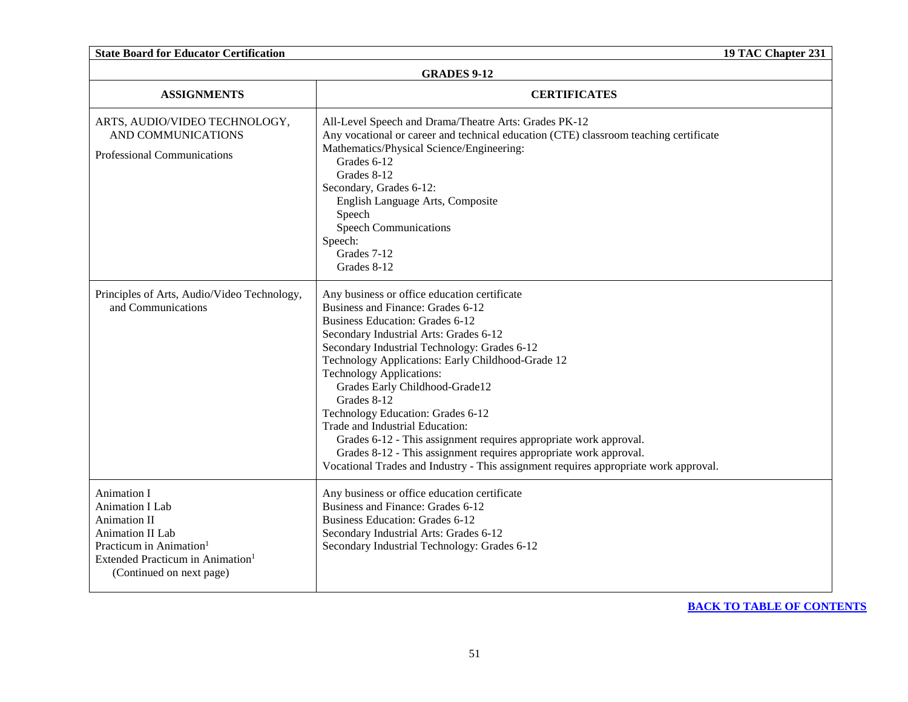## GRADES 9-12

| ASSIGNMENTS | CERTIFICATES |
| --- | --- |
| ARTS, AUDIO/VIDEO TECHNOLOGY, AND COMMUNICATIONS<br><br>Professional Communications | All-Level Speech and Drama/Theatre Arts: Grades PK-12<br>Any vocational or career and technical education (CTE) classroom teaching certificate<br>Mathematics/Physical Science/Engineering:<br>Grades 6-12<br>Grades 8-12<br>Secondary, Grades 6-12:<br>English Language Arts, Composite<br>Speech<br>Speech Communications<br>Speech:<br>Grades 7-12<br>Grades 8-12 |
| Principles of Arts, Audio/Video Technology, and Communications | Any business or office education certificate<br>Business and Finance: Grades 6-12<br>Business Education: Grades 6-12<br>Secondary Industrial Arts: Grades 6-12<br>Secondary Industrial Technology: Grades 6-12<br>Technology Applications: Early Childhood-Grade 12<br>Technology Applications:<br>Grades Early Childhood-Grade12<br>Grades 8-12<br>Technology Education: Grades 6-12<br>Trade and Industrial Education:<br>Grades 6-12 - This assignment requires appropriate work approval.<br>Grades 8-12 - This assignment requires appropriate work approval.<br>Vocational Trades and Industry - This assignment requires appropriate work approval. |
| Animation I<br>Animation I Lab<br>Animation II<br>Animation II Lab<br>Practicum in Animation[1]<br>Extended Practicum in Animation[1]<br>(Continued on next page) | Any business or office education certificate<br>Business and Finance: Grades 6-12<br>Business Education: Grades 6-12<br>Secondary Industrial Arts: Grades 6-12<br>Secondary Industrial Technology: Grades 6-12 |

BACK TO TABLE OF CONTENTS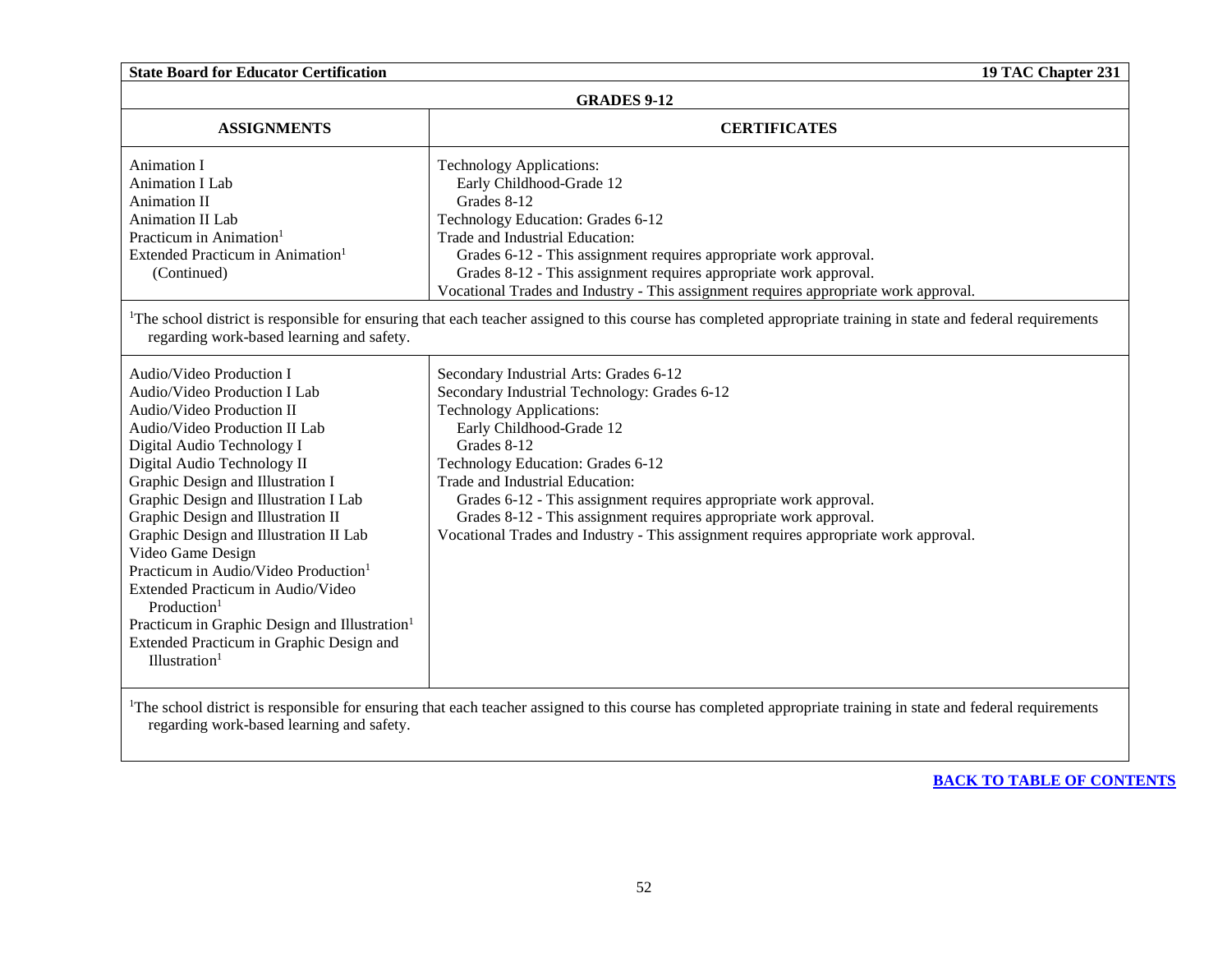## GRADES 9-12

| ASSIGNMENTS | CERTIFICATES |
|---|---|
| Animation I<br>Animation I Lab<br>Animation II<br>Animation II Lab<br>Practicum in Animation[1]<br>Extended Practicum in Animation[1]<br>(Continued) | Technology Applications:<br>Early Childhood-Grade 12<br>Grades 8-12<br>Technology Education: Grades 6-12<br>Trade and Industrial Education:<br>Grades 6-12 - This assignment requires appropriate work approval.<br>Grades 8-12 - This assignment requires appropriate work approval.<br>Vocational Trades and Industry - This assignment requires appropriate work approval. |

[1]The school district is responsible for ensuring that each teacher assigned to this course has completed appropriate training in state and federal requirements regarding work-based learning and safety.

| ASSIGNMENTS | CERTIFICATES |
|---|---|
| Audio/Video Production I<br>Audio/Video Production I Lab<br>Audio/Video Production II<br>Audio/Video Production II Lab<br>Digital Audio Technology I<br>Digital Audio Technology II<br>Graphic Design and Illustration I<br>Graphic Design and Illustration I Lab<br>Graphic Design and Illustration II<br>Graphic Design and Illustration II Lab<br>Video Game Design<br>Practicum in Audio/Video Production[1]<br>Extended Practicum in Audio/Video Production[1]<br>Practicum in Graphic Design and Illustration[1]<br>Extended Practicum in Graphic Design and Illustration[1] | Secondary Industrial Arts: Grades 6-12<br>Secondary Industrial Technology: Grades 6-12<br>Technology Applications:<br>Early Childhood-Grade 12<br>Grades 8-12<br>Technology Education: Grades 6-12<br>Trade and Industrial Education:<br>Grades 6-12 - This assignment requires appropriate work approval.<br>Grades 8-12 - This assignment requires appropriate work approval.<br>Vocational Trades and Industry - This assignment requires appropriate work approval. |

[1]The school district is responsible for ensuring that each teacher assigned to this course has completed appropriate training in state and federal requirements regarding work-based learning and safety.

[BACK TO TABLE OF CONTENTS]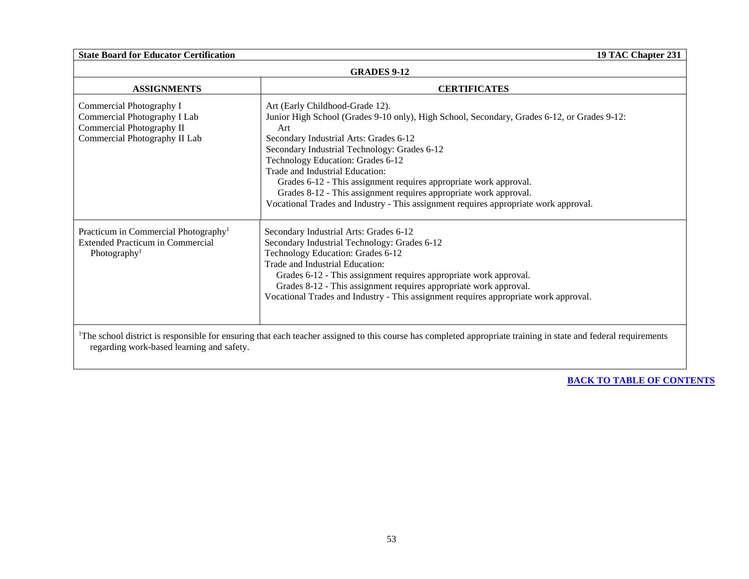**GRADES 9-12**

| ASSIGNMENTS | CERTIFICATES |
|---|---|
| Commercial Photography I<br>Commercial Photography I Lab<br>Commercial Photography II<br>Commercial Photography II Lab | Art (Early Childhood-Grade 12).<br>Junior High School (Grades 9-10 only), High School, Secondary, Grades 6-12, or Grades 9-12: Art<br>Secondary Industrial Arts: Grades 6-12<br>Secondary Industrial Technology: Grades 6-12<br>Technology Education: Grades 6-12<br>Trade and Industrial Education:<br>Grades 6-12 - This assignment requires appropriate work approval.<br>Grades 8-12 - This assignment requires appropriate work approval.<br>Vocational Trades and Industry - This assignment requires appropriate work approval. |
| Practicum in Commercial Photography[1]<br>Extended Practicum in Commercial Photography[1] | Secondary Industrial Arts: Grades 6-12<br>Secondary Industrial Technology: Grades 6-12<br>Technology Education: Grades 6-12<br>Trade and Industrial Education:<br>Grades 6-12 - This assignment requires appropriate work approval.<br>Grades 8-12 - This assignment requires appropriate work approval.<br>Vocational Trades and Industry - This assignment requires appropriate work approval. |

[1]The school district is responsible for ensuring that each teacher assigned to this course has completed appropriate training in state and federal requirements regarding work-based learning and safety.

**BACK TO TABLE OF CONTENTS**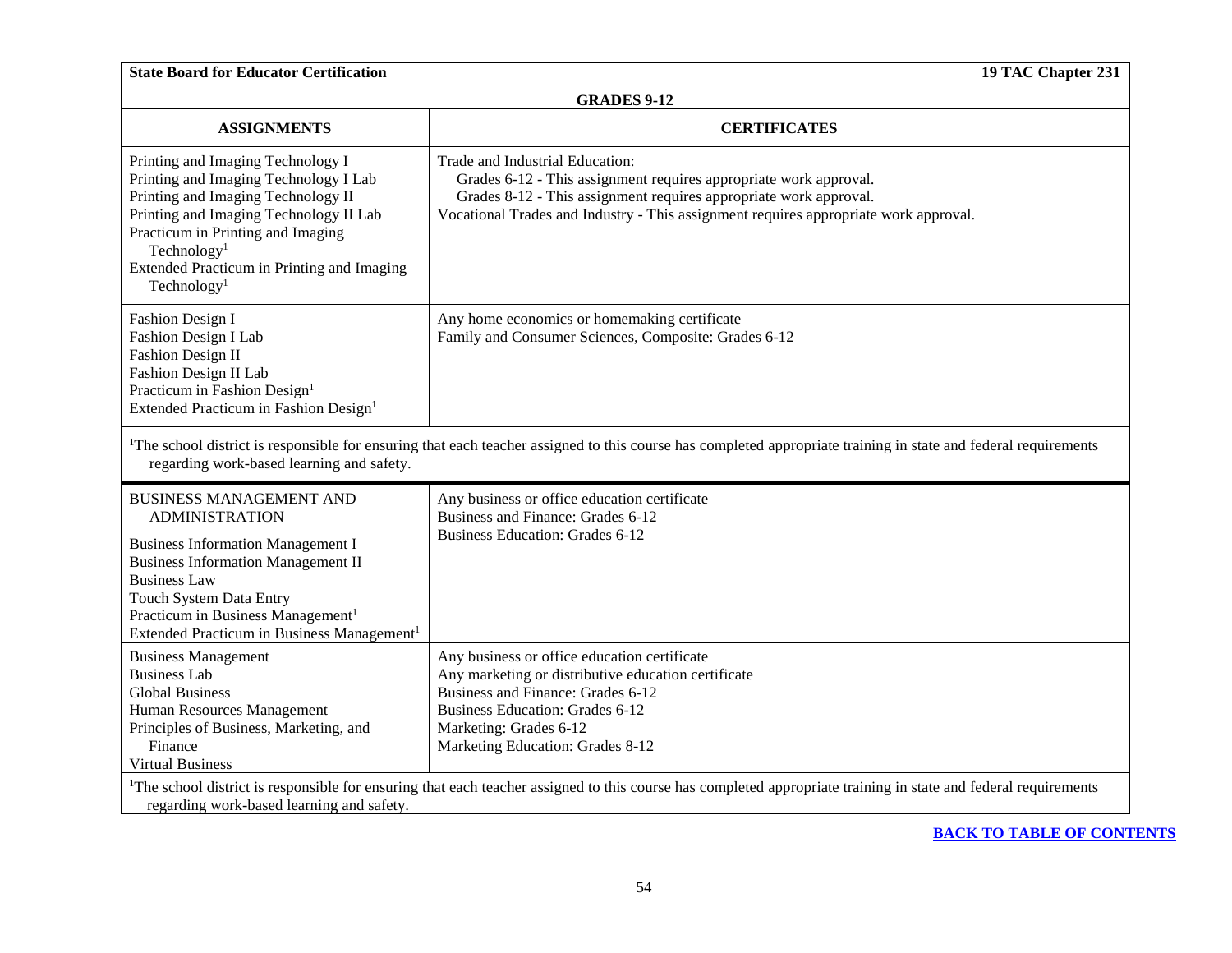## GRADES 9-12

| ASSIGNMENTS | CERTIFICATES |
| --- | --- |
| Printing and Imaging Technology I<br>Printing and Imaging Technology I Lab<br>Printing and Imaging Technology II<br>Printing and Imaging Technology II Lab<br>Practicum in Printing and Imaging Technology[1]<br>Extended Practicum in Printing and Imaging Technology[1] | Trade and Industrial Education:<br>Grades 6-12 - This assignment requires appropriate work approval.<br>Grades 8-12 - This assignment requires appropriate work approval.<br>Vocational Trades and Industry - This assignment requires appropriate work approval. |
| Fashion Design I<br>Fashion Design I Lab<br>Fashion Design II<br>Fashion Design II Lab<br>Practicum in Fashion Design[1]<br>Extended Practicum in Fashion Design[1] | Any home economics or homemaking certificate<br>Family and Consumer Sciences, Composite: Grades 6-12 |

[1]The school district is responsible for ensuring that each teacher assigned to this course has completed appropriate training in state and federal requirements regarding work-based learning and safety.

| ASSIGNMENTS | CERTIFICATES |
| --- | --- |
| BUSINESS MANAGEMENT AND ADMINISTRATION<br><br>Business Information Management I<br>Business Information Management II<br>Business Law<br>Touch System Data Entry<br>Practicum in Business Management[1]<br>Extended Practicum in Business Management[1] | Any business or office education certificate<br>Business and Finance: Grades 6-12<br>Business Education: Grades 6-12 |
| Business Management<br>Business Lab<br>Global Business<br>Human Resources Management<br>Principles of Business, Marketing, and Finance<br>Virtual Business | Any business or office education certificate<br>Any marketing or distributive education certificate<br>Business and Finance: Grades 6-12<br>Business Education: Grades 6-12<br>Marketing: Grades 6-12<br>Marketing Education: Grades 8-12 |

[1]The school district is responsible for ensuring that each teacher assigned to this course has completed appropriate training in state and federal requirements regarding work-based learning and safety.

[BACK TO TABLE OF CONTENTS]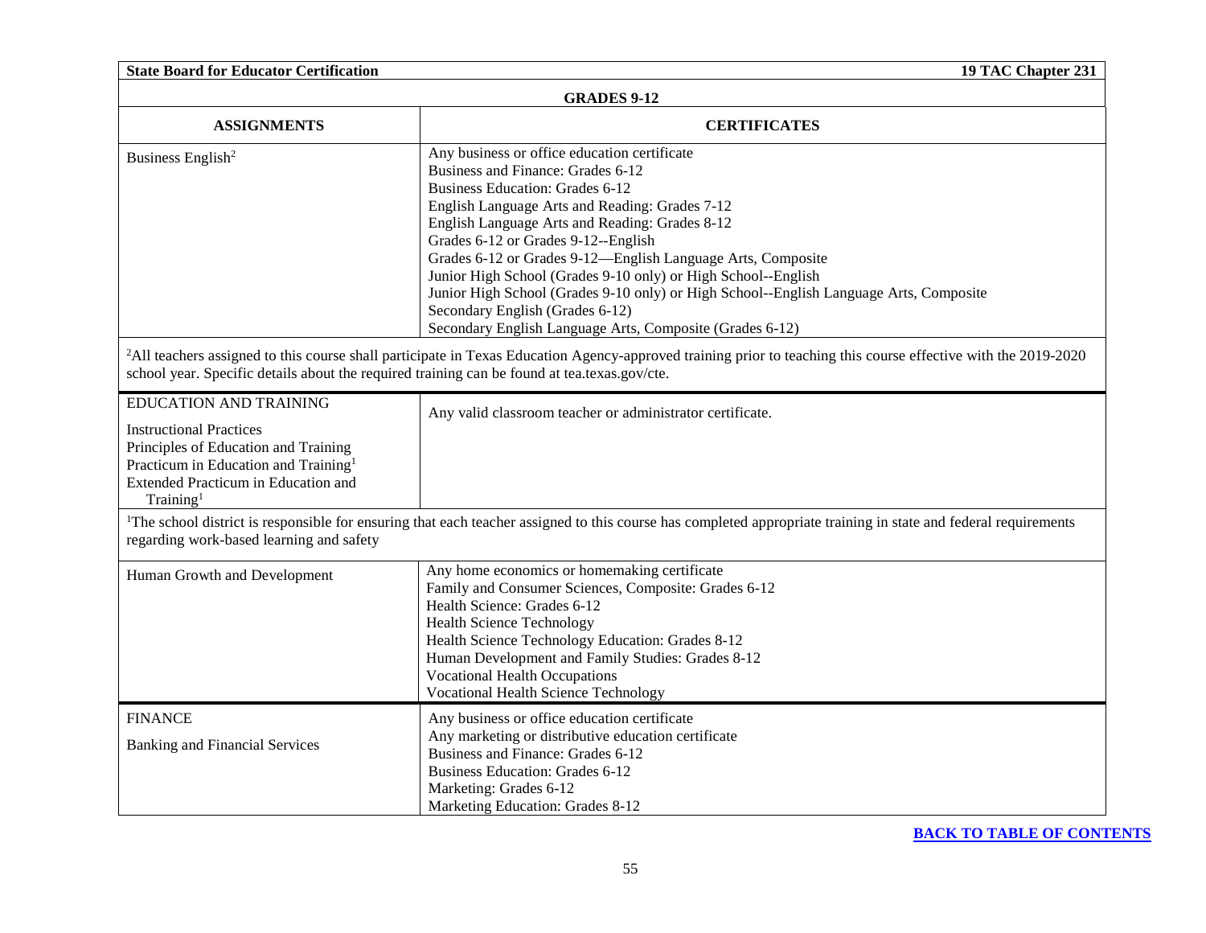## GRADES 9-12

| ASSIGNMENTS | CERTIFICATES |
|---|---|
| Business English[2] | Any business or office education certificate<br>Business and Finance: Grades 6-12<br>Business Education: Grades 6-12<br>English Language Arts and Reading: Grades 7-12<br>English Language Arts and Reading: Grades 8-12<br>Grades 6-12 or Grades 9-12--English<br>Grades 6-12 or Grades 9-12—English Language Arts, Composite<br>Junior High School (Grades 9-10 only) or High School--English<br>Junior High School (Grades 9-10 only) or High School--English Language Arts, Composite<br>Secondary English (Grades 6-12)<br>Secondary English Language Arts, Composite (Grades 6-12) |
| [2]All teachers assigned to this course shall participate in Texas Education Agency-approved training prior to teaching this course effective with the 2019-2020 school year. Specific details about the required training can be found at tea.texas.gov/cte. | |
| EDUCATION AND TRAINING<br><br>Instructional Practices<br>Principles of Education and Training<br>Practicum in Education and Training[1]<br>Extended Practicum in Education and Training[1] | Any valid classroom teacher or administrator certificate. |
| [1]The school district is responsible for ensuring that each teacher assigned to this course has completed appropriate training in state and federal requirements regarding work-based learning and safety | |
| Human Growth and Development | Any home economics or homemaking certificate<br>Family and Consumer Sciences, Composite: Grades 6-12<br>Health Science: Grades 6-12<br>Health Science Technology<br>Health Science Technology Education: Grades 8-12<br>Human Development and Family Studies: Grades 8-12<br>Vocational Health Occupations<br>Vocational Health Science Technology |
| FINANCE<br><br>Banking and Financial Services | Any business or office education certificate<br>Any marketing or distributive education certificate<br>Business and Finance: Grades 6-12<br>Business Education: Grades 6-12<br>Marketing: Grades 6-12<br>Marketing Education: Grades 8-12 |

[BACK TO TABLE OF CONTENTS]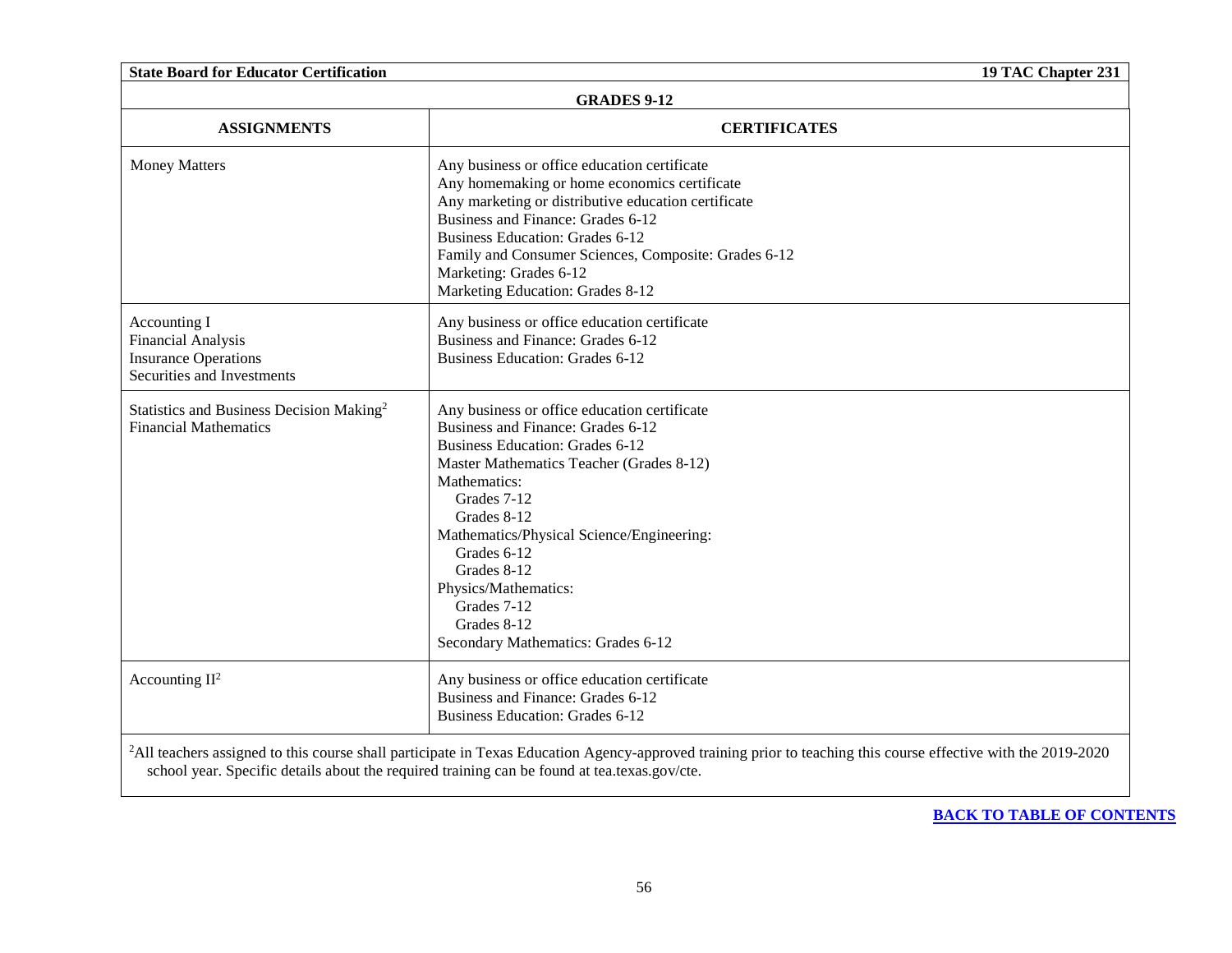## GRADES 9-12

| ASSIGNMENTS | CERTIFICATES |
|---|---|
| Money Matters | Any business or office education certificate<br>Any homemaking or home economics certificate<br>Any marketing or distributive education certificate<br>Business and Finance: Grades 6-12<br>Business Education: Grades 6-12<br>Family and Consumer Sciences, Composite: Grades 6-12<br>Marketing: Grades 6-12<br>Marketing Education: Grades 8-12 |
| Accounting I<br>Financial Analysis<br>Insurance Operations<br>Securities and Investments | Any business or office education certificate<br>Business and Finance: Grades 6-12<br>Business Education: Grades 6-12 |
| Statistics and Business Decision Making[2]<br>Financial Mathematics | Any business or office education certificate<br>Business and Finance: Grades 6-12<br>Business Education: Grades 6-12<br>Master Mathematics Teacher (Grades 8-12)<br>Mathematics:<br>Grades 7-12<br>Grades 8-12<br>Mathematics/Physical Science/Engineering:<br>Grades 6-12<br>Grades 8-12<br>Physics/Mathematics:<br>Grades 7-12<br>Grades 8-12<br>Secondary Mathematics: Grades 6-12 |
| Accounting II[2] | Any business or office education certificate<br>Business and Finance: Grades 6-12<br>Business Education: Grades 6-12 |

[2]All teachers assigned to this course shall participate in Texas Education Agency-approved training prior to teaching this course effective with the 2019-2020 school year. Specific details about the required training can be found at tea.texas.gov/cte.

BACK TO TABLE OF CONTENTS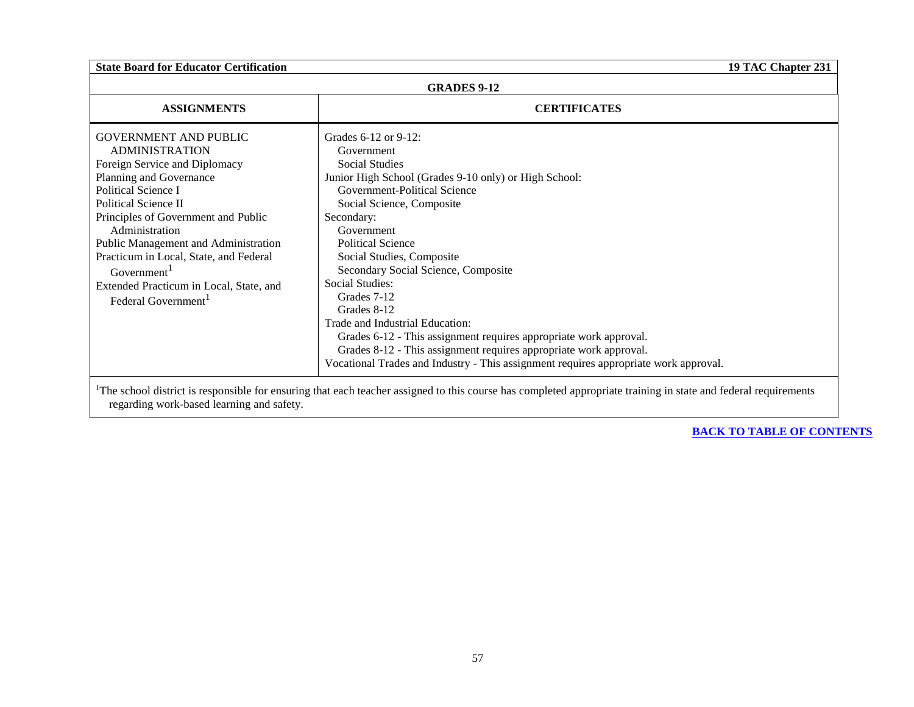## GRADES 9-12

| ASSIGNMENTS | CERTIFICATES |
|---|---|
| GOVERNMENT AND PUBLIC ADMINISTRATION<br>Foreign Service and Diplomacy<br>Planning and Governance<br>Political Science I<br>Political Science II<br>Principles of Government and Public Administration<br>Public Management and Administration<br>Practicum in Local, State, and Federal Government[1]<br>Extended Practicum in Local, State, and Federal Government[1] | Grades 6-12 or 9-12:<br>Government<br>Social Studies<br>Junior High School (Grades 9-10 only) or High School:<br>Government-Political Science<br>Social Science, Composite<br>Secondary:<br>Government<br>Political Science<br>Social Studies, Composite<br>Secondary Social Science, Composite<br>Social Studies:<br>Grades 7-12<br>Grades 8-12<br>Trade and Industrial Education:<br>Grades 6-12 - This assignment requires appropriate work approval.<br>Grades 8-12 - This assignment requires appropriate work approval.<br>Vocational Trades and Industry - This assignment requires appropriate work approval. |

[1]The school district is responsible for ensuring that each teacher assigned to this course has completed appropriate training in state and federal requirements regarding work-based learning and safety.

BACK TO TABLE OF CONTENTS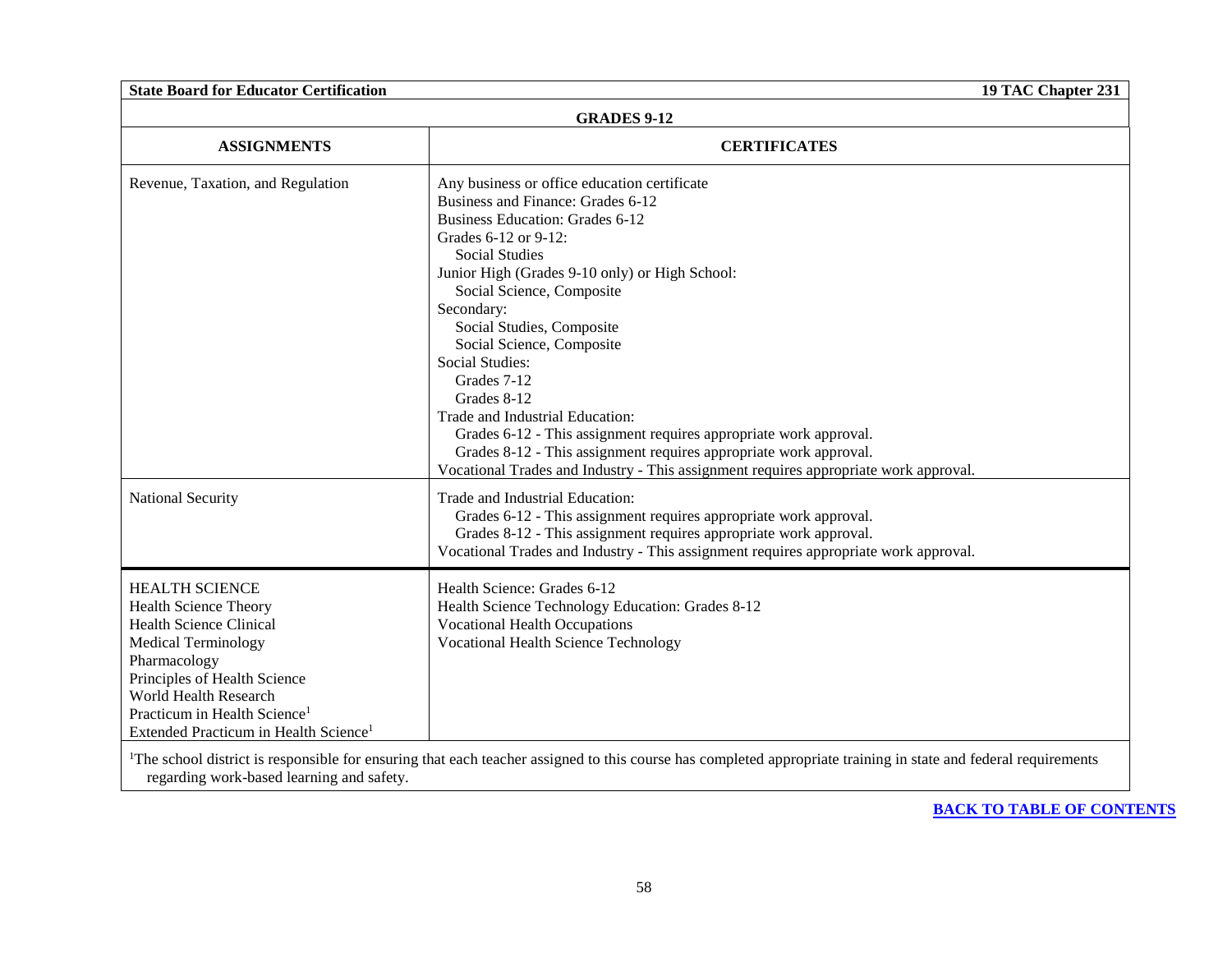**GRADES 9-12**

| ASSIGNMENTS | CERTIFICATES |
| --- | --- |
| Revenue, Taxation, and Regulation | Any business or office education certificate<br>Business and Finance: Grades 6-12<br>Business Education: Grades 6-12<br>Grades 6-12 or 9-12:<br>Social Studies<br>Junior High (Grades 9-10 only) or High School:<br>Social Science, Composite<br>Secondary:<br>Social Studies, Composite<br>Social Science, Composite<br>Social Studies:<br>Grades 7-12<br>Grades 8-12<br>Trade and Industrial Education:<br>Grades 6-12 - This assignment requires appropriate work approval.<br>Grades 8-12 - This assignment requires appropriate work approval.<br>Vocational Trades and Industry - This assignment requires appropriate work approval. |
| National Security | Trade and Industrial Education:<br>Grades 6-12 - This assignment requires appropriate work approval.<br>Grades 8-12 - This assignment requires appropriate work approval.<br>Vocational Trades and Industry - This assignment requires appropriate work approval. |
| HEALTH SCIENCE<br>Health Science Theory<br>Health Science Clinical<br>Medical Terminology<br>Pharmacology<br>Principles of Health Science<br>World Health Research<br>Practicum in Health Science[1]<br>Extended Practicum in Health Science[1] | Health Science: Grades 6-12<br>Health Science Technology Education: Grades 8-12<br>Vocational Health Occupations<br>Vocational Health Science Technology |

[1]The school district is responsible for ensuring that each teacher assigned to this course has completed appropriate training in state and federal requirements regarding work-based learning and safety.

**BACK TO TABLE OF CONTENTS**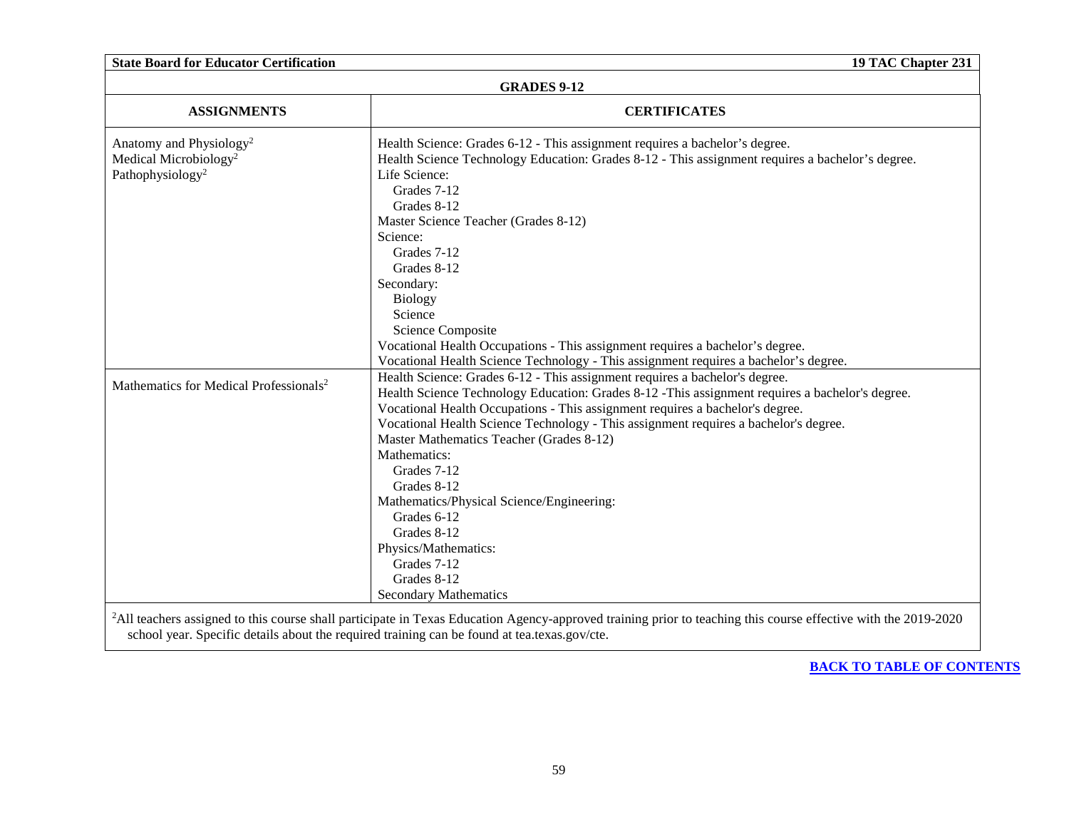## GRADES 9-12

| ASSIGNMENTS | CERTIFICATES |
| --- | --- |
| Anatomy and Physiology[2]<br>Medical Microbiology[2]<br>Pathophysiology[2] | Health Science: Grades 6-12 - This assignment requires a bachelor's degree.<br>Health Science Technology Education: Grades 8-12 - This assignment requires a bachelor's degree.<br>Life Science:<br>Grades 7-12<br>Grades 8-12<br>Master Science Teacher (Grades 8-12)<br>Science:<br>Grades 7-12<br>Grades 8-12<br>Secondary:<br>Biology<br>Science<br>Science Composite<br>Vocational Health Occupations - This assignment requires a bachelor's degree.<br>Vocational Health Science Technology - This assignment requires a bachelor's degree. |
| Mathematics for Medical Professionals[2] | Health Science: Grades 6-12 - This assignment requires a bachelor's degree.<br>Health Science Technology Education: Grades 8-12 -This assignment requires a bachelor's degree.<br>Vocational Health Occupations - This assignment requires a bachelor's degree.<br>Vocational Health Science Technology - This assignment requires a bachelor's degree.<br>Master Mathematics Teacher (Grades 8-12)<br>Mathematics:<br>Grades 7-12<br>Grades 8-12<br>Mathematics/Physical Science/Engineering:<br>Grades 6-12<br>Grades 8-12<br>Physics/Mathematics:<br>Grades 7-12<br>Grades 8-12<br>Secondary Mathematics |

[2]All teachers assigned to this course shall participate in Texas Education Agency-approved training prior to teaching this course effective with the 2019-2020 school year. Specific details about the required training can be found at tea.texas.gov/cte.

**BACK TO TABLE OF CONTENTS**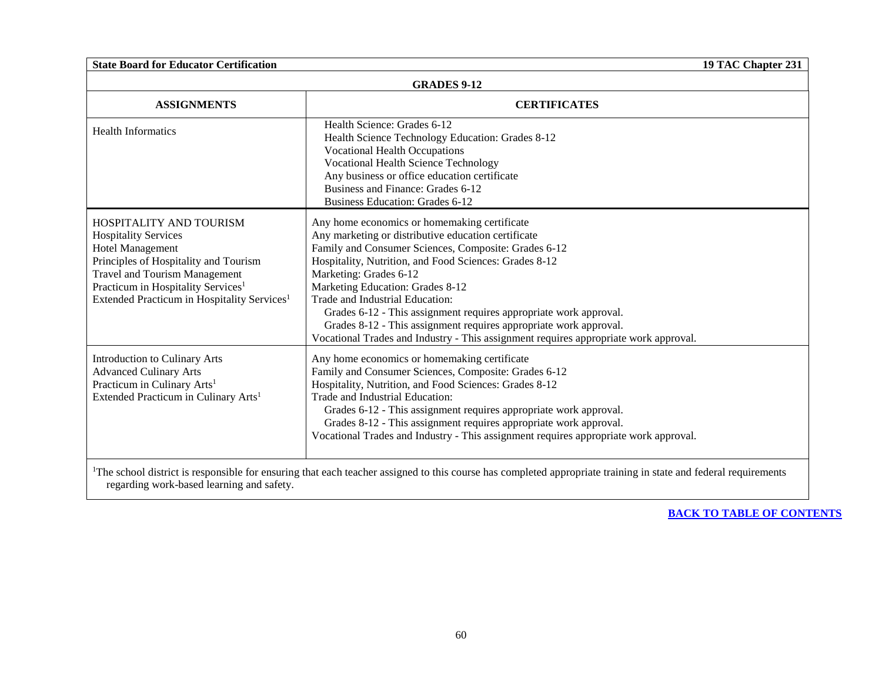**State Board for Educator Certification** **19 TAC Chapter 231**

**GRADES 9-12**

| ASSIGNMENTS | CERTIFICATES |
|---|---|
| Health Informatics | Health Science: Grades 6-12<br>Health Science Technology Education: Grades 8-12<br>Vocational Health Occupations<br>Vocational Health Science Technology<br>Any business or office education certificate<br>Business and Finance: Grades 6-12<br>Business Education: Grades 6-12 |
| HOSPITALITY AND TOURISM<br>Hospitality Services<br>Hotel Management<br>Principles of Hospitality and Tourism<br>Travel and Tourism Management<br>Practicum in Hospitality Services[1]<br>Extended Practicum in Hospitality Services[1] | Any home economics or homemaking certificate<br>Any marketing or distributive education certificate<br>Family and Consumer Sciences, Composite: Grades 6-12<br>Hospitality, Nutrition, and Food Sciences: Grades 8-12<br>Marketing: Grades 6-12<br>Marketing Education: Grades 8-12<br>Trade and Industrial Education:<br>Grades 6-12 - This assignment requires appropriate work approval.<br>Grades 8-12 - This assignment requires appropriate work approval.<br>Vocational Trades and Industry - This assignment requires appropriate work approval. |
| Introduction to Culinary Arts<br>Advanced Culinary Arts<br>Practicum in Culinary Arts[1]<br>Extended Practicum in Culinary Arts[1] | Any home economics or homemaking certificate<br>Family and Consumer Sciences, Composite: Grades 6-12<br>Hospitality, Nutrition, and Food Sciences: Grades 8-12<br>Trade and Industrial Education:<br>Grades 6-12 - This assignment requires appropriate work approval.<br>Grades 8-12 - This assignment requires appropriate work approval.<br>Vocational Trades and Industry - This assignment requires appropriate work approval. |

[1]The school district is responsible for ensuring that each teacher assigned to this course has completed appropriate training in state and federal requirements regarding work-based learning and safety.

**BACK TO TABLE OF CONTENTS**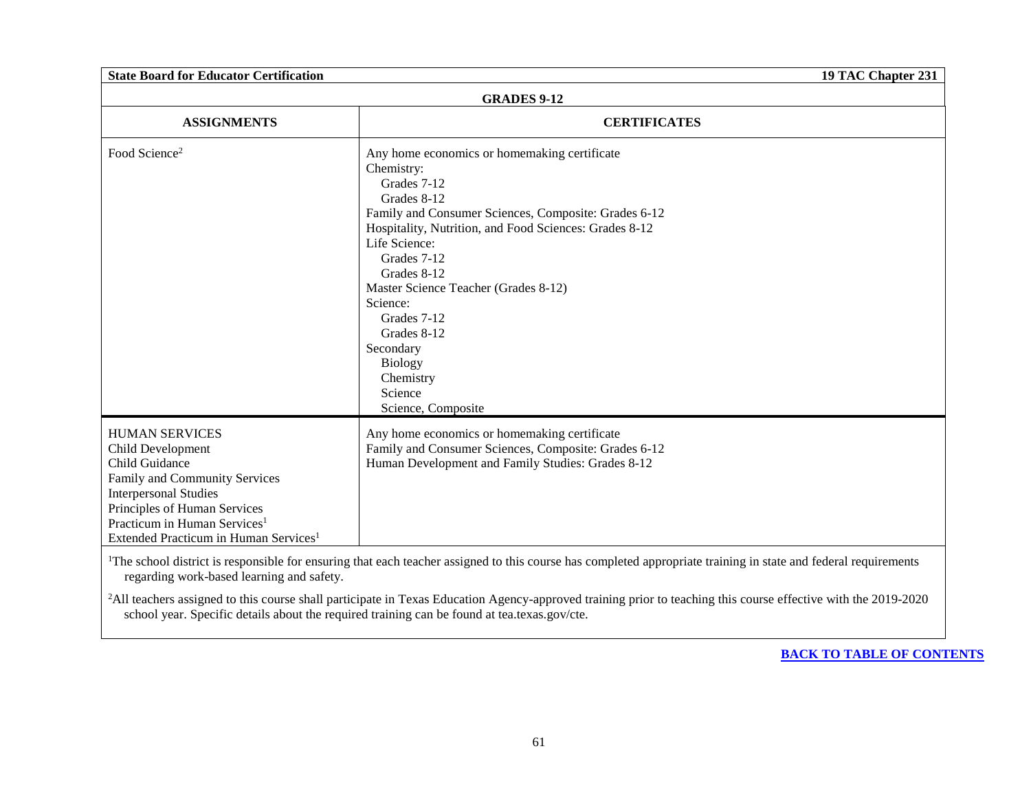**GRADES 9-12**

| ASSIGNMENTS | CERTIFICATES |
|---|---|
| Food Science[2] | Any home economics or homemaking certificate<br>Chemistry:<br>Grades 7-12<br>Grades 8-12<br>Family and Consumer Sciences, Composite: Grades 6-12<br>Hospitality, Nutrition, and Food Sciences: Grades 8-12<br>Life Science:<br>Grades 7-12<br>Grades 8-12<br>Master Science Teacher (Grades 8-12)<br>Science:<br>Grades 7-12<br>Grades 8-12<br>Secondary<br>Biology<br>Chemistry<br>Science<br>Science, Composite |
| HUMAN SERVICES<br>Child Development<br>Child Guidance<br>Family and Community Services<br>Interpersonal Studies<br>Principles of Human Services<br>Practicum in Human Services[1]<br>Extended Practicum in Human Services[1] | Any home economics or homemaking certificate<br>Family and Consumer Sciences, Composite: Grades 6-12<br>Human Development and Family Studies: Grades 8-12 |

[1]The school district is responsible for ensuring that each teacher assigned to this course has completed appropriate training in state and federal requirements regarding work-based learning and safety.

[2]All teachers assigned to this course shall participate in Texas Education Agency-approved training prior to teaching this course effective with the 2019-2020 school year. Specific details about the required training can be found at tea.texas.gov/cte.

**BACK TO TABLE OF CONTENTS**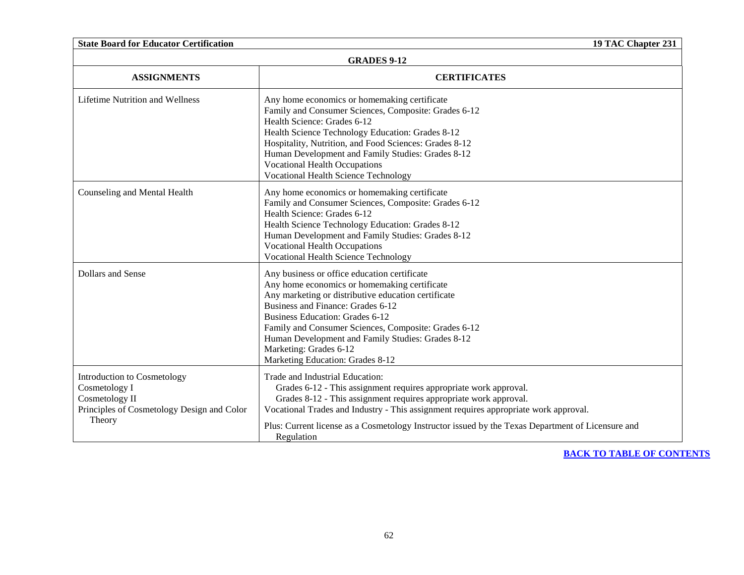**GRADES 9-12**

| ASSIGNMENTS | CERTIFICATES |
|---|---|
| Lifetime Nutrition and Wellness | Any home economics or homemaking certificate<br>Family and Consumer Sciences, Composite: Grades 6-12<br>Health Science: Grades 6-12<br>Health Science Technology Education: Grades 8-12<br>Hospitality, Nutrition, and Food Sciences: Grades 8-12<br>Human Development and Family Studies: Grades 8-12<br>Vocational Health Occupations<br>Vocational Health Science Technology |
| Counseling and Mental Health | Any home economics or homemaking certificate<br>Family and Consumer Sciences, Composite: Grades 6-12<br>Health Science: Grades 6-12<br>Health Science Technology Education: Grades 8-12<br>Human Development and Family Studies: Grades 8-12<br>Vocational Health Occupations<br>Vocational Health Science Technology |
| Dollars and Sense | Any business or office education certificate<br>Any home economics or homemaking certificate<br>Any marketing or distributive education certificate<br>Business and Finance: Grades 6-12<br>Business Education: Grades 6-12<br>Family and Consumer Sciences, Composite: Grades 6-12<br>Human Development and Family Studies: Grades 8-12<br>Marketing: Grades 6-12<br>Marketing Education: Grades 8-12 |
| Introduction to Cosmetology<br>Cosmetology I<br>Cosmetology II<br>Principles of Cosmetology Design and Color Theory | Trade and Industrial Education:<br>Grades 6-12 - This assignment requires appropriate work approval.<br>Grades 8-12 - This assignment requires appropriate work approval.<br>Vocational Trades and Industry - This assignment requires appropriate work approval.<br><br>Plus: Current license as a Cosmetology Instructor issued by the Texas Department of Licensure and Regulation |

BACK TO TABLE OF CONTENTS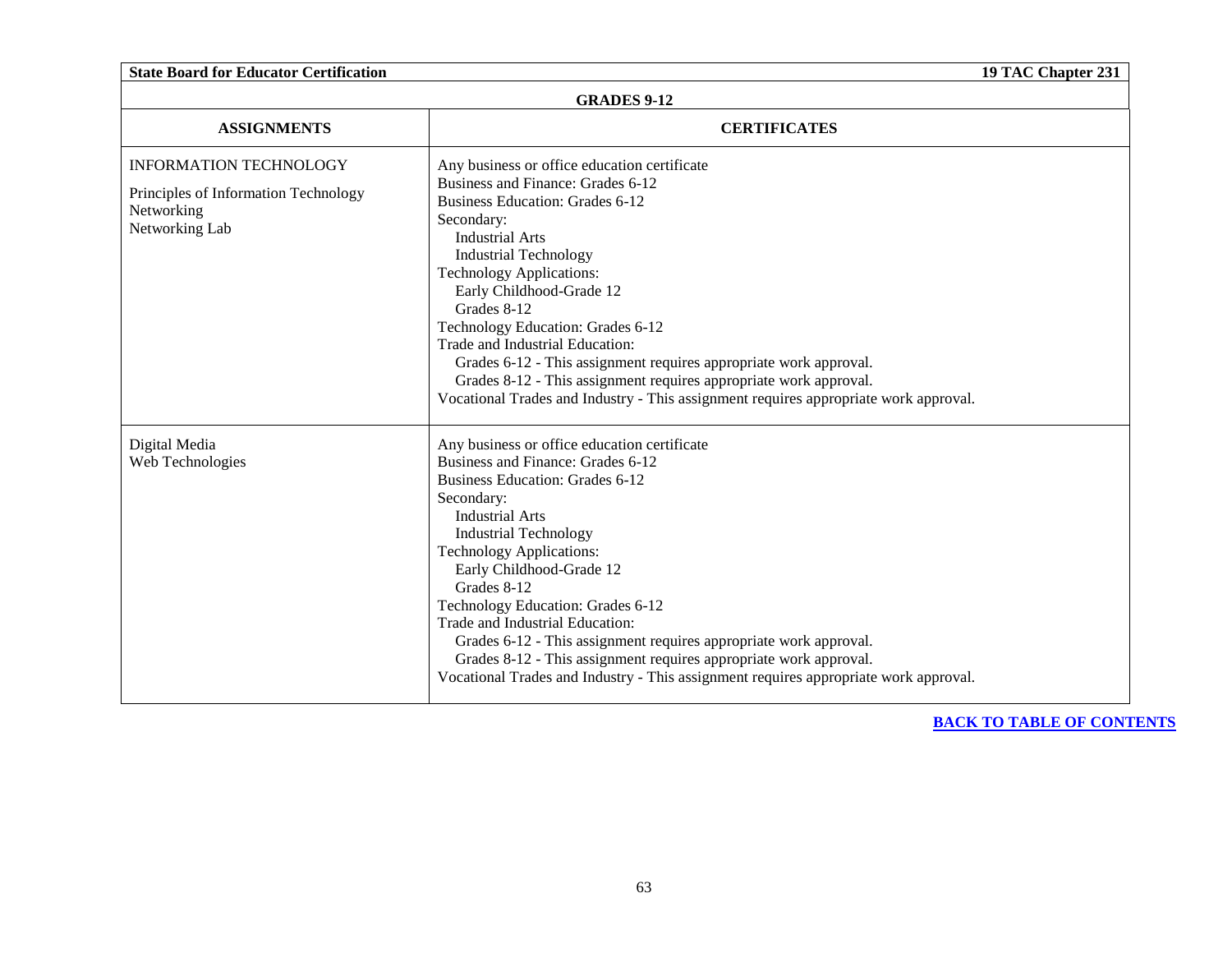## GRADES 9-12

| ASSIGNMENTS | CERTIFICATES |
|---|---|
| INFORMATION TECHNOLOGY<br><br>Principles of Information Technology<br>Networking<br>Networking Lab | Any business or office education certificate<br>Business and Finance: Grades 6-12<br>Business Education: Grades 6-12<br>Secondary:<br>Industrial Arts<br>Industrial Technology<br>Technology Applications:<br>Early Childhood-Grade 12<br>Grades 8-12<br>Technology Education: Grades 6-12<br>Trade and Industrial Education:<br>Grades 6-12 - This assignment requires appropriate work approval.<br>Grades 8-12 - This assignment requires appropriate work approval.<br>Vocational Trades and Industry - This assignment requires appropriate work approval. |
| Digital Media<br>Web Technologies | Any business or office education certificate<br>Business and Finance: Grades 6-12<br>Business Education: Grades 6-12<br>Secondary:<br>Industrial Arts<br>Industrial Technology<br>Technology Applications:<br>Early Childhood-Grade 12<br>Grades 8-12<br>Technology Education: Grades 6-12<br>Trade and Industrial Education:<br>Grades 6-12 - This assignment requires appropriate work approval.<br>Grades 8-12 - This assignment requires appropriate work approval.<br>Vocational Trades and Industry - This assignment requires appropriate work approval. |

**BACK TO TABLE OF CONTENTS**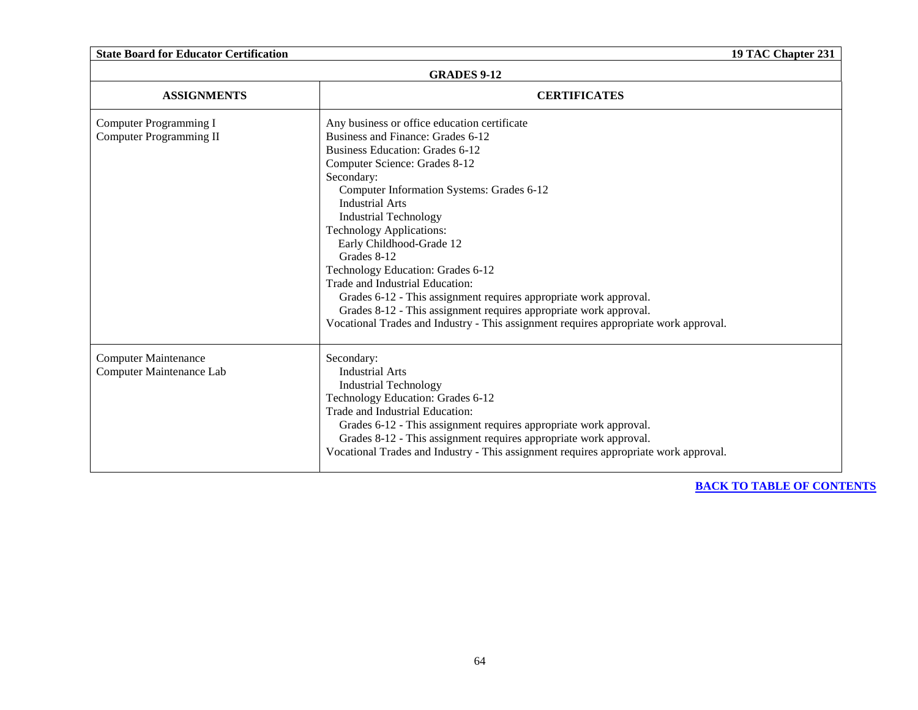| GRADES 9-12 | |
|---|---|
| **ASSIGNMENTS** | **CERTIFICATES** |
| Computer Programming I<br>Computer Programming II | Any business or office education certificate<br>Business and Finance: Grades 6-12<br>Business Education: Grades 6-12<br>Computer Science: Grades 8-12<br>Secondary:<br>  Computer Information Systems: Grades 6-12<br>  Industrial Arts<br>  Industrial Technology<br>Technology Applications:<br>  Early Childhood-Grade 12<br>  Grades 8-12<br>Technology Education: Grades 6-12<br>Trade and Industrial Education:<br>  Grades 6-12 - This assignment requires appropriate work approval.<br>  Grades 8-12 - This assignment requires appropriate work approval.<br>Vocational Trades and Industry - This assignment requires appropriate work approval. |
| Computer Maintenance<br>Computer Maintenance Lab | Secondary:<br>  Industrial Arts<br>  Industrial Technology<br>Technology Education: Grades 6-12<br>Trade and Industrial Education:<br>  Grades 6-12 - This assignment requires appropriate work approval.<br>  Grades 8-12 - This assignment requires appropriate work approval.<br>Vocational Trades and Industry - This assignment requires appropriate work approval. |

**BACK TO TABLE OF CONTENTS**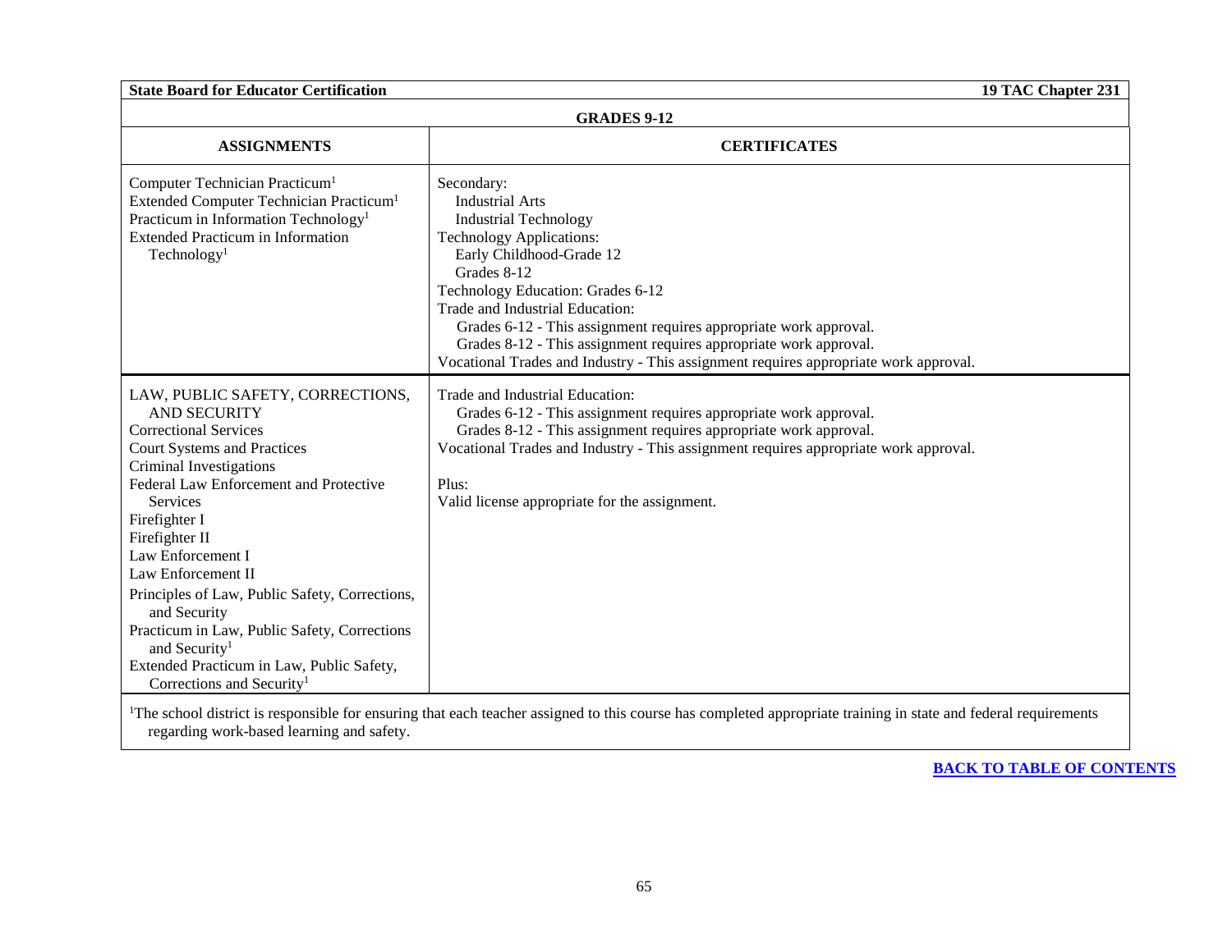| GRADES 9-12 | |
|---|---|
| **ASSIGNMENTS** | **CERTIFICATES** |
| Computer Technician Practicum[1]<br>Extended Computer Technician Practicum[1]<br>Practicum in Information Technology[1]<br>Extended Practicum in Information Technology[1] | Secondary:<br>Industrial Arts<br>Industrial Technology<br>Technology Applications:<br>Early Childhood-Grade 12<br>Grades 8-12<br>Technology Education: Grades 6-12<br>Trade and Industrial Education:<br>Grades 6-12 - This assignment requires appropriate work approval.<br>Grades 8-12 - This assignment requires appropriate work approval.<br>Vocational Trades and Industry - This assignment requires appropriate work approval. |
| LAW, PUBLIC SAFETY, CORRECTIONS, AND SECURITY<br>Correctional Services<br>Court Systems and Practices<br>Criminal Investigations<br>Federal Law Enforcement and Protective Services<br>Firefighter I<br>Firefighter II<br>Law Enforcement I<br>Law Enforcement II<br>Principles of Law, Public Safety, Corrections, and Security<br>Practicum in Law, Public Safety, Corrections and Security[1]<br>Extended Practicum in Law, Public Safety, Corrections and Security[1] | Trade and Industrial Education:<br>Grades 6-12 - This assignment requires appropriate work approval.<br>Grades 8-12 - This assignment requires appropriate work approval.<br>Vocational Trades and Industry - This assignment requires appropriate work approval.<br><br>Plus:<br>Valid license appropriate for the assignment. |

[1]The school district is responsible for ensuring that each teacher assigned to this course has completed appropriate training in state and federal requirements regarding work-based learning and safety.

**BACK TO TABLE OF CONTENTS**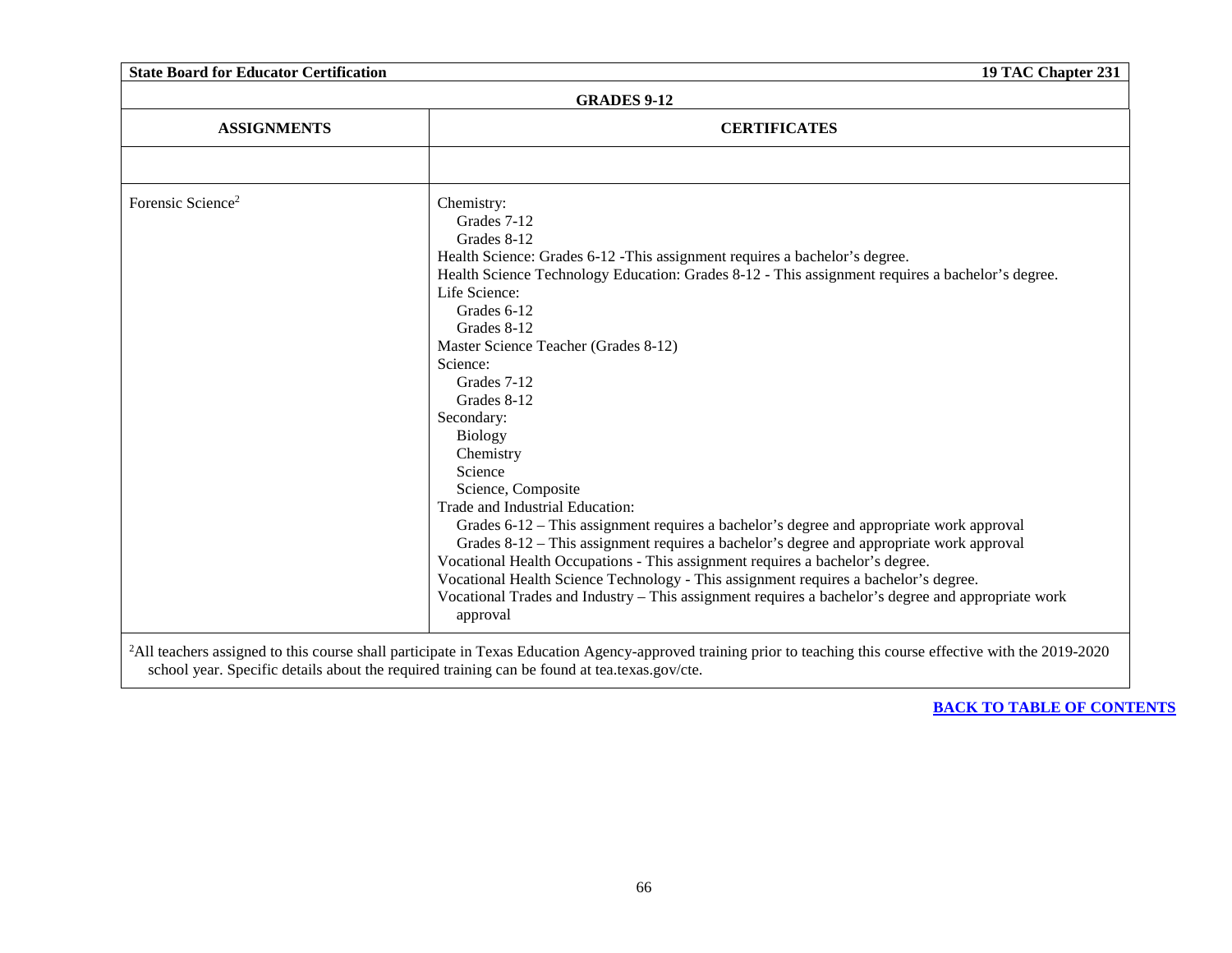| GRADES 9-12 | |
|---|---|
| **ASSIGNMENTS** | **CERTIFICATES** |
| | |
| Forensic Science[2] | Chemistry:<br>Grades 7-12<br>Grades 8-12<br>Health Science: Grades 6-12 -This assignment requires a bachelor's degree.<br>Health Science Technology Education: Grades 8-12 - This assignment requires a bachelor's degree.<br>Life Science:<br>Grades 6-12<br>Grades 8-12<br>Master Science Teacher (Grades 8-12)<br>Science:<br>Grades 7-12<br>Grades 8-12<br>Secondary:<br>Biology<br>Chemistry<br>Science<br>Science, Composite<br>Trade and Industrial Education:<br>Grades 6-12 – This assignment requires a bachelor's degree and appropriate work approval<br>Grades 8-12 – This assignment requires a bachelor's degree and appropriate work approval<br>Vocational Health Occupations - This assignment requires a bachelor's degree.<br>Vocational Health Science Technology - This assignment requires a bachelor's degree.<br>Vocational Trades and Industry – This assignment requires a bachelor's degree and appropriate work approval |

[2]All teachers assigned to this course shall participate in Texas Education Agency-approved training prior to teaching this course effective with the 2019-2020 school year. Specific details about the required training can be found at tea.texas.gov/cte.

**BACK TO TABLE OF CONTENTS**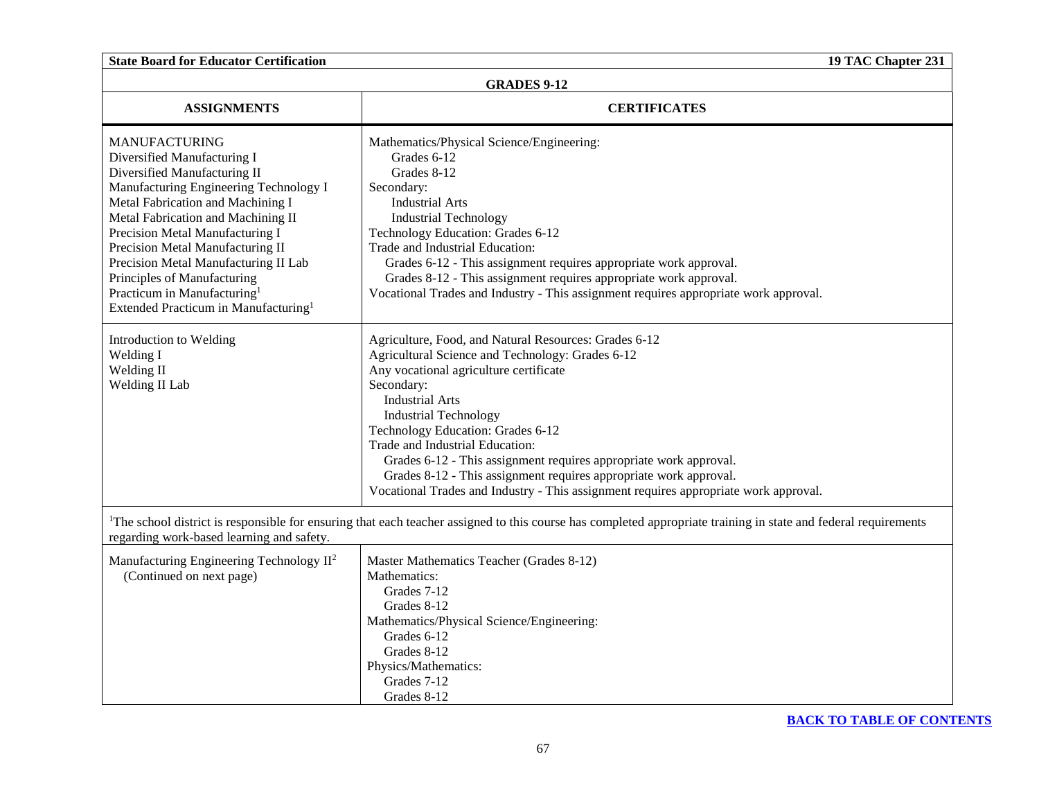| GRADES 9-12 | |
|---|---|
| **ASSIGNMENTS** | **CERTIFICATES** |
| MANUFACTURING<br>Diversified Manufacturing I<br>Diversified Manufacturing II<br>Manufacturing Engineering Technology I<br>Metal Fabrication and Machining I<br>Metal Fabrication and Machining II<br>Precision Metal Manufacturing I<br>Precision Metal Manufacturing II<br>Precision Metal Manufacturing II Lab<br>Principles of Manufacturing<br>Practicum in Manufacturing[1]<br>Extended Practicum in Manufacturing[1] | Mathematics/Physical Science/Engineering:<br>Grades 6-12<br>Grades 8-12<br>Secondary:<br>Industrial Arts<br>Industrial Technology<br>Technology Education: Grades 6-12<br>Trade and Industrial Education:<br>Grades 6-12 - This assignment requires appropriate work approval.<br>Grades 8-12 - This assignment requires appropriate work approval.<br>Vocational Trades and Industry - This assignment requires appropriate work approval. |
| Introduction to Welding<br>Welding I<br>Welding II<br>Welding II Lab | Agriculture, Food, and Natural Resources: Grades 6-12<br>Agricultural Science and Technology: Grades 6-12<br>Any vocational agriculture certificate<br>Secondary:<br>Industrial Arts<br>Industrial Technology<br>Technology Education: Grades 6-12<br>Trade and Industrial Education:<br>Grades 6-12 - This assignment requires appropriate work approval.<br>Grades 8-12 - This assignment requires appropriate work approval.<br>Vocational Trades and Industry - This assignment requires appropriate work approval. |

[1]The school district is responsible for ensuring that each teacher assigned to this course has completed appropriate training in state and federal requirements regarding work-based learning and safety.

| ASSIGNMENTS | CERTIFICATES |
|---|---|
| Manufacturing Engineering Technology II[2]<br>(Continued on next page) | Master Mathematics Teacher (Grades 8-12)<br>Mathematics:<br>Grades 7-12<br>Grades 8-12<br>Mathematics/Physical Science/Engineering:<br>Grades 6-12<br>Grades 8-12<br>Physics/Mathematics:<br>Grades 7-12<br>Grades 8-12 |

**BACK TO TABLE OF CONTENTS**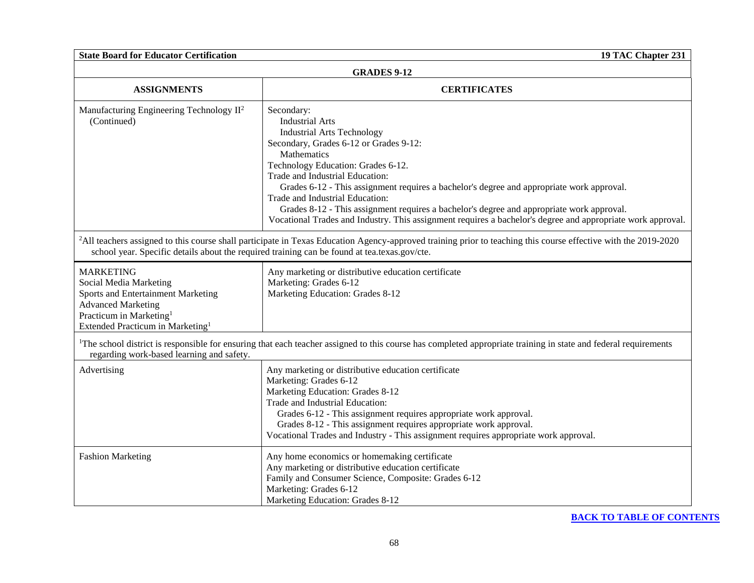**GRADES 9-12**

| ASSIGNMENTS | CERTIFICATES |
|---|---|
| Manufacturing Engineering Technology II[2] (Continued) | Secondary:<br>Industrial Arts<br>Industrial Arts Technology<br>Secondary, Grades 6-12 or Grades 9-12:<br>Mathematics<br>Technology Education: Grades 6-12.<br>Trade and Industrial Education:<br>Grades 6-12 - This assignment requires a bachelor's degree and appropriate work approval.<br>Trade and Industrial Education:<br>Grades 8-12 - This assignment requires a bachelor's degree and appropriate work approval.<br>Vocational Trades and Industry. This assignment requires a bachelor's degree and appropriate work approval. |
| [2]All teachers assigned to this course shall participate in Texas Education Agency-approved training prior to teaching this course effective with the 2019-2020 school year. Specific details about the required training can be found at tea.texas.gov/cte. | |
| MARKETING<br>Social Media Marketing<br>Sports and Entertainment Marketing<br>Advanced Marketing<br>Practicum in Marketing[1]<br>Extended Practicum in Marketing[1] | Any marketing or distributive education certificate<br>Marketing: Grades 6-12<br>Marketing Education: Grades 8-12 |
| [1]The school district is responsible for ensuring that each teacher assigned to this course has completed appropriate training in state and federal requirements regarding work-based learning and safety. | |
| Advertising | Any marketing or distributive education certificate<br>Marketing: Grades 6-12<br>Marketing Education: Grades 8-12<br>Trade and Industrial Education:<br>Grades 6-12 - This assignment requires appropriate work approval.<br>Grades 8-12 - This assignment requires appropriate work approval.<br>Vocational Trades and Industry - This assignment requires appropriate work approval. |
| Fashion Marketing | Any home economics or homemaking certificate<br>Any marketing or distributive education certificate<br>Family and Consumer Science, Composite: Grades 6-12<br>Marketing: Grades 6-12<br>Marketing Education: Grades 8-12 |

**BACK TO TABLE OF CONTENTS**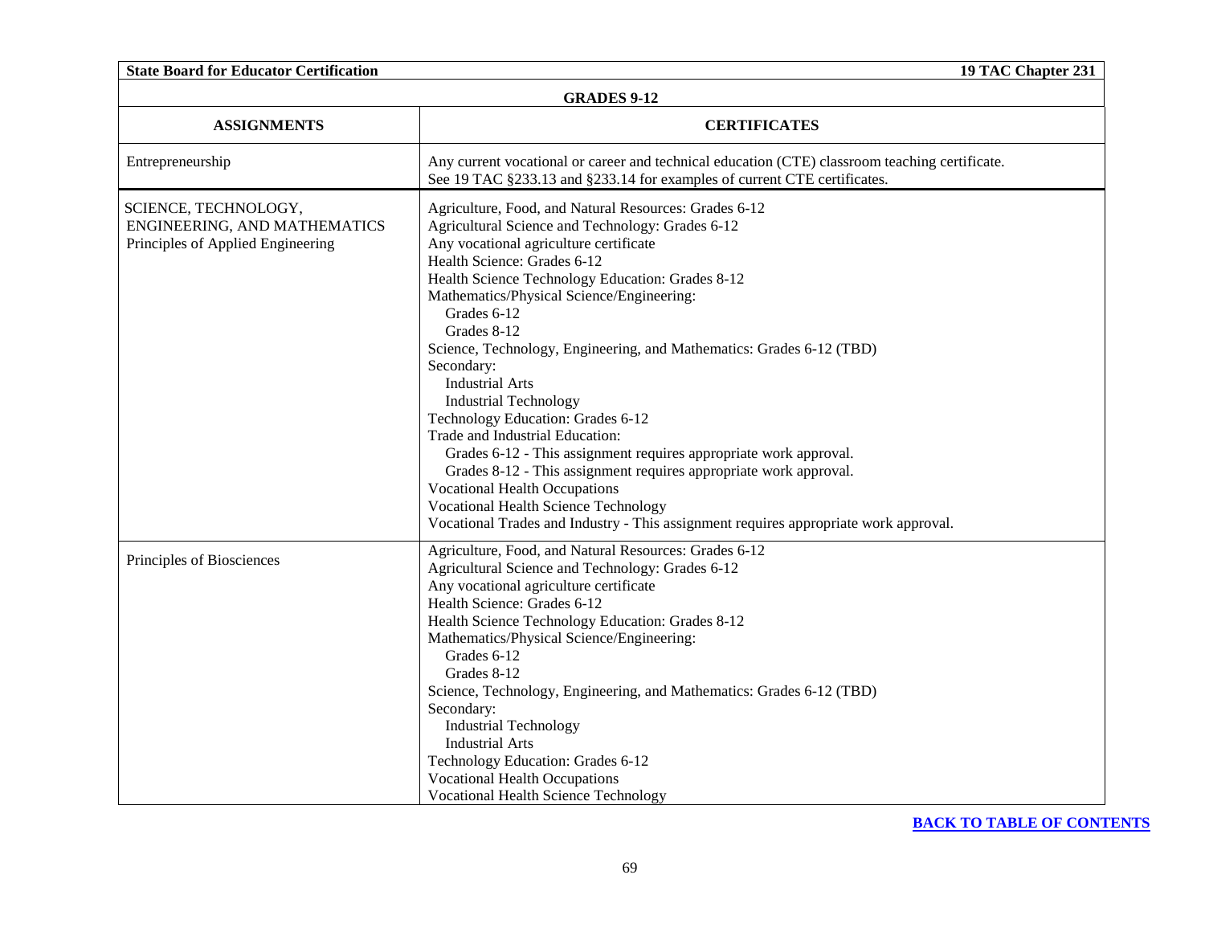| GRADES 9-12 | |
|---|---|
| **ASSIGNMENTS** | **CERTIFICATES** |
| Entrepreneurship | Any current vocational or career and technical education (CTE) classroom teaching certificate. See 19 TAC §233.13 and §233.14 for examples of current CTE certificates. |
| SCIENCE, TECHNOLOGY, ENGINEERING, AND MATHEMATICS<br>Principles of Applied Engineering | Agriculture, Food, and Natural Resources: Grades 6-12<br>Agricultural Science and Technology: Grades 6-12<br>Any vocational agriculture certificate<br>Health Science: Grades 6-12<br>Health Science Technology Education: Grades 8-12<br>Mathematics/Physical Science/Engineering:<br>Grades 6-12<br>Grades 8-12<br>Science, Technology, Engineering, and Mathematics: Grades 6-12 (TBD)<br>Secondary:<br>Industrial Arts<br>Industrial Technology<br>Technology Education: Grades 6-12<br>Trade and Industrial Education:<br>Grades 6-12 - This assignment requires appropriate work approval.<br>Grades 8-12 - This assignment requires appropriate work approval.<br>Vocational Health Occupations<br>Vocational Health Science Technology<br>Vocational Trades and Industry - This assignment requires appropriate work approval. |
| Principles of Biosciences | Agriculture, Food, and Natural Resources: Grades 6-12<br>Agricultural Science and Technology: Grades 6-12<br>Any vocational agriculture certificate<br>Health Science: Grades 6-12<br>Health Science Technology Education: Grades 8-12<br>Mathematics/Physical Science/Engineering:<br>Grades 6-12<br>Grades 8-12<br>Science, Technology, Engineering, and Mathematics: Grades 6-12 (TBD)<br>Secondary:<br>Industrial Technology<br>Industrial Arts<br>Technology Education: Grades 6-12<br>Vocational Health Occupations<br>Vocational Health Science Technology |

**BACK TO TABLE OF CONTENTS**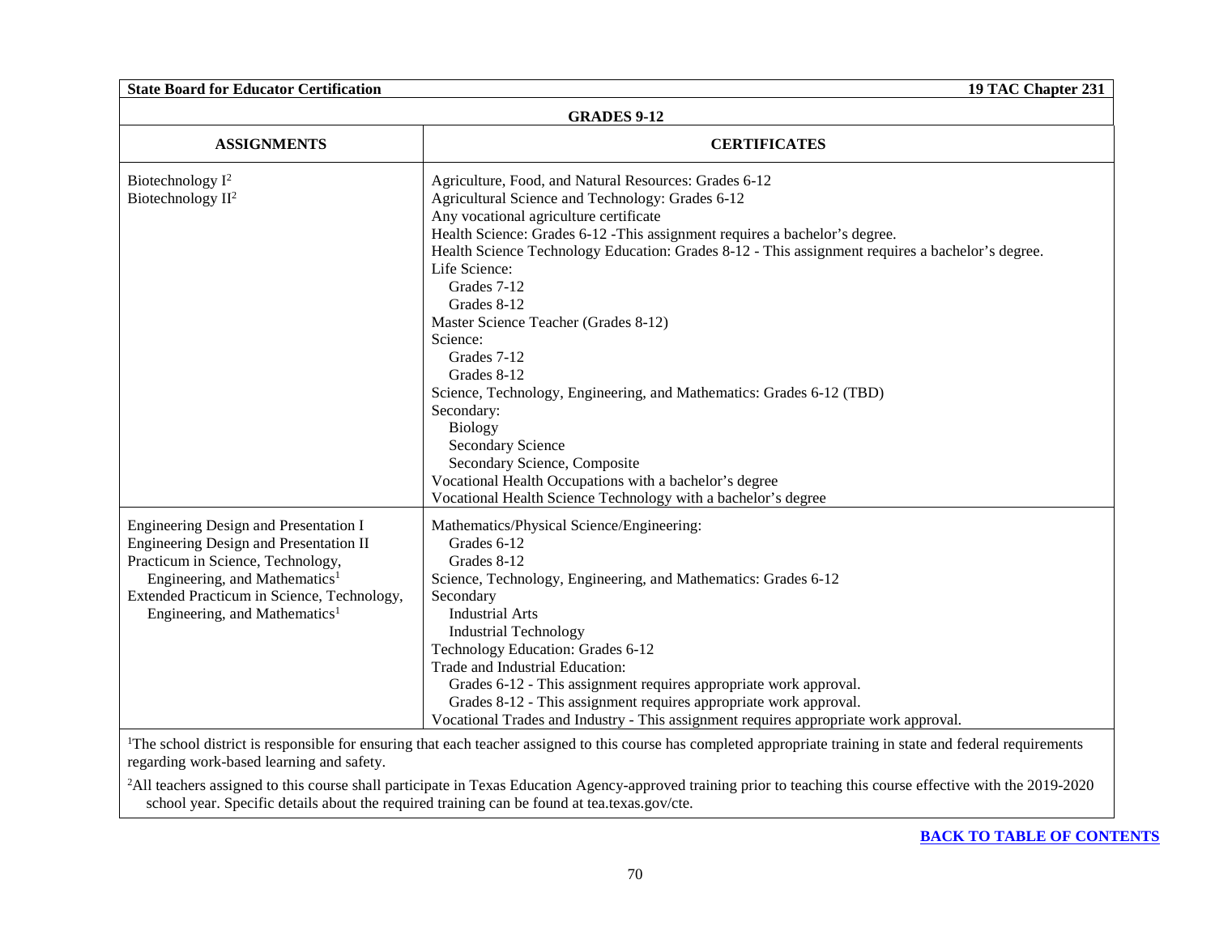**GRADES 9-12**

| ASSIGNMENTS | CERTIFICATES |
|---|---|
| Biotechnology I[2]<br>Biotechnology II[2] | Agriculture, Food, and Natural Resources: Grades 6-12<br>Agricultural Science and Technology: Grades 6-12<br>Any vocational agriculture certificate<br>Health Science: Grades 6-12 -This assignment requires a bachelor's degree.<br>Health Science Technology Education: Grades 8-12 - This assignment requires a bachelor's degree.<br>Life Science:<br>Grades 7-12<br>Grades 8-12<br>Master Science Teacher (Grades 8-12)<br>Science:<br>Grades 7-12<br>Grades 8-12<br>Science, Technology, Engineering, and Mathematics: Grades 6-12 (TBD)<br>Secondary:<br>Biology<br>Secondary Science<br>Secondary Science, Composite<br>Vocational Health Occupations with a bachelor's degree<br>Vocational Health Science Technology with a bachelor's degree |
| Engineering Design and Presentation I<br>Engineering Design and Presentation II<br>Practicum in Science, Technology, Engineering, and Mathematics[1]<br>Extended Practicum in Science, Technology, Engineering, and Mathematics[1] | Mathematics/Physical Science/Engineering:<br>Grades 6-12<br>Grades 8-12<br>Science, Technology, Engineering, and Mathematics: Grades 6-12<br>Secondary<br>Industrial Arts<br>Industrial Technology<br>Technology Education: Grades 6-12<br>Trade and Industrial Education:<br>Grades 6-12 - This assignment requires appropriate work approval.<br>Grades 8-12 - This assignment requires appropriate work approval.<br>Vocational Trades and Industry - This assignment requires appropriate work approval. |

[1]The school district is responsible for ensuring that each teacher assigned to this course has completed appropriate training in state and federal requirements regarding work-based learning and safety.

[2]All teachers assigned to this course shall participate in Texas Education Agency-approved training prior to teaching this course effective with the 2019-2020 school year. Specific details about the required training can be found at tea.texas.gov/cte.

**BACK TO TABLE OF CONTENTS**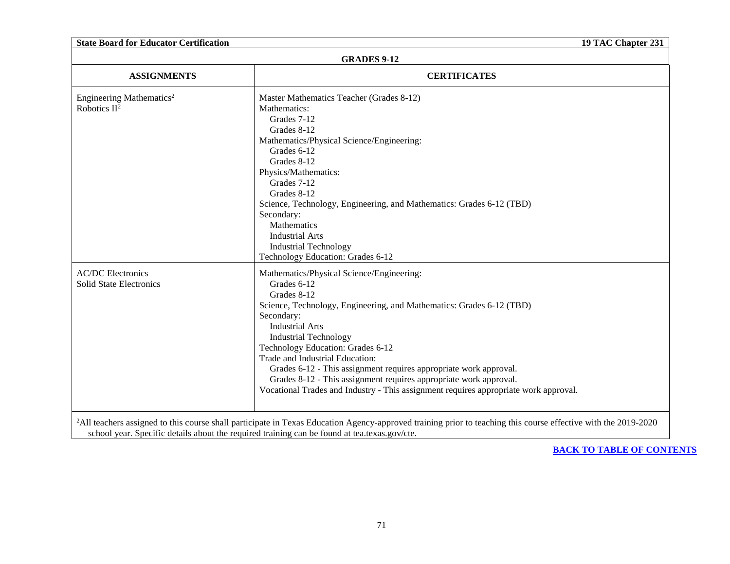**GRADES 9-12**

| ASSIGNMENTS | CERTIFICATES |
|---|---|
| Engineering Mathematics[2]<br>Robotics II[2] | Master Mathematics Teacher (Grades 8-12)<br>Mathematics:<br>Grades 7-12<br>Grades 8-12<br>Mathematics/Physical Science/Engineering:<br>Grades 6-12<br>Grades 8-12<br>Physics/Mathematics:<br>Grades 7-12<br>Grades 8-12<br>Science, Technology, Engineering, and Mathematics: Grades 6-12 (TBD)<br>Secondary:<br>Mathematics<br>Industrial Arts<br>Industrial Technology<br>Technology Education: Grades 6-12 |
| AC/DC Electronics<br>Solid State Electronics | Mathematics/Physical Science/Engineering:<br>Grades 6-12<br>Grades 8-12<br>Science, Technology, Engineering, and Mathematics: Grades 6-12 (TBD)<br>Secondary:<br>Industrial Arts<br>Industrial Technology<br>Technology Education: Grades 6-12<br>Trade and Industrial Education:<br>Grades 6-12 - This assignment requires appropriate work approval.<br>Grades 8-12 - This assignment requires appropriate work approval.<br>Vocational Trades and Industry - This assignment requires appropriate work approval. |

[2]All teachers assigned to this course shall participate in Texas Education Agency-approved training prior to teaching this course effective with the 2019-2020 school year. Specific details about the required training can be found at tea.texas.gov/cte.

**BACK TO TABLE OF CONTENTS**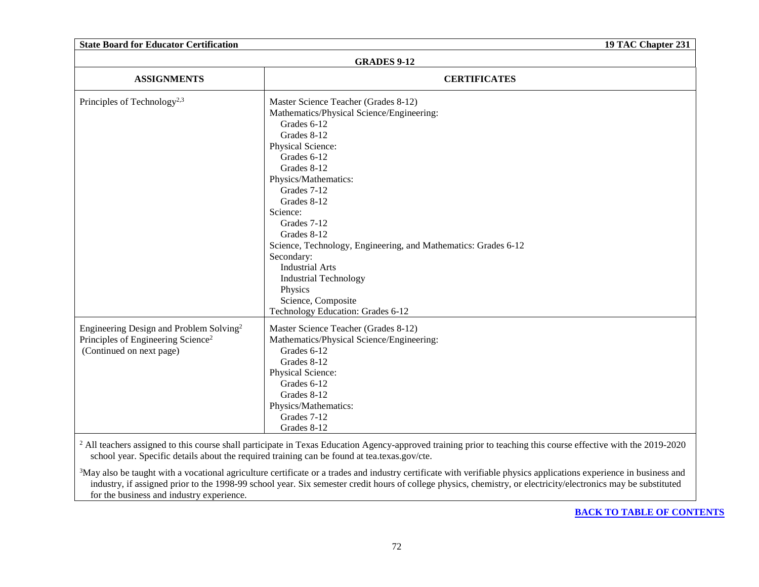**GRADES 9-12**

| ASSIGNMENTS | CERTIFICATES |
| --- | --- |
| Principles of Technology[2,3] | Master Science Teacher (Grades 8-12)<br>Mathematics/Physical Science/Engineering:<br>Grades 6-12<br>Grades 8-12<br>Physical Science:<br>Grades 6-12<br>Grades 8-12<br>Physics/Mathematics:<br>Grades 7-12<br>Grades 8-12<br>Science:<br>Grades 7-12<br>Grades 8-12<br>Science, Technology, Engineering, and Mathematics: Grades 6-12<br>Secondary:<br>Industrial Arts<br>Industrial Technology<br>Physics<br>Science, Composite<br>Technology Education: Grades 6-12 |
| Engineering Design and Problem Solving[2]<br>Principles of Engineering Science[2]<br>(Continued on next page) | Master Science Teacher (Grades 8-12)<br>Mathematics/Physical Science/Engineering:<br>Grades 6-12<br>Grades 8-12<br>Physical Science:<br>Grades 6-12<br>Grades 8-12<br>Physics/Mathematics:<br>Grades 7-12<br>Grades 8-12 |

[2] All teachers assigned to this course shall participate in Texas Education Agency-approved training prior to teaching this course effective with the 2019-2020 school year. Specific details about the required training can be found at tea.texas.gov/cte.

[3] May also be taught with a vocational agriculture certificate or a trades and industry certificate with verifiable physics applications experience in business and industry, if assigned prior to the 1998-99 school year. Six semester credit hours of college physics, chemistry, or electricity/electronics may be substituted for the business and industry experience.

BACK TO TABLE OF CONTENTS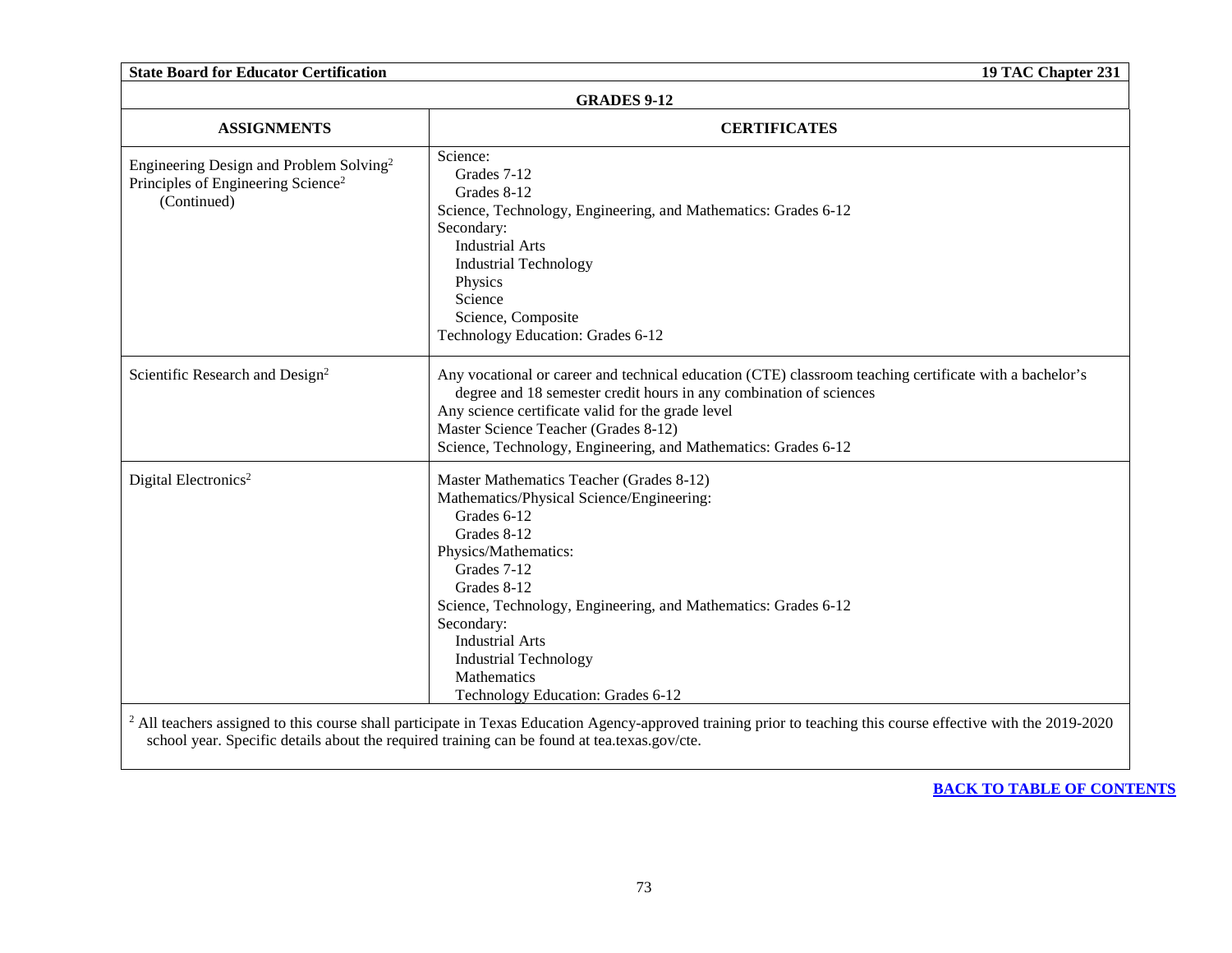**GRADES 9-12**

| ASSIGNMENTS | CERTIFICATES |
|---|---|
| Engineering Design and Problem Solving[2]<br>Principles of Engineering Science[2]<br>(Continued) | Science:<br>Grades 7-12<br>Grades 8-12<br>Science, Technology, Engineering, and Mathematics: Grades 6-12<br>Secondary:<br>Industrial Arts<br>Industrial Technology<br>Physics<br>Science<br>Science, Composite<br>Technology Education: Grades 6-12 |
| Scientific Research and Design[2] | Any vocational or career and technical education (CTE) classroom teaching certificate with a bachelor's degree and 18 semester credit hours in any combination of sciences<br>Any science certificate valid for the grade level<br>Master Science Teacher (Grades 8-12)<br>Science, Technology, Engineering, and Mathematics: Grades 6-12 |
| Digital Electronics[2] | Master Mathematics Teacher (Grades 8-12)<br>Mathematics/Physical Science/Engineering:<br>Grades 6-12<br>Grades 8-12<br>Physics/Mathematics:<br>Grades 7-12<br>Grades 8-12<br>Science, Technology, Engineering, and Mathematics: Grades 6-12<br>Secondary:<br>Industrial Arts<br>Industrial Technology<br>Mathematics<br>Technology Education: Grades 6-12 |

[2] All teachers assigned to this course shall participate in Texas Education Agency-approved training prior to teaching this course effective with the 2019-2020 school year. Specific details about the required training can be found at tea.texas.gov/cte.

**BACK TO TABLE OF CONTENTS**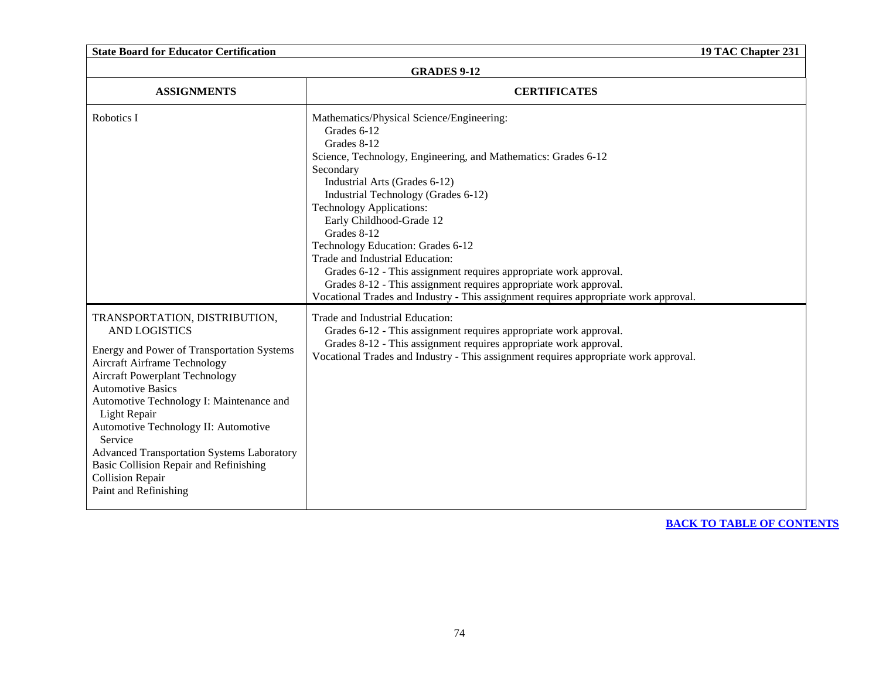**GRADES 9-12**

| ASSIGNMENTS | CERTIFICATES |
|---|---|
| Robotics I | Mathematics/Physical Science/Engineering:<br>Grades 6-12<br>Grades 8-12<br>Science, Technology, Engineering, and Mathematics: Grades 6-12<br>Secondary<br>Industrial Arts (Grades 6-12)<br>Industrial Technology (Grades 6-12)<br>Technology Applications:<br>Early Childhood-Grade 12<br>Grades 8-12<br>Technology Education: Grades 6-12<br>Trade and Industrial Education:<br>Grades 6-12 - This assignment requires appropriate work approval.<br>Grades 8-12 - This assignment requires appropriate work approval.<br>Vocational Trades and Industry - This assignment requires appropriate work approval. |
| TRANSPORTATION, DISTRIBUTION, AND LOGISTICS<br><br>Energy and Power of Transportation Systems<br>Aircraft Airframe Technology<br>Aircraft Powerplant Technology<br>Automotive Basics<br>Automotive Technology I: Maintenance and Light Repair<br>Automotive Technology II: Automotive Service<br>Advanced Transportation Systems Laboratory<br>Basic Collision Repair and Refinishing<br>Collision Repair<br>Paint and Refinishing | Trade and Industrial Education:<br>Grades 6-12 - This assignment requires appropriate work approval.<br>Grades 8-12 - This assignment requires appropriate work approval.<br>Vocational Trades and Industry - This assignment requires appropriate work approval. |

BACK TO TABLE OF CONTENTS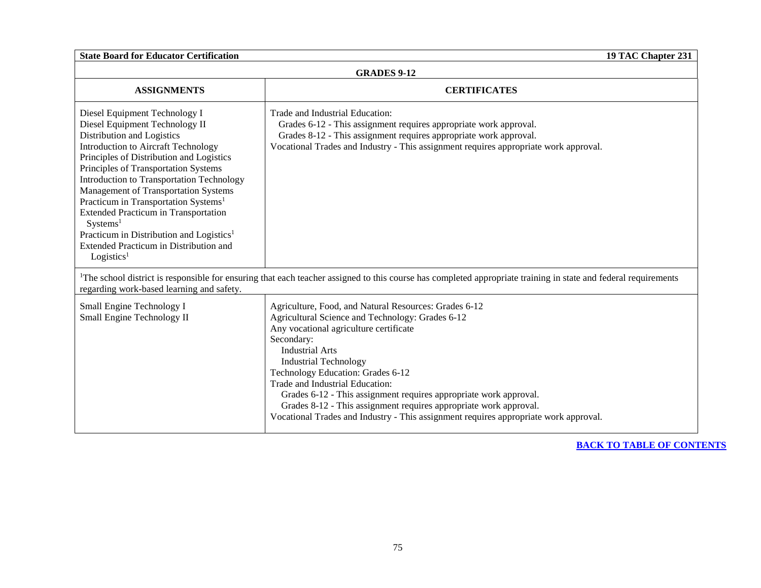**State Board for Educator Certification** **19 TAC Chapter 231**

**GRADES 9-12**

| ASSIGNMENTS | CERTIFICATES |
| --- | --- |
| Diesel Equipment Technology I<br>Diesel Equipment Technology II<br>Distribution and Logistics<br>Introduction to Aircraft Technology<br>Principles of Distribution and Logistics<br>Principles of Transportation Systems<br>Introduction to Transportation Technology<br>Management of Transportation Systems<br>Practicum in Transportation Systems[1]<br>Extended Practicum in Transportation Systems[1]<br>Practicum in Distribution and Logistics[1]<br>Extended Practicum in Distribution and Logistics[1] | Trade and Industrial Education:<br>Grades 6-12 - This assignment requires appropriate work approval.<br>Grades 8-12 - This assignment requires appropriate work approval.<br>Vocational Trades and Industry - This assignment requires appropriate work approval. |
| [1]The school district is responsible for ensuring that each teacher assigned to this course has completed appropriate training in state and federal requirements regarding work-based learning and safety. | |
| Small Engine Technology I<br>Small Engine Technology II | Agriculture, Food, and Natural Resources: Grades 6-12<br>Agricultural Science and Technology: Grades 6-12<br>Any vocational agriculture certificate<br>Secondary:<br>Industrial Arts<br>Industrial Technology<br>Technology Education: Grades 6-12<br>Trade and Industrial Education:<br>Grades 6-12 - This assignment requires appropriate work approval.<br>Grades 8-12 - This assignment requires appropriate work approval.<br>Vocational Trades and Industry - This assignment requires appropriate work approval. |

**BACK TO TABLE OF CONTENTS**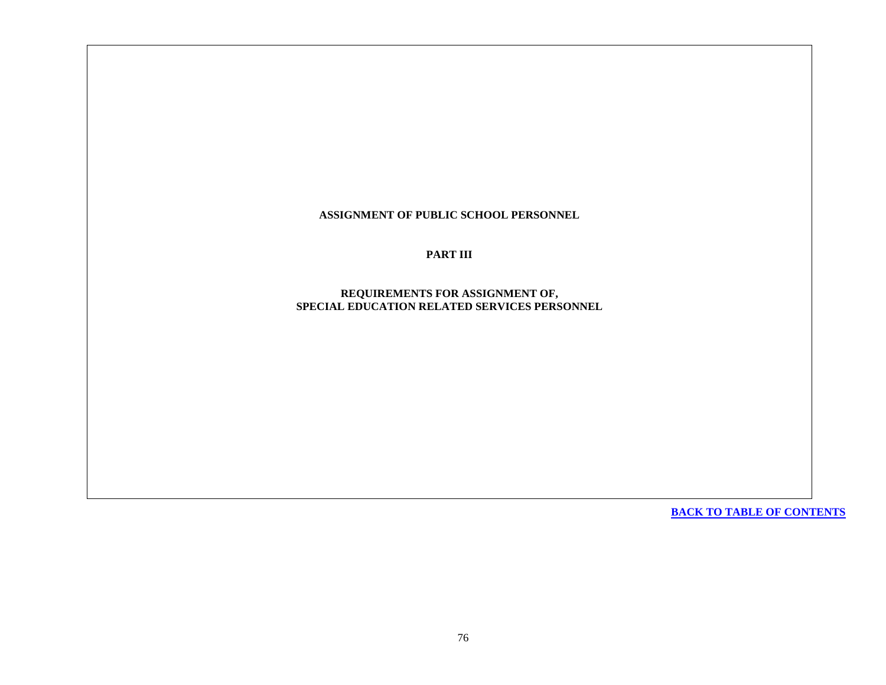**ASSIGNMENT OF PUBLIC SCHOOL PERSONNEL**

**PART III**

**REQUIREMENTS FOR ASSIGNMENT OF,**
**SPECIAL EDUCATION RELATED SERVICES PERSONNEL**

**BACK TO TABLE OF CONTENTS**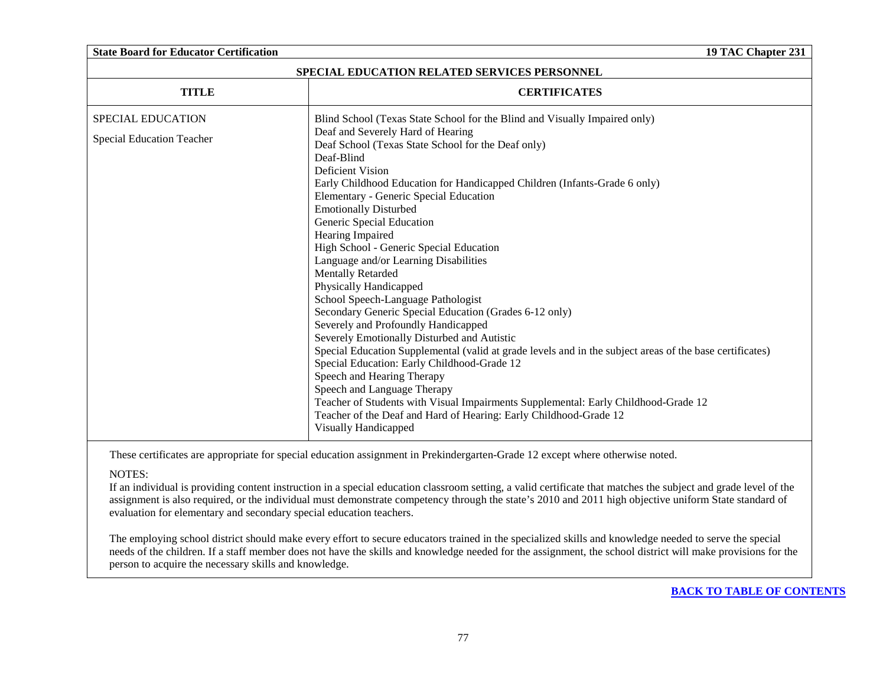## SPECIAL EDUCATION RELATED SERVICES PERSONNEL

| TITLE | CERTIFICATES |
|---|---|
| SPECIAL EDUCATION<br><br>Special Education Teacher | Blind School (Texas State School for the Blind and Visually Impaired only)<br>Deaf and Severely Hard of Hearing<br>Deaf School (Texas State School for the Deaf only)<br>Deaf-Blind<br>Deficient Vision<br>Early Childhood Education for Handicapped Children (Infants-Grade 6 only)<br>Elementary - Generic Special Education<br>Emotionally Disturbed<br>Generic Special Education<br>Hearing Impaired<br>High School - Generic Special Education<br>Language and/or Learning Disabilities<br>Mentally Retarded<br>Physically Handicapped<br>School Speech-Language Pathologist<br>Secondary Generic Special Education (Grades 6-12 only)<br>Severely and Profoundly Handicapped<br>Severely Emotionally Disturbed and Autistic<br>Special Education Supplemental (valid at grade levels and in the subject areas of the base certificates)<br>Special Education: Early Childhood-Grade 12<br>Speech and Hearing Therapy<br>Speech and Language Therapy<br>Teacher of Students with Visual Impairments Supplemental: Early Childhood-Grade 12<br>Teacher of the Deaf and Hard of Hearing: Early Childhood-Grade 12<br>Visually Handicapped |

These certificates are appropriate for special education assignment in Prekindergarten-Grade 12 except where otherwise noted.

NOTES:

If an individual is providing content instruction in a special education classroom setting, a valid certificate that matches the subject and grade level of the assignment is also required, or the individual must demonstrate competency through the state's 2010 and 2011 high objective uniform State standard of evaluation for elementary and secondary special education teachers.

The employing school district should make every effort to secure educators trained in the specialized skills and knowledge needed to serve the special needs of the children. If a staff member does not have the skills and knowledge needed for the assignment, the school district will make provisions for the person to acquire the necessary skills and knowledge.

**BACK TO TABLE OF CONTENTS**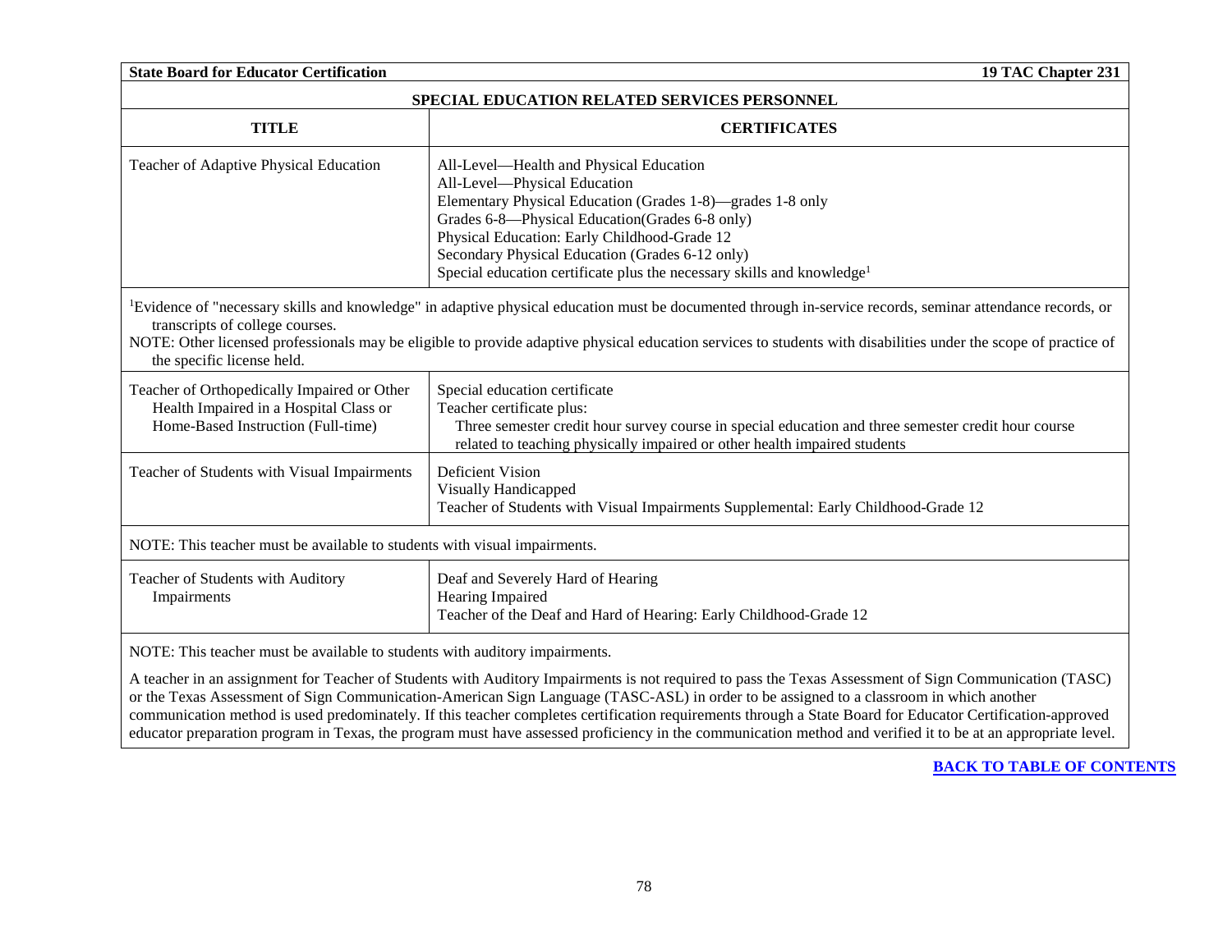## SPECIAL EDUCATION RELATED SERVICES PERSONNEL

| TITLE | CERTIFICATES |
|---|---|
| Teacher of Adaptive Physical Education | All-Level—Health and Physical Education<br>All-Level—Physical Education<br>Elementary Physical Education (Grades 1-8)—grades 1-8 only<br>Grades 6-8—Physical Education(Grades 6-8 only)<br>Physical Education: Early Childhood-Grade 12<br>Secondary Physical Education (Grades 6-12 only)<br>Special education certificate plus the necessary skills and knowledge[1] |

[1]Evidence of "necessary skills and knowledge" in adaptive physical education must be documented through in-service records, seminar attendance records, or transcripts of college courses.

NOTE: Other licensed professionals may be eligible to provide adaptive physical education services to students with disabilities under the scope of practice of the specific license held.

| TITLE | CERTIFICATES |
|---|---|
| Teacher of Orthopedically Impaired or Other Health Impaired in a Hospital Class or Home-Based Instruction (Full-time) | Special education certificate<br>Teacher certificate plus:<br>Three semester credit hour survey course in special education and three semester credit hour course related to teaching physically impaired or other health impaired students |
| Teacher of Students with Visual Impairments | Deficient Vision<br>Visually Handicapped<br>Teacher of Students with Visual Impairments Supplemental: Early Childhood-Grade 12 |

NOTE: This teacher must be available to students with visual impairments.

| TITLE | CERTIFICATES |
|---|---|
| Teacher of Students with Auditory Impairments | Deaf and Severely Hard of Hearing<br>Hearing Impaired<br>Teacher of the Deaf and Hard of Hearing: Early Childhood-Grade 12 |

NOTE: This teacher must be available to students with auditory impairments.

A teacher in an assignment for Teacher of Students with Auditory Impairments is not required to pass the Texas Assessment of Sign Communication (TASC) or the Texas Assessment of Sign Communication-American Sign Language (TASC-ASL) in order to be assigned to a classroom in which another communication method is used predominately. If this teacher completes certification requirements through a State Board for Educator Certification-approved educator preparation program in Texas, the program must have assessed proficiency in the communication method and verified it to be at an appropriate level.

**BACK TO TABLE OF CONTENTS**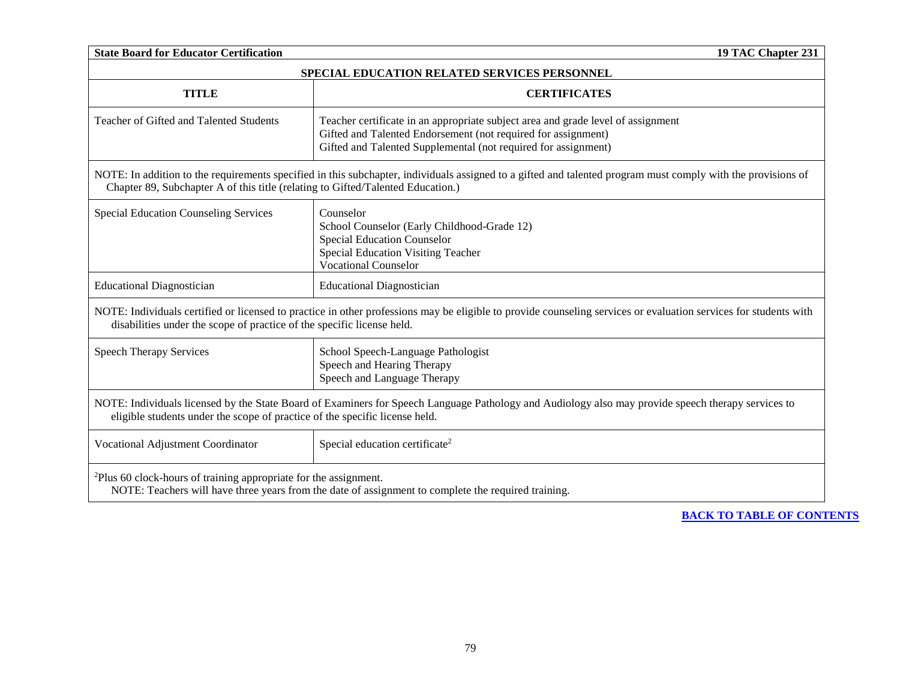| SPECIAL EDUCATION RELATED SERVICES PERSONNEL | |
|---|---|
| **TITLE** | **CERTIFICATES** |
| Teacher of Gifted and Talented Students | Teacher certificate in an appropriate subject area and grade level of assignment<br>Gifted and Talented Endorsement (not required for assignment)<br>Gifted and Talented Supplemental (not required for assignment) |
| NOTE: In addition to the requirements specified in this subchapter, individuals assigned to a gifted and talented program must comply with the provisions of Chapter 89, Subchapter A of this title (relating to Gifted/Talented Education.) | |
| Special Education Counseling Services | Counselor<br>School Counselor (Early Childhood-Grade 12)<br>Special Education Counselor<br>Special Education Visiting Teacher<br>Vocational Counselor |
| Educational Diagnostician | Educational Diagnostician |
| NOTE: Individuals certified or licensed to practice in other professions may be eligible to provide counseling services or evaluation services for students with disabilities under the scope of practice of the specific license held. | |
| Speech Therapy Services | School Speech-Language Pathologist<br>Speech and Hearing Therapy<br>Speech and Language Therapy |
| NOTE: Individuals licensed by the State Board of Examiners for Speech Language Pathology and Audiology also may provide speech therapy services to eligible students under the scope of practice of the specific license held. | |
| Vocational Adjustment Coordinator | Special education certificate[2] |
| [2]Plus 60 clock-hours of training appropriate for the assignment.<br>NOTE: Teachers will have three years from the date of assignment to complete the required training. | |

**BACK TO TABLE OF CONTENTS**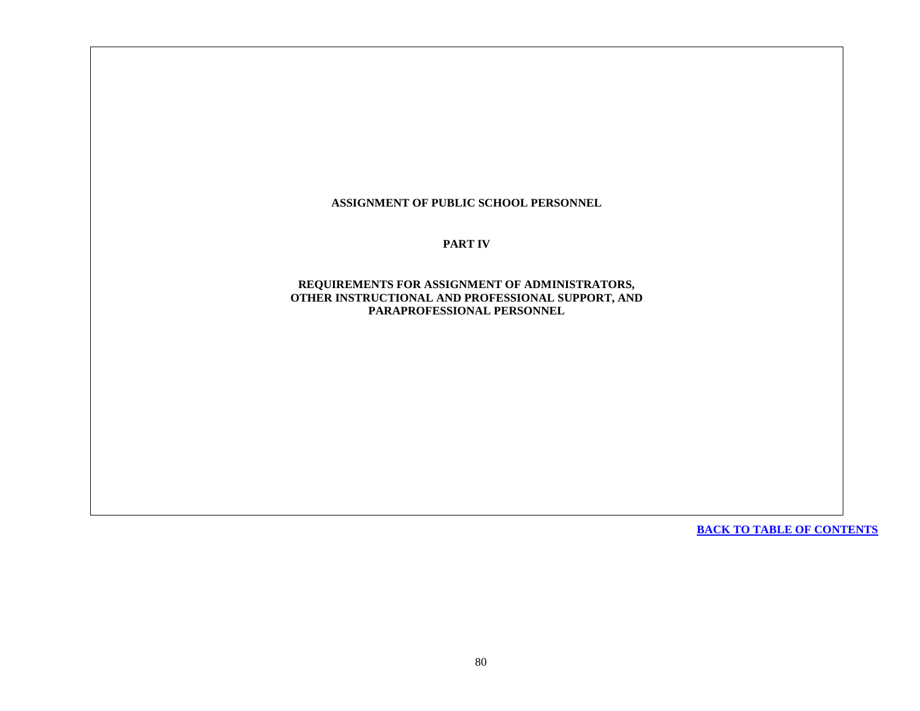# ASSIGNMENT OF PUBLIC SCHOOL PERSONNEL

## PART IV

## REQUIREMENTS FOR ASSIGNMENT OF ADMINISTRATORS, OTHER INSTRUCTIONAL AND PROFESSIONAL SUPPORT, AND PARAPROFESSIONAL PERSONNEL

**BACK TO TABLE OF CONTENTS**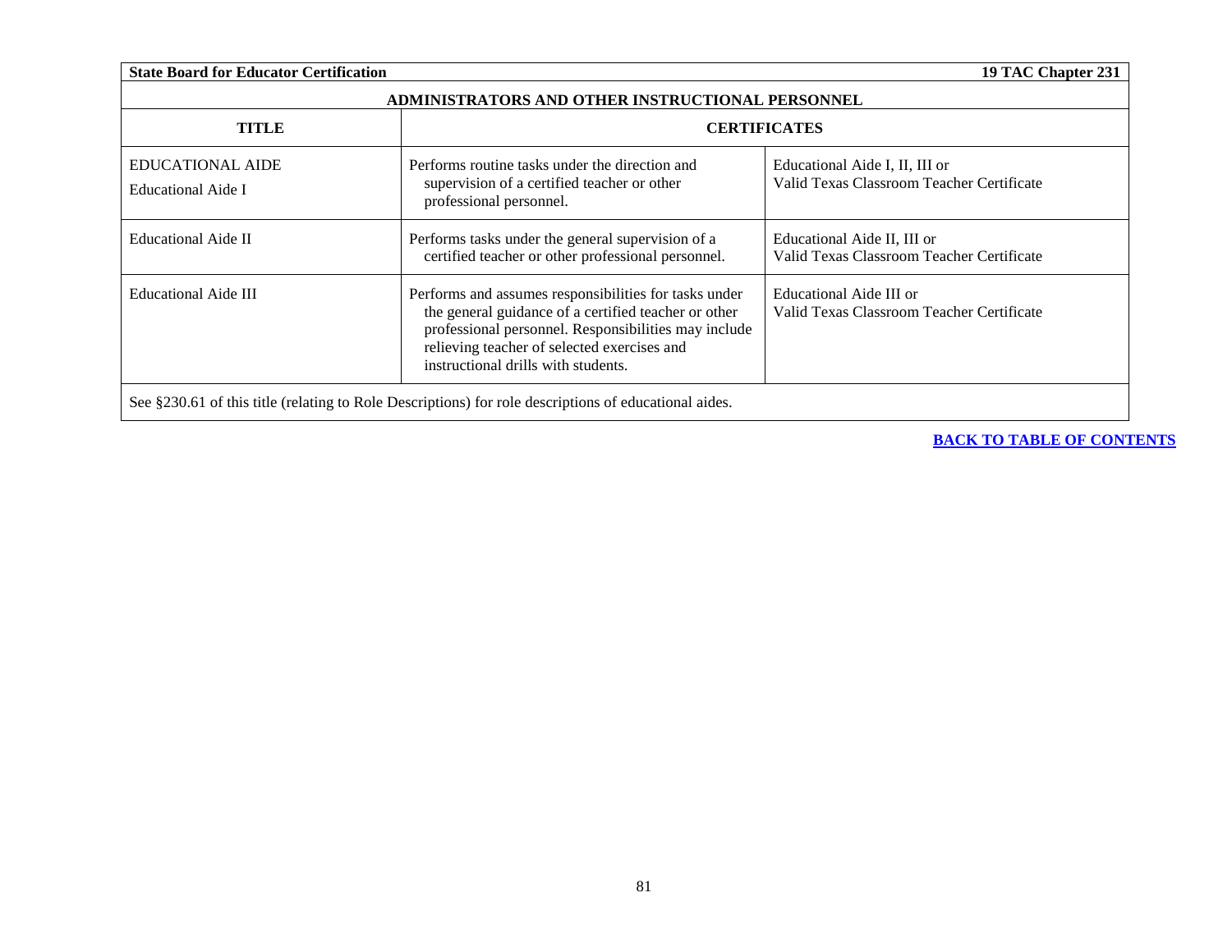| ADMINISTRATORS AND OTHER INSTRUCTIONAL PERSONNEL | | |
|---|---|---|
| **TITLE** | **CERTIFICATES** | |
| EDUCATIONAL AIDE<br>Educational Aide I | Performs routine tasks under the direction and supervision of a certified teacher or other professional personnel. | Educational Aide I, II, III or Valid Texas Classroom Teacher Certificate |
| Educational Aide II | Performs tasks under the general supervision of a certified teacher or other professional personnel. | Educational Aide II, III or Valid Texas Classroom Teacher Certificate |
| Educational Aide III | Performs and assumes responsibilities for tasks under the general guidance of a certified teacher or other professional personnel. Responsibilities may include relieving teacher of selected exercises and instructional drills with students. | Educational Aide III or Valid Texas Classroom Teacher Certificate |
| See §230.61 of this title (relating to Role Descriptions) for role descriptions of educational aides. | | |

**BACK TO TABLE OF CONTENTS**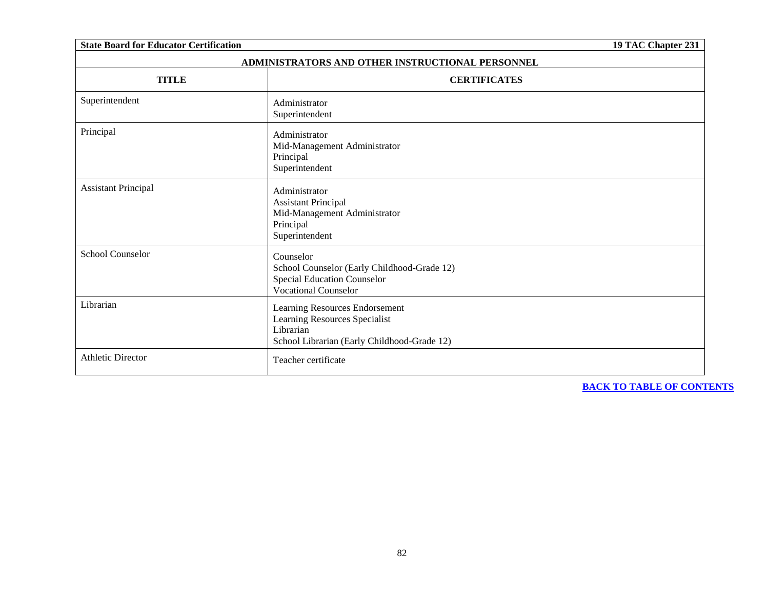## ADMINISTRATORS AND OTHER INSTRUCTIONAL PERSONNEL

| TITLE | CERTIFICATES |
|---|---|
| Superintendent | Administrator<br>Superintendent |
| Principal | Administrator<br>Mid-Management Administrator<br>Principal<br>Superintendent |
| Assistant Principal | Administrator<br>Assistant Principal<br>Mid-Management Administrator<br>Principal<br>Superintendent |
| School Counselor | Counselor<br>School Counselor (Early Childhood-Grade 12)<br>Special Education Counselor<br>Vocational Counselor |
| Librarian | Learning Resources Endorsement<br>Learning Resources Specialist<br>Librarian<br>School Librarian (Early Childhood-Grade 12) |
| Athletic Director | Teacher certificate |

**BACK TO TABLE OF CONTENTS**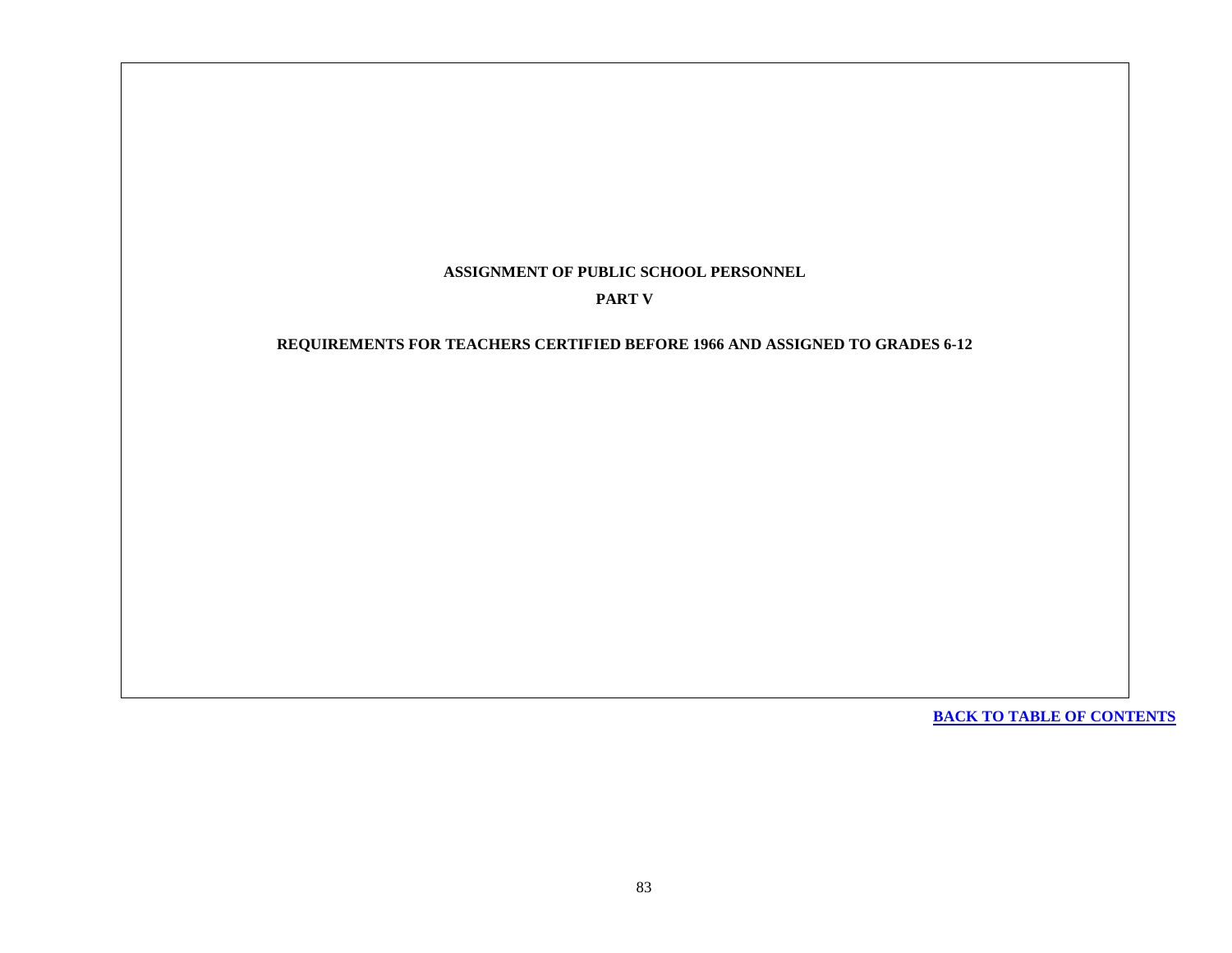**ASSIGNMENT OF PUBLIC SCHOOL PERSONNEL**

**PART V**

**REQUIREMENTS FOR TEACHERS CERTIFIED BEFORE 1966 AND ASSIGNED TO GRADES 6-12**

**BACK TO TABLE OF CONTENTS**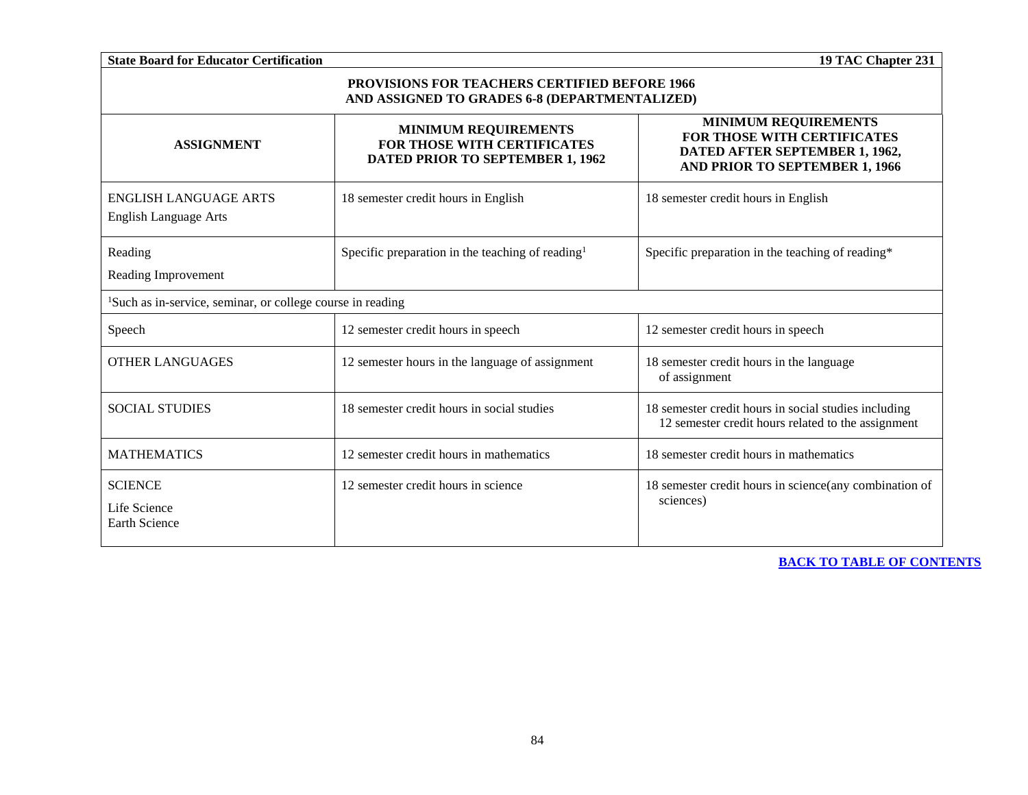## PROVISIONS FOR TEACHERS CERTIFIED BEFORE 1966 AND ASSIGNED TO GRADES 6-8 (DEPARTMENTALIZED)

| ASSIGNMENT | MINIMUM REQUIREMENTS FOR THOSE WITH CERTIFICATES DATED PRIOR TO SEPTEMBER 1, 1962 | MINIMUM REQUIREMENTS FOR THOSE WITH CERTIFICATES DATED AFTER SEPTEMBER 1, 1962, AND PRIOR TO SEPTEMBER 1, 1966 |
|---|---|---|
| ENGLISH LANGUAGE ARTS<br>English Language Arts | 18 semester credit hours in English | 18 semester credit hours in English |
| Reading<br>Reading Improvement | Specific preparation in the teaching of reading[1] | Specific preparation in the teaching of reading* |
| [1]Such as in-service, seminar, or college course in reading | | |
| Speech | 12 semester credit hours in speech | 12 semester credit hours in speech |
| OTHER LANGUAGES | 12 semester hours in the language of assignment | 18 semester credit hours in the language of assignment |
| SOCIAL STUDIES | 18 semester credit hours in social studies | 18 semester credit hours in social studies including 12 semester credit hours related to the assignment |
| MATHEMATICS | 12 semester credit hours in mathematics | 18 semester credit hours in mathematics |
| SCIENCE<br>Life Science<br>Earth Science | 12 semester credit hours in science | 18 semester credit hours in science(any combination of sciences) |

**BACK TO TABLE OF CONTENTS**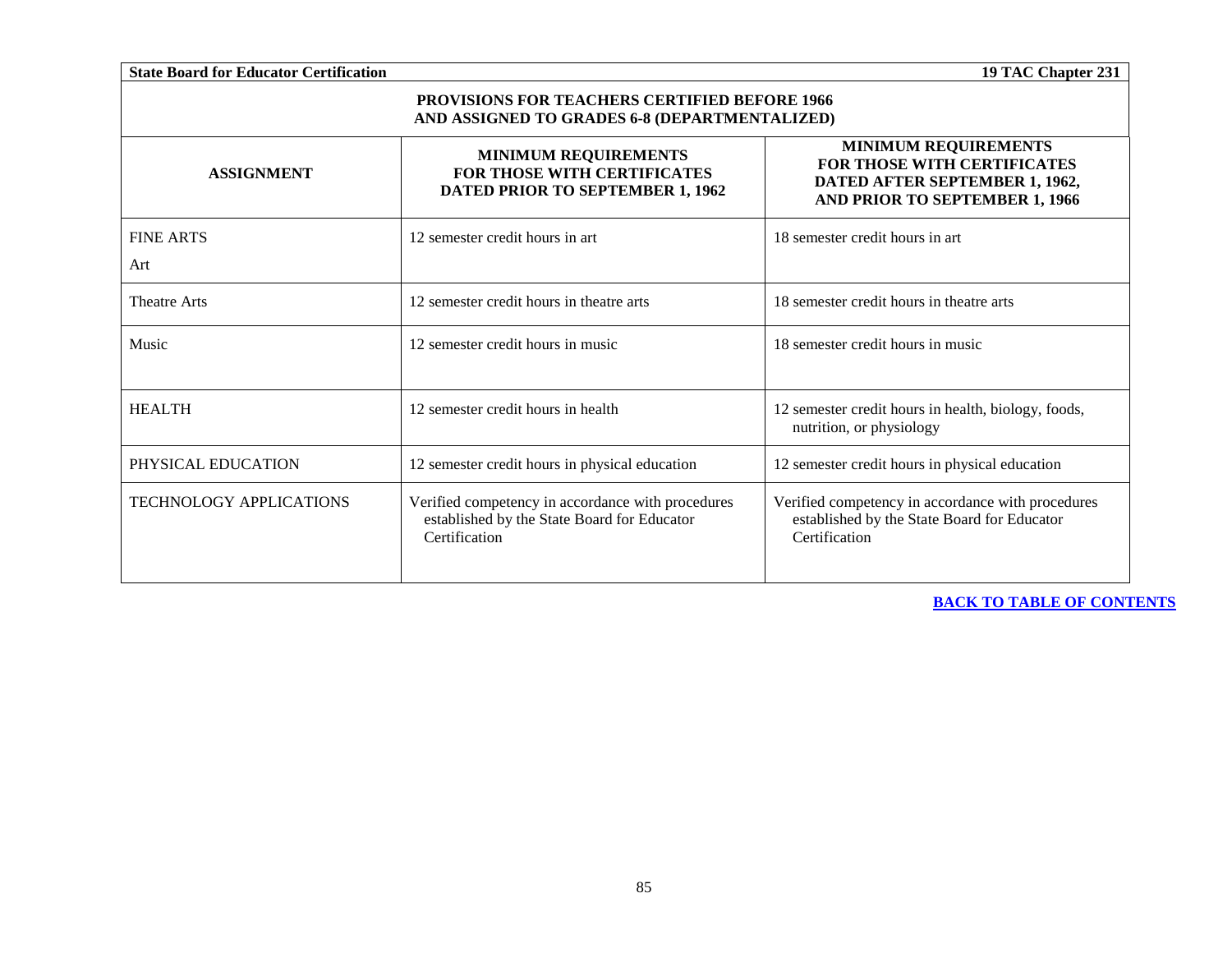## PROVISIONS FOR TEACHERS CERTIFIED BEFORE 1966 AND ASSIGNED TO GRADES 6-8 (DEPARTMENTALIZED)

| ASSIGNMENT | MINIMUM REQUIREMENTS FOR THOSE WITH CERTIFICATES DATED PRIOR TO SEPTEMBER 1, 1962 | MINIMUM REQUIREMENTS FOR THOSE WITH CERTIFICATES DATED AFTER SEPTEMBER 1, 1962, AND PRIOR TO SEPTEMBER 1, 1966 |
|---|---|---|
| FINE ARTS<br>Art | 12 semester credit hours in art | 18 semester credit hours in art |
| Theatre Arts | 12 semester credit hours in theatre arts | 18 semester credit hours in theatre arts |
| Music | 12 semester credit hours in music | 18 semester credit hours in music |
| HEALTH | 12 semester credit hours in health | 12 semester credit hours in health, biology, foods, nutrition, or physiology |
| PHYSICAL EDUCATION | 12 semester credit hours in physical education | 12 semester credit hours in physical education |
| TECHNOLOGY APPLICATIONS | Verified competency in accordance with procedures established by the State Board for Educator Certification | Verified competency in accordance with procedures established by the State Board for Educator Certification |

**BACK TO TABLE OF CONTENTS**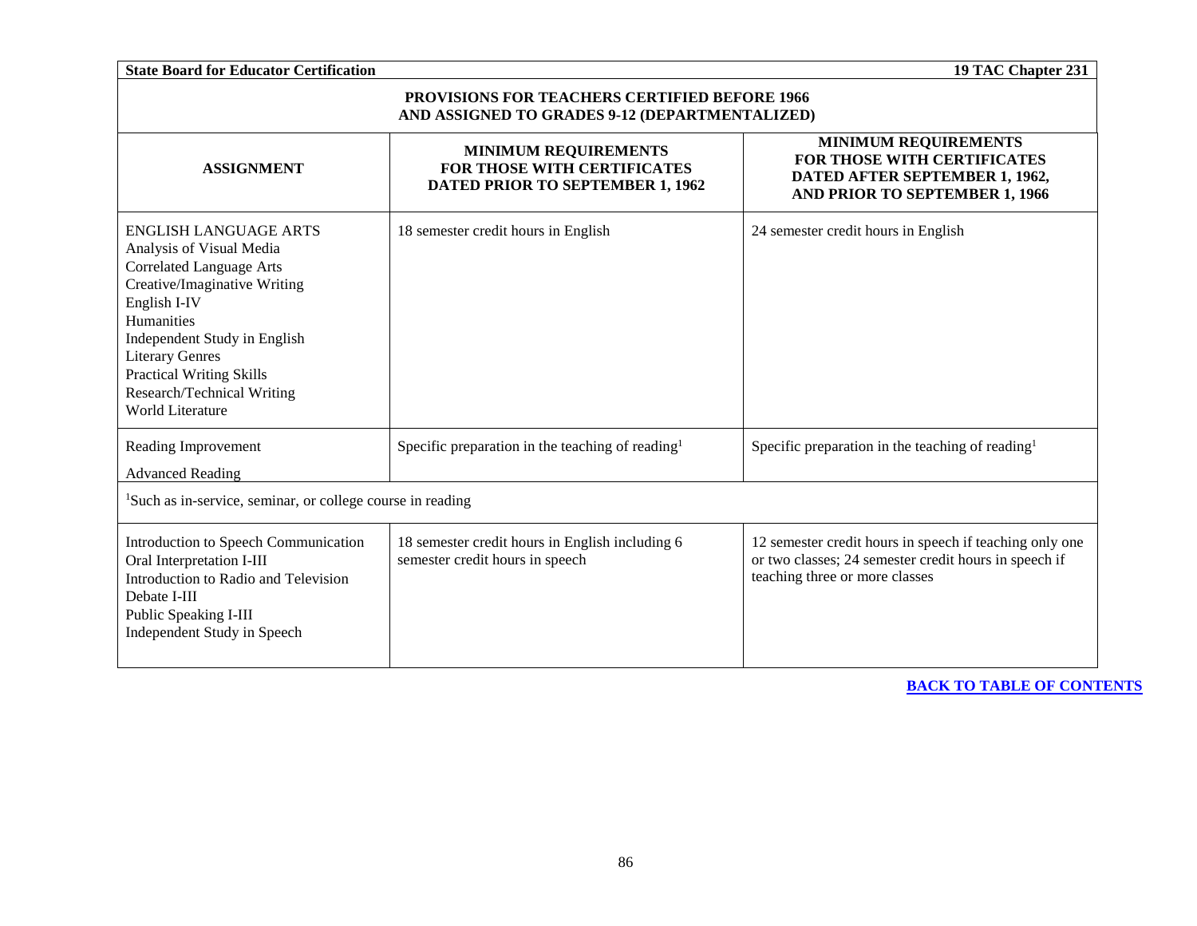## PROVISIONS FOR TEACHERS CERTIFIED BEFORE 1966 AND ASSIGNED TO GRADES 9-12 (DEPARTMENTALIZED)

| ASSIGNMENT | MINIMUM REQUIREMENTS FOR THOSE WITH CERTIFICATES DATED PRIOR TO SEPTEMBER 1, 1962 | MINIMUM REQUIREMENTS FOR THOSE WITH CERTIFICATES DATED AFTER SEPTEMBER 1, 1962, AND PRIOR TO SEPTEMBER 1, 1966 |
|---|---|---|
| ENGLISH LANGUAGE ARTS<br>Analysis of Visual Media<br>Correlated Language Arts<br>Creative/Imaginative Writing<br>English I-IV<br>Humanities<br>Independent Study in English<br>Literary Genres<br>Practical Writing Skills<br>Research/Technical Writing<br>World Literature | 18 semester credit hours in English | 24 semester credit hours in English |
| Reading Improvement<br>Advanced Reading | Specific preparation in the teaching of reading[1] | Specific preparation in the teaching of reading[1] |
| [1]Such as in-service, seminar, or college course in reading | | |
| Introduction to Speech Communication<br>Oral Interpretation I-III<br>Introduction to Radio and Television<br>Debate I-III<br>Public Speaking I-III<br>Independent Study in Speech | 18 semester credit hours in English including 6 semester credit hours in speech | 12 semester credit hours in speech if teaching only one or two classes; 24 semester credit hours in speech if teaching three or more classes |

**BACK TO TABLE OF CONTENTS**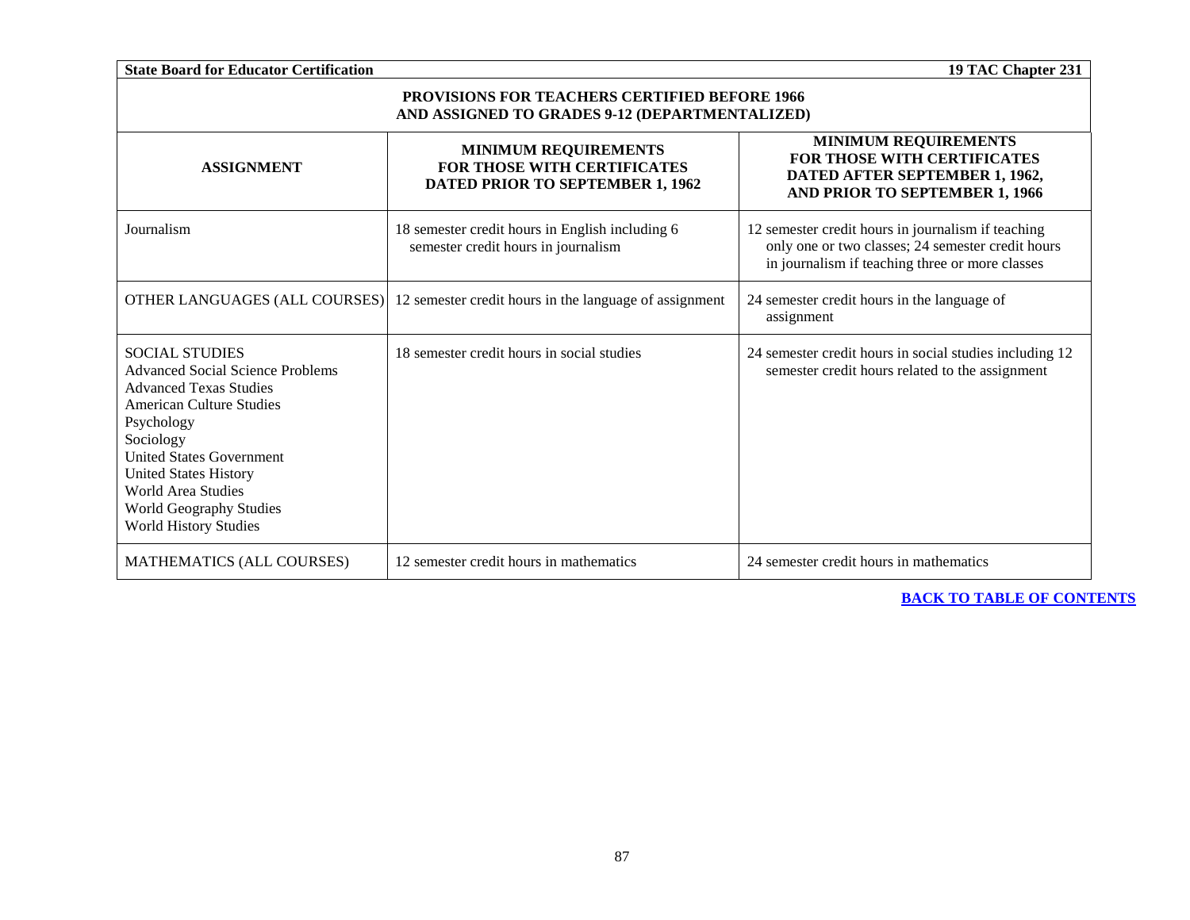## PROVISIONS FOR TEACHERS CERTIFIED BEFORE 1966 AND ASSIGNED TO GRADES 9-12 (DEPARTMENTALIZED)

| ASSIGNMENT | MINIMUM REQUIREMENTS FOR THOSE WITH CERTIFICATES DATED PRIOR TO SEPTEMBER 1, 1962 | MINIMUM REQUIREMENTS FOR THOSE WITH CERTIFICATES DATED AFTER SEPTEMBER 1, 1962, AND PRIOR TO SEPTEMBER 1, 1966 |
|---|---|---|
| Journalism | 18 semester credit hours in English including 6 semester credit hours in journalism | 12 semester credit hours in journalism if teaching only one or two classes; 24 semester credit hours in journalism if teaching three or more classes |
| OTHER LANGUAGES (ALL COURSES) | 12 semester credit hours in the language of assignment | 24 semester credit hours in the language of assignment |
| SOCIAL STUDIES<br>Advanced Social Science Problems<br>Advanced Texas Studies<br>American Culture Studies<br>Psychology<br>Sociology<br>United States Government<br>United States History<br>World Area Studies<br>World Geography Studies<br>World History Studies | 18 semester credit hours in social studies | 24 semester credit hours in social studies including 12 semester credit hours related to the assignment |
| MATHEMATICS (ALL COURSES) | 12 semester credit hours in mathematics | 24 semester credit hours in mathematics |

[BACK TO TABLE OF CONTENTS]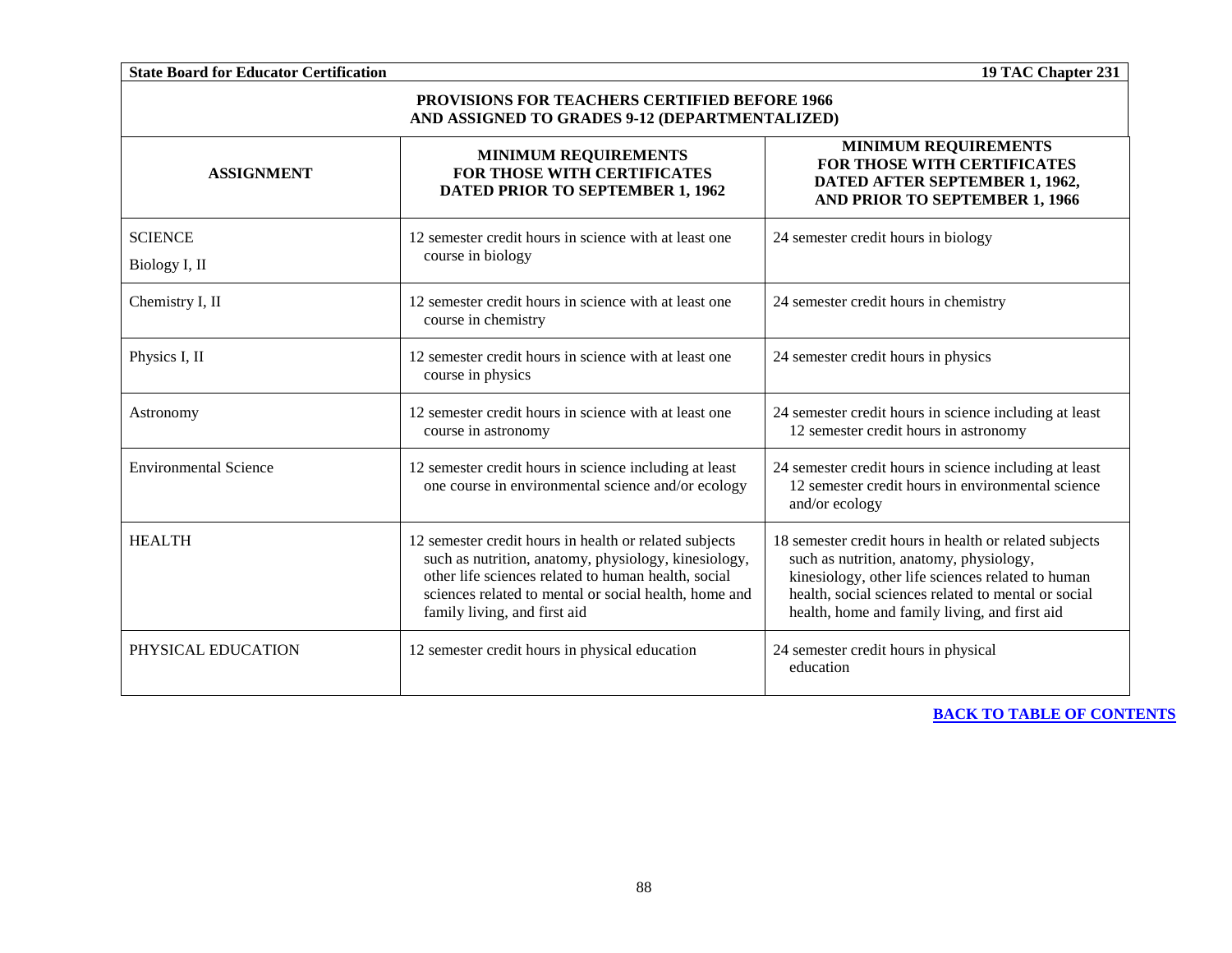## PROVISIONS FOR TEACHERS CERTIFIED BEFORE 1966 AND ASSIGNED TO GRADES 9-12 (DEPARTMENTALIZED)

| ASSIGNMENT | MINIMUM REQUIREMENTS FOR THOSE WITH CERTIFICATES DATED PRIOR TO SEPTEMBER 1, 1962 | MINIMUM REQUIREMENTS FOR THOSE WITH CERTIFICATES DATED AFTER SEPTEMBER 1, 1962, AND PRIOR TO SEPTEMBER 1, 1966 |
|---|---|---|
| SCIENCE<br>Biology I, II | 12 semester credit hours in science with at least one course in biology | 24 semester credit hours in biology |
| Chemistry I, II | 12 semester credit hours in science with at least one course in chemistry | 24 semester credit hours in chemistry |
| Physics I, II | 12 semester credit hours in science with at least one course in physics | 24 semester credit hours in physics |
| Astronomy | 12 semester credit hours in science with at least one course in astronomy | 24 semester credit hours in science including at least 12 semester credit hours in astronomy |
| Environmental Science | 12 semester credit hours in science including at least one course in environmental science and/or ecology | 24 semester credit hours in science including at least 12 semester credit hours in environmental science and/or ecology |
| HEALTH | 12 semester credit hours in health or related subjects such as nutrition, anatomy, physiology, kinesiology, other life sciences related to human health, social sciences related to mental or social health, home and family living, and first aid | 18 semester credit hours in health or related subjects such as nutrition, anatomy, physiology, kinesiology, other life sciences related to human health, social sciences related to mental or social health, home and family living, and first aid |
| PHYSICAL EDUCATION | 12 semester credit hours in physical education | 24 semester credit hours in physical education |

BACK TO TABLE OF CONTENTS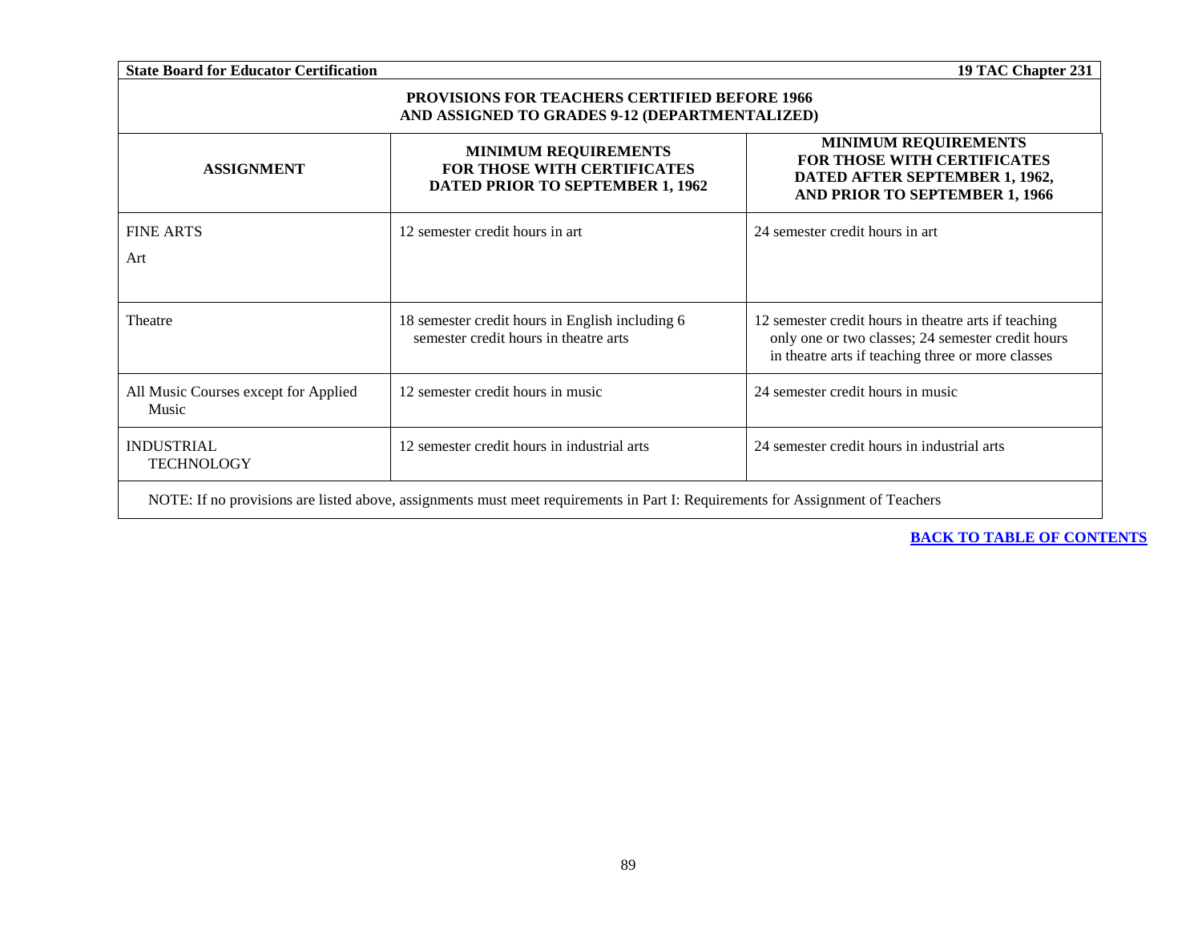## PROVISIONS FOR TEACHERS CERTIFIED BEFORE 1966 AND ASSIGNED TO GRADES 9-12 (DEPARTMENTALIZED)

| ASSIGNMENT | MINIMUM REQUIREMENTS FOR THOSE WITH CERTIFICATES DATED PRIOR TO SEPTEMBER 1, 1962 | MINIMUM REQUIREMENTS FOR THOSE WITH CERTIFICATES DATED AFTER SEPTEMBER 1, 1962, AND PRIOR TO SEPTEMBER 1, 1966 |
|---|---|---|
| FINE ARTS<br>Art | 12 semester credit hours in art | 24 semester credit hours in art |
| Theatre | 18 semester credit hours in English including 6 semester credit hours in theatre arts | 12 semester credit hours in theatre arts if teaching only one or two classes; 24 semester credit hours in theatre arts if teaching three or more classes |
| All Music Courses except for Applied Music | 12 semester credit hours in music | 24 semester credit hours in music |
| INDUSTRIAL TECHNOLOGY | 12 semester credit hours in industrial arts | 24 semester credit hours in industrial arts |

NOTE: If no provisions are listed above, assignments must meet requirements in Part I: Requirements for Assignment of Teachers

**BACK TO TABLE OF CONTENTS**